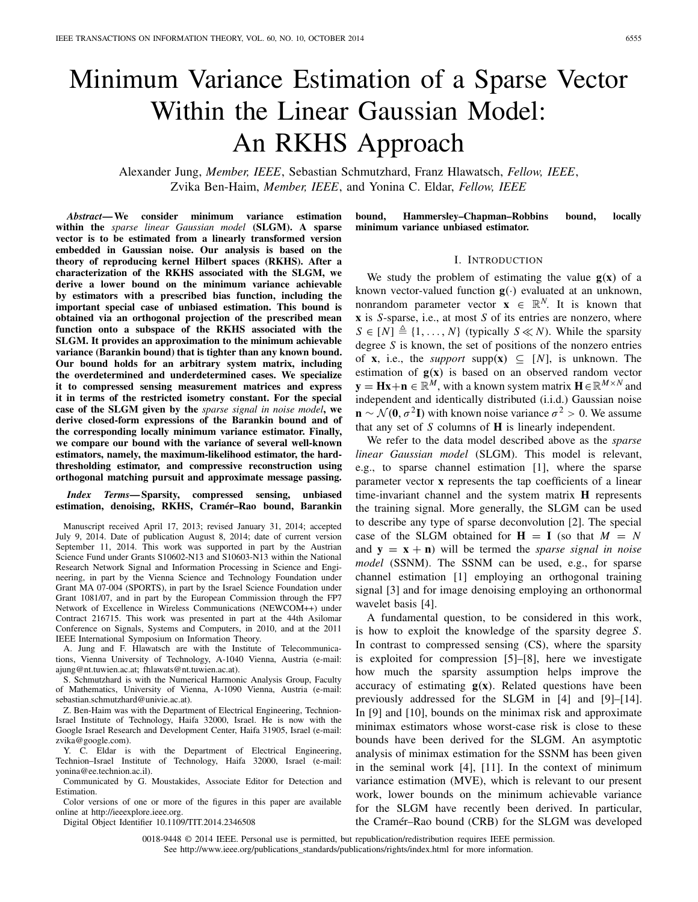# Minimum Variance Estimation of a Sparse Vector Within the Linear Gaussian Model: An RKHS Approach

Alexander Jung, *Member, IEEE*, Sebastian Schmutzhard, Franz Hlawatsch, *Fellow, IEEE*, Zvika Ben-Haim, *Member, IEEE*, and Yonina C. Eldar, *Fellow, IEEE*

***Abstract*— We consider minimum variance estimation within the *sparse linear Gaussian model* (SLGM). A sparse vector is to be estimated from a linearly transformed version embedded in Gaussian noise. Our analysis is based on the theory of reproducing kernel Hilbert spaces (RKHS). After a characterization of the RKHS associated with the SLGM, we derive a lower bound on the minimum variance achievable by estimators with a prescribed bias function, including the important special case of unbiased estimation. This bound is obtained via an orthogonal projection of the prescribed mean function onto a subspace of the RKHS associated with the SLGM. It provides an approximation to the minimum achievable variance (Barankin bound) that is tighter than any known bound. Our bound holds for an arbitrary system matrix, including the overdetermined and underdetermined cases. We specialize it to compressed sensing measurement matrices and express it in terms of the restricted isometry constant. For the special case of the SLGM given by the *sparse signal in noise model*, we derive closed-form expressions of the Barankin bound and of the corresponding locally minimum variance estimator. Finally, we compare our bound with the variance of several well-known estimators, namely, the maximum-likelihood estimator, the hard-thresholding estimator, and compressive reconstruction using orthogonal matching pursuit and approximate message passing.**

***Index Terms*— Sparsity, compressed sensing, unbiased estimation, denoising, RKHS, Cramér–Rao bound, Barankin bound, Hammersley–Chapman–Robbins bound, locally minimum variance unbiased estimator.**

Manuscript received April 17, 2013; revised January 31, 2014; accepted July 9, 2014. Date of publication August 8, 2014; date of current version September 11, 2014. This work was supported in part by the Austrian Science Fund under Grants S10602-N13 and S10603-N13 within the National Research Network Signal and Information Processing in Science and Engineering, in part by the Vienna Science and Technology Foundation under Grant MA 07-004 (SPORTS), in part by the Israel Science Foundation under Grant 1081/07, and in part by the European Commission through the FP7 Network of Excellence in Wireless Communications (NEWCOM++) under Contract 216715. This work was presented in part at the 44th Asilomar Conference on Signals, Systems and Computers, in 2010, and at the 2011 IEEE International Symposium on Information Theory.

A. Jung and F. Hlawatsch are with the Institute of Telecommunications, Vienna University of Technology, A-1040 Vienna, Austria (e-mail: ajung@nt.tuwien.ac.at; fhlawats@nt.tuwien.ac.at).

S. Schmutzhard is with the Numerical Harmonic Analysis Group, Faculty of Mathematics, University of Vienna, A-1090 Vienna, Austria (e-mail: sebastian.schmutzhard@univie.ac.at).

Z. Ben-Haim was with the Department of Electrical Engineering, Technion-Israel Institute of Technology, Haifa 32000, Israel. He is now with the Google Israel Research and Development Center, Haifa 31905, Israel (e-mail: zvika@google.com).

Y. C. Eldar is with the Department of Electrical Engineering, Technion–Israel Institute of Technology, Haifa 32000, Israel (e-mail: yonina@ee.technion.ac.il).

Communicated by G. Moustakides, Associate Editor for Detection and Estimation.

Color versions of one or more of the figures in this paper are available online at http://ieeexplore.ieee.org.

Digital Object Identifier 10.1109/TIT.2014.2346508

## I. Introduction

We study the problem of estimating the value $\mathbf{g}(\mathbf{x})$ of a known vector-valued function $\mathbf{g}(\cdot)$ evaluated at an unknown, nonrandom parameter vector $\mathbf{x} \in \mathbb{R}^N$. It is known that $\mathbf{x}$ is $S$-sparse, i.e., at most $S$ of its entries are nonzero, where $S \in [N] \triangleq \{1, \ldots, N\}$ (typically $S \ll N$). While the sparsity degree $S$ is known, the set of positions of the nonzero entries of $\mathbf{x}$, i.e., the *support* $\text{supp}(\mathbf{x}) \subseteq [N]$, is unknown. The estimation of $\mathbf{g}(\mathbf{x})$ is based on an observed random vector $\mathbf{y} = \mathbf{H}\mathbf{x} + \mathbf{n} \in \mathbb{R}^M$, with a known system matrix $\mathbf{H} \in \mathbb{R}^{M \times N}$ and independent and identically distributed (i.i.d.) Gaussian noise $\mathbf{n} \sim \mathcal{N}(\mathbf{0}, \sigma^2\mathbf{I})$ with known noise variance $\sigma^2 > 0$. We assume that any set of $S$ columns of $\mathbf{H}$ is linearly independent.

We refer to the data model described above as the *sparse linear Gaussian model* (SLGM). This model is relevant, e.g., to sparse channel estimation [1], where the sparse parameter vector $\mathbf{x}$ represents the tap coefficients of a linear time-invariant channel and the system matrix $\mathbf{H}$ represents the training signal. More generally, the SLGM can be used to describe any type of sparse deconvolution [2]. The special case of the SLGM obtained for $\mathbf{H} = \mathbf{I}$ (so that $M = N$ and $\mathbf{y} = \mathbf{x} + \mathbf{n}$) will be termed the *sparse signal in noise model* (SSNM). The SSNM can be used, e.g., for sparse channel estimation [1] employing an orthogonal training signal [3] and for image denoising employing an orthonormal wavelet basis [4].

A fundamental question, to be considered in this work, is how to exploit the knowledge of the sparsity degree $S$. In contrast to compressed sensing (CS), where the sparsity is exploited for compression [5]–[8], here we investigate how much the sparsity assumption helps improve the accuracy of estimating $\mathbf{g}(\mathbf{x})$. Related questions have been previously addressed for the SLGM in [4] and [9]–[14]. In [9] and [10], bounds on the minimax risk and approximate minimax estimators whose worst-case risk is close to these bounds have been derived for the SLGM. An asymptotic analysis of minimax estimation for the SSNM has been given in the seminal work [4], [11]. In the context of minimum variance estimation (MVE), which is relevant to our present work, lower bounds on the minimum achievable variance for the SLGM have recently been derived. In particular, the Cramér–Rao bound (CRB) for the SLGM was developed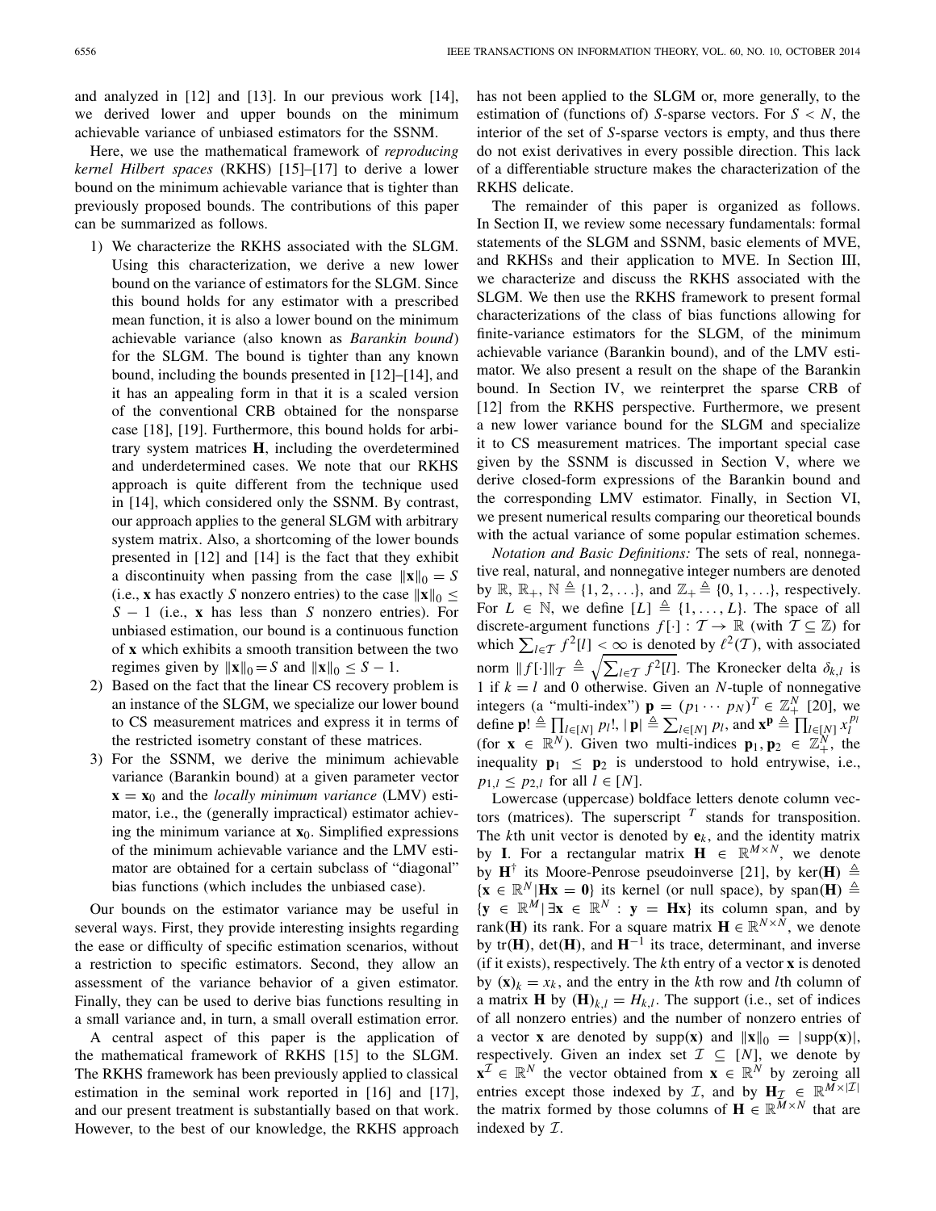and analyzed in [12] and [13]. In our previous work [14], we derived lower and upper bounds on the minimum achievable variance of unbiased estimators for the SSNM.

Here, we use the mathematical framework of *reproducing kernel Hilbert spaces* (RKHS) [15]–[17] to derive a lower bound on the minimum achievable variance that is tighter than previously proposed bounds. The contributions of this paper can be summarized as follows.

1) We characterize the RKHS associated with the SLGM. Using this characterization, we derive a new lower bound on the variance of estimators for the SLGM. Since this bound holds for any estimator with a prescribed mean function, it is also a lower bound on the minimum achievable variance (also known as *Barankin bound*) for the SLGM. The bound is tighter than any known bound, including the bounds presented in [12]–[14], and it has an appealing form in that it is a scaled version of the conventional CRB obtained for the nonsparse case [18], [19]. Furthermore, this bound holds for arbitrary system matrices $\mathbf{H}$, including the overdetermined and underdetermined cases. We note that our RKHS approach is quite different from the technique used in [14], which considered only the SSNM. By contrast, our approach applies to the general SLGM with arbitrary system matrix. Also, a shortcoming of the lower bounds presented in [12] and [14] is the fact that they exhibit a discontinuity when passing from the case $\|\mathbf{x}\|_0 = S$ (i.e., $\mathbf{x}$ has exactly $S$ nonzero entries) to the case $\|\mathbf{x}\|_0 \leq S-1$ (i.e., $\mathbf{x}$ has less than $S$ nonzero entries). For unbiased estimation, our bound is a continuous function of $\mathbf{x}$ which exhibits a smooth transition between the two regimes given by $\|\mathbf{x}\|_0 = S$ and $\|\mathbf{x}\|_0 \leq S-1$.
2) Based on the fact that the linear CS recovery problem is an instance of the SLGM, we specialize our lower bound to CS measurement matrices and express it in terms of the restricted isometry constant of these matrices.
3) For the SSNM, we derive the minimum achievable variance (Barankin bound) at a given parameter vector $\mathbf{x} = \mathbf{x}_0$ and the *locally minimum variance* (LMV) estimator, i.e., the (generally impractical) estimator achieving the minimum variance at $\mathbf{x}_0$. Simplified expressions of the minimum achievable variance and the LMV estimator are obtained for a certain subclass of "diagonal" bias functions (which includes the unbiased case).

Our bounds on the estimator variance may be useful in several ways. First, they provide interesting insights regarding the ease or difficulty of specific estimation scenarios, without a restriction to specific estimators. Second, they allow an assessment of the variance behavior of a given estimator. Finally, they can be used to derive bias functions resulting in a small variance and, in turn, a small overall estimation error.

A central aspect of this paper is the application of the mathematical framework of RKHS [15] to the SLGM. The RKHS framework has been previously applied to classical estimation in the seminal work reported in [16] and [17], and our present treatment is substantially based on that work. However, to the best of our knowledge, the RKHS approach has not been applied to the SLGM or, more generally, to the estimation of (functions of) $S$-sparse vectors. For $S < N$, the interior of the set of $S$-sparse vectors is empty, and thus there do not exist derivatives in every possible direction. This lack of a differentiable structure makes the characterization of the RKHS delicate.

The remainder of this paper is organized as follows. In Section II, we review some necessary fundamentals: formal statements of the SLGM and SSNM, basic elements of MVE, and RKHSs and their application to MVE. In Section III, we characterize and discuss the RKHS associated with the SLGM. We then use the RKHS framework to present formal characterizations of the class of bias functions allowing for finite-variance estimators for the SLGM, of the minimum achievable variance (Barankin bound), and of the LMV estimator. We also present a result on the shape of the Barankin bound. In Section IV, we reinterpret the sparse CRB of [12] from the RKHS perspective. Furthermore, we present a new lower variance bound for the SLGM and specialize it to CS measurement matrices. The important special case given by the SSNM is discussed in Section V, where we derive closed-form expressions of the Barankin bound and the corresponding LMV estimator. Finally, in Section VI, we present numerical results comparing our theoretical bounds with the actual variance of some popular estimation schemes.

*Notation and Basic Definitions:* The sets of real, nonnegative real, natural, and nonnegative integer numbers are denoted by $\mathbb{R}$, $\mathbb{R}_+$, $\mathbb{N} \triangleq \{1, 2, \ldots\}$, and $\mathbb{Z}_+ \triangleq \{0, 1, \ldots\}$, respectively. For $L \in \mathbb{N}$, we define $[L] \triangleq \{1, \ldots, L\}$. The space of all discrete-argument functions $f[\cdot] : \mathcal{T} \to \mathbb{R}$ (with $\mathcal{T} \subseteq \mathbb{Z}$) for which $\sum_{l \in \mathcal{T}} f^2[l] < \infty$ is denoted by $\ell^2(\mathcal{T})$, with associated norm $\| f[\cdot]\|_{\mathcal{T}} \triangleq \sqrt{\sum_{l \in \mathcal{T}} f^2[l]}$. The Kronecker delta $\delta_{k,l}$ is 1 if $k = l$ and 0 otherwise. Given an $N$-tuple of nonnegative integers (a "multi-index") $\mathbf{p} = (p_1 \cdots p_N)^T \in \mathbb{Z}_+^N$ [20], we define $\mathbf{p}! \triangleq \prod_{l \in [N]} p_l!$, $|\mathbf{p}| \triangleq \sum_{l \in [N]} p_l$, and $\mathbf{x}^{\mathbf{p}} \triangleq \prod_{l \in [N]} x_l^{p_l}$ (for $\mathbf{x} \in \mathbb{R}^N$). Given two multi-indices $\mathbf{p}_1, \mathbf{p}_2 \in \mathbb{Z}_+^N$, the inequality $\mathbf{p}_1 \leq \mathbf{p}_2$ is understood to hold entrywise, i.e., $p_{1,l} \leq p_{2,l}$ for all $l \in [N]$.

Lowercase (uppercase) boldface letters denote column vectors (matrices). The superscript $^T$ stands for transposition. The $k$th unit vector is denoted by $\mathbf{e}_k$, and the identity matrix by $\mathbf{I}$. For a rectangular matrix $\mathbf{H} \in \mathbb{R}^{M \times N}$, we denote by $\mathbf{H}^\dagger$ its Moore-Penrose pseudoinverse [21], by $\ker(\mathbf{H}) \triangleq \{\mathbf{x} \in \mathbb{R}^N | \mathbf{H}\mathbf{x} = \mathbf{0}\}$ its kernel (or null space), by $\operatorname{span}(\mathbf{H}) \triangleq \{\mathbf{y} \in \mathbb{R}^M | \exists \mathbf{x} \in \mathbb{R}^N : \mathbf{y} = \mathbf{H}\mathbf{x}\}$ its column span, and by $\operatorname{rank}(\mathbf{H})$ its rank. For a square matrix $\mathbf{H} \in \mathbb{R}^{N \times N}$, we denote by $\operatorname{tr}(\mathbf{H})$, $\det(\mathbf{H})$, and $\mathbf{H}^{-1}$ its trace, determinant, and inverse (if it exists), respectively. The $k$th entry of a vector $\mathbf{x}$ is denoted by $(\mathbf{x})_k = x_k$, and the entry in the $k$th row and $l$th column of a matrix $\mathbf{H}$ by $(\mathbf{H})_{k,l} = H_{k,l}$. The support (i.e., set of indices of all nonzero entries) and the number of nonzero entries of a vector $\mathbf{x}$ are denoted by $\operatorname{supp}(\mathbf{x})$ and $\|\mathbf{x}\|_0 = |\operatorname{supp}(\mathbf{x})|$, respectively. Given an index set $\mathcal{I} \subseteq [N]$, we denote by $\mathbf{x}^{\mathcal{I}} \in \mathbb{R}^N$ the vector obtained from $\mathbf{x} \in \mathbb{R}^N$ by zeroing all entries except those indexed by $\mathcal{I}$, and by $\mathbf{H}_{\mathcal{I}} \in \mathbb{R}^{M \times |\mathcal{I}|}$ the matrix formed by those columns of $\mathbf{H} \in \mathbb{R}^{M \times N}$ that are indexed by $\mathcal{I}$.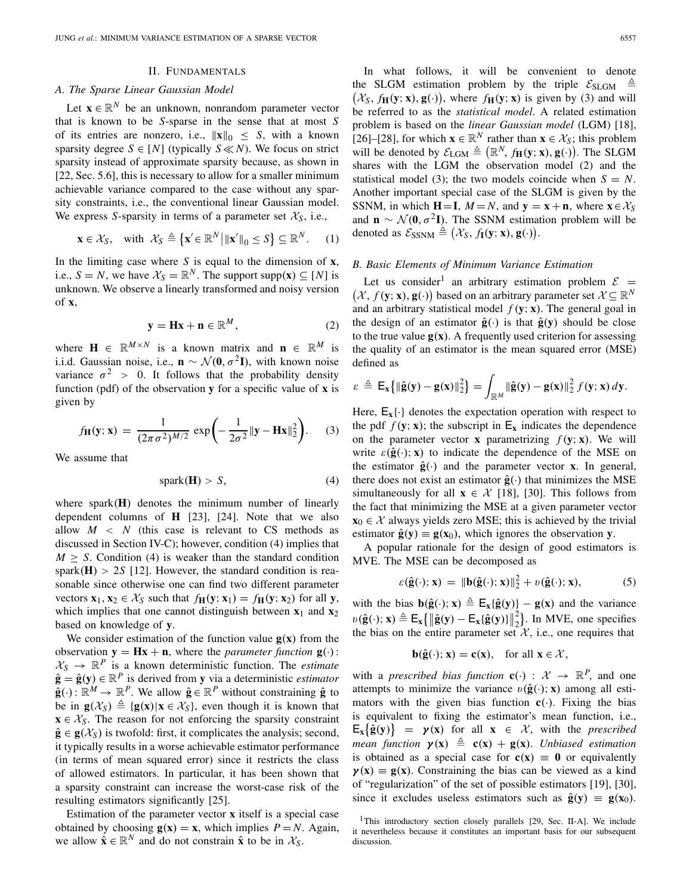## II. Fundamentals

### A. The Sparse Linear Gaussian Model

Let $\mathbf{x} \in \mathbb{R}^N$ be an unknown, nonrandom parameter vector that is known to be $S$-sparse in the sense that at most $S$ of its entries are nonzero, i.e., $\|\mathbf{x}\|_0 \leq S$, with a known sparsity degree $S \in [N]$ (typically $S \ll N$). We focus on strict sparsity instead of approximate sparsity because, as shown in [22, Sec. 5.6], this is necessary to allow for a smaller minimum achievable variance compared to the case without any sparsity constraints, i.e., the conventional linear Gaussian model. We express $S$-sparsity in terms of a parameter set $\mathcal{X}_S$, i.e.,

$$\mathbf{x} \in \mathcal{X}_S, \quad \text{with } \mathcal{X}_S \triangleq \left\{ \mathbf{x}' \in \mathbb{R}^N \,\middle|\, \|\mathbf{x}'\|_0 \leq S \right\} \subseteq \mathbb{R}^N. \tag{1}$$

In the limiting case where $S$ is equal to the dimension of $\mathbf{x}$, i.e., $S = N$, we have $\mathcal{X}_S = \mathbb{R}^N$. The support $\text{supp}(\mathbf{x}) \subseteq [N]$ is unknown. We observe a linearly transformed and noisy version of $\mathbf{x}$,

$$\mathbf{y} = \mathbf{H}\mathbf{x} + \mathbf{n} \in \mathbb{R}^M, \tag{2}$$

where $\mathbf{H} \in \mathbb{R}^{M \times N}$ is a known matrix and $\mathbf{n} \in \mathbb{R}^M$ is i.i.d. Gaussian noise, i.e., $\mathbf{n} \sim \mathcal{N}(\mathbf{0}, \sigma^2 \mathbf{I})$, with known noise variance $\sigma^2 > 0$. It follows that the probability density function (pdf) of the observation $\mathbf{y}$ for a specific value of $\mathbf{x}$ is given by

$$f_{\mathbf{H}}(\mathbf{y}; \mathbf{x}) = \frac{1}{(2\pi\sigma^2)^{M/2}} \exp\!\left( -\frac{1}{2\sigma^2} \|\mathbf{y} - \mathbf{H}\mathbf{x}\|_2^2 \right). \tag{3}$$

We assume that

$$\text{spark}(\mathbf{H}) > S, \tag{4}$$

where $\text{spark}(\mathbf{H})$ denotes the minimum number of linearly dependent columns of $\mathbf{H}$ [23], [24]. Note that we also allow $M < N$ (this case is relevant to CS methods as discussed in Section IV-C); however, condition (4) implies that $M \geq S$. Condition (4) is weaker than the standard condition $\text{spark}(\mathbf{H}) > 2S$ [12]. However, the standard condition is reasonable since otherwise one can find two different parameter vectors $\mathbf{x}_1, \mathbf{x}_2 \in \mathcal{X}_S$ such that $f_{\mathbf{H}}(\mathbf{y}; \mathbf{x}_1) = f_{\mathbf{H}}(\mathbf{y}; \mathbf{x}_2)$ for all $\mathbf{y}$, which implies that one cannot distinguish between $\mathbf{x}_1$ and $\mathbf{x}_2$ based on knowledge of $\mathbf{y}$.

We consider estimation of the function value $\mathbf{g}(\mathbf{x})$ from the observation $\mathbf{y} = \mathbf{H}\mathbf{x} + \mathbf{n}$, where the *parameter function* $\mathbf{g}(\cdot) : \mathcal{X}_S \to \mathbb{R}^P$ is a known deterministic function. The *estimate* $\hat{\mathbf{g}} = \hat{\mathbf{g}}(\mathbf{y}) \in \mathbb{R}^P$ is derived from $\mathbf{y}$ via a deterministic *estimator* $\hat{\mathbf{g}}(\cdot) : \mathbb{R}^M \to \mathbb{R}^P$. We allow $\hat{\mathbf{g}} \in \mathbb{R}^P$ without constraining $\hat{\mathbf{g}}$ to be in $\mathbf{g}(\mathcal{X}_S) \triangleq \{\mathbf{g}(\mathbf{x}) | \mathbf{x} \in \mathcal{X}_S\}$, even though it is known that $\mathbf{x} \in \mathcal{X}_S$. The reason for not enforcing the sparsity constraint $\hat{\mathbf{g}} \in \mathbf{g}(\mathcal{X}_S)$ is twofold: first, it complicates the analysis; second, it typically results in a worse achievable estimator performance (in terms of mean squared error) since it restricts the class of allowed estimators. In particular, it has been shown that a sparsity constraint can increase the worst-case risk of the resulting estimators significantly [25].

Estimation of the parameter vector $\mathbf{x}$ itself is a special case obtained by choosing $\mathbf{g}(\mathbf{x}) = \mathbf{x}$, which implies $P = N$. Again, we allow $\hat{\mathbf{x}} \in \mathbb{R}^N$ and do not constrain $\hat{\mathbf{x}}$ to be in $\mathcal{X}_S$.

In what follows, it will be convenient to denote the SLGM estimation problem by the triple $\mathcal{E}_{\text{SLGM}} \triangleq \left( \mathcal{X}_S, f_{\mathbf{H}}(\mathbf{y}; \mathbf{x}), \mathbf{g}(\cdot) \right)$, where $f_{\mathbf{H}}(\mathbf{y}; \mathbf{x})$ is given by (3) and will be referred to as the *statistical model*. A related estimation problem is based on the *linear Gaussian model* (LGM) [18], [26]–[28], for which $\mathbf{x} \in \mathbb{R}^N$ rather than $\mathbf{x} \in \mathcal{X}_S$; this problem will be denoted by $\mathcal{E}_{\text{LGM}} \triangleq \left( \mathbb{R}^N, f_{\mathbf{H}}(\mathbf{y}; \mathbf{x}), \mathbf{g}(\cdot) \right)$. The SLGM shares with the LGM the observation model (2) and the statistical model (3); the two models coincide when $S = N$. Another important special case of the SLGM is given by the SSNM, in which $\mathbf{H} = \mathbf{I}$, $M = N$, and $\mathbf{y} = \mathbf{x} + \mathbf{n}$, where $\mathbf{x} \in \mathcal{X}_S$ and $\mathbf{n} \sim \mathcal{N}(\mathbf{0}, \sigma^2 \mathbf{I})$. The SSNM estimation problem will be denoted as $\mathcal{E}_{\text{SSNM}} \triangleq \left( \mathcal{X}_S, f_{\mathbf{I}}(\mathbf{y}; \mathbf{x}), \mathbf{g}(\cdot) \right)$.

### B. Basic Elements of Minimum Variance Estimation

Let us consider[1] an arbitrary estimation problem $\mathcal{E} = \left( \mathcal{X}, f(\mathbf{y}; \mathbf{x}), \mathbf{g}(\cdot) \right)$ based on an arbitrary parameter set $\mathcal{X} \subseteq \mathbb{R}^N$ and an arbitrary statistical model $f(\mathbf{y}; \mathbf{x})$. The general goal in the design of an estimator $\hat{\mathbf{g}}(\cdot)$ is that $\hat{\mathbf{g}}(\mathbf{y})$ should be close to the true value $\mathbf{g}(\mathbf{x})$. A frequently used criterion for assessing the quality of an estimator is the mean squared error (MSE) defined as

$$\varepsilon \triangleq \mathsf{E}_{\mathbf{x}}\left\{ \|\hat{\mathbf{g}}(\mathbf{y}) - \mathbf{g}(\mathbf{x})\|_2^2 \right\} = \int_{\mathbb{R}^M} \|\hat{\mathbf{g}}(\mathbf{y}) - \mathbf{g}(\mathbf{x})\|_2^2 \, f(\mathbf{y}; \mathbf{x}) \, d\mathbf{y}.$$

Here, $\mathsf{E}_{\mathbf{x}}\{\cdot\}$ denotes the expectation operation with respect to the pdf $f(\mathbf{y}; \mathbf{x})$; the subscript in $\mathsf{E}_{\mathbf{x}}$ indicates the dependence on the parameter vector $\mathbf{x}$ parametrizing $f(\mathbf{y}; \mathbf{x})$. We will write $\varepsilon(\hat{\mathbf{g}}(\cdot); \mathbf{x})$ to indicate the dependence of the MSE on the estimator $\hat{\mathbf{g}}(\cdot)$ and the parameter vector $\mathbf{x}$. In general, there does not exist an estimator $\hat{\mathbf{g}}(\cdot)$ that minimizes the MSE simultaneously for all $\mathbf{x} \in \mathcal{X}$ [18], [30]. This follows from the fact that minimizing the MSE at a given parameter vector $\mathbf{x}_0 \in \mathcal{X}$ always yields zero MSE; this is achieved by the trivial estimator $\hat{\mathbf{g}}(\mathbf{y}) \equiv \mathbf{g}(\mathbf{x}_0)$, which ignores the observation $\mathbf{y}$.

A popular rationale for the design of good estimators is MVE. The MSE can be decomposed as

$$\varepsilon(\hat{\mathbf{g}}(\cdot); \mathbf{x}) = \|\mathbf{b}(\hat{\mathbf{g}}(\cdot); \mathbf{x})\|_2^2 + \upsilon(\hat{\mathbf{g}}(\cdot); \mathbf{x}), \tag{5}$$

with the bias $\mathbf{b}(\hat{\mathbf{g}}(\cdot); \mathbf{x}) \triangleq \mathsf{E}_{\mathbf{x}}\{\hat{\mathbf{g}}(\mathbf{y})\} - \mathbf{g}(\mathbf{x})$ and the variance $\upsilon(\hat{\mathbf{g}}(\cdot); \mathbf{x}) \triangleq \mathsf{E}_{\mathbf{x}}\left\{ \|\hat{\mathbf{g}}(\mathbf{y}) - \mathsf{E}_{\mathbf{x}}\{\hat{\mathbf{g}}(\mathbf{y})\}\|_2^2 \right\}$. In MVE, one specifies the bias on the entire parameter set $\mathcal{X}$, i.e., one requires that

$$\mathbf{b}(\hat{\mathbf{g}}(\cdot); \mathbf{x}) = \mathbf{c}(\mathbf{x}), \quad \text{for all } \mathbf{x} \in \mathcal{X},$$

with a *prescribed bias function* $\mathbf{c}(\cdot) : \mathcal{X} \to \mathbb{R}^P$, and one attempts to minimize the variance $\upsilon(\hat{\mathbf{g}}(\cdot); \mathbf{x})$ among all estimators with the given bias function $\mathbf{c}(\cdot)$. Fixing the bias is equivalent to fixing the estimator's mean function, i.e., $\mathsf{E}_{\mathbf{x}}\{\hat{\mathbf{g}}(\mathbf{y})\} = \boldsymbol{\gamma}(\mathbf{x})$ for all $\mathbf{x} \in \mathcal{X}$, with the *prescribed mean function* $\boldsymbol{\gamma}(\mathbf{x}) \triangleq \mathbf{c}(\mathbf{x}) + \mathbf{g}(\mathbf{x})$. *Unbiased estimation* is obtained as a special case for $\mathbf{c}(\mathbf{x}) \equiv \mathbf{0}$ or equivalently $\boldsymbol{\gamma}(\mathbf{x}) \equiv \mathbf{g}(\mathbf{x})$. Constraining the bias can be viewed as a kind of "regularization" of the set of possible estimators [19], [30], since it excludes useless estimators such as $\hat{\mathbf{g}}(\mathbf{y}) \equiv \mathbf{g}(\mathbf{x}_0)$.

[1] This introductory section closely parallels [29, Sec. II-A]. We include it nevertheless because it constitutes an important basis for our subsequent discussion.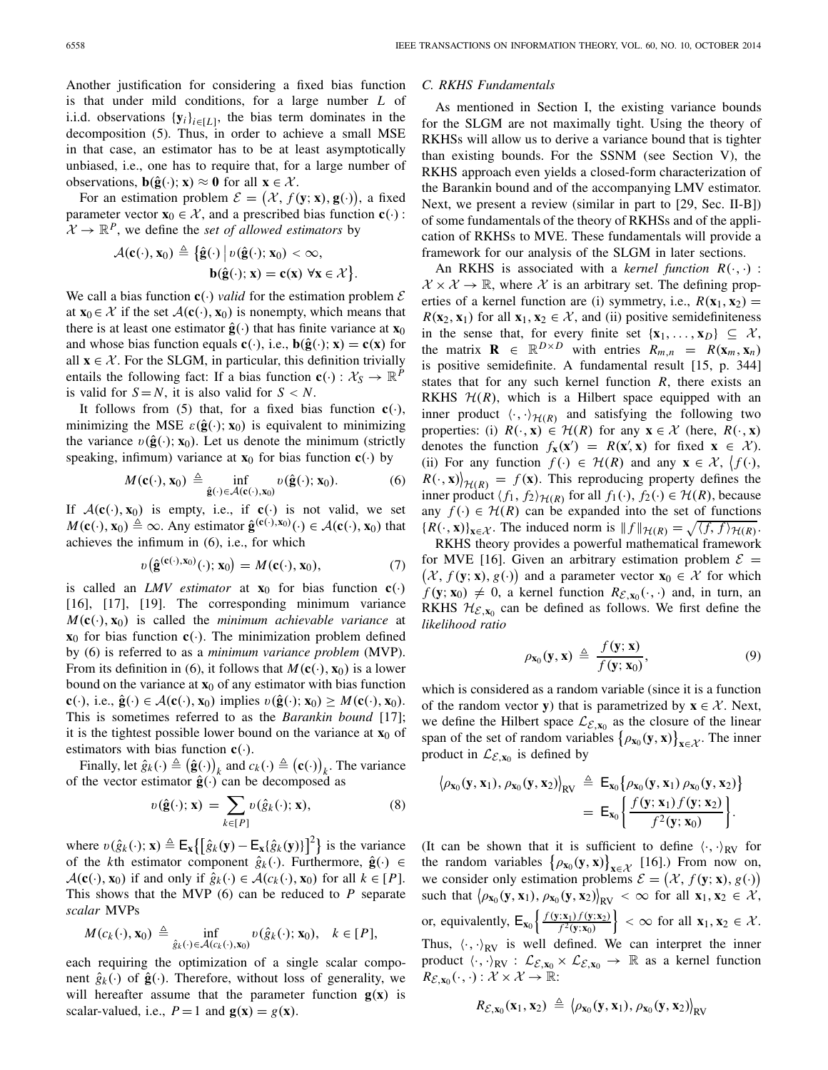Another justification for considering a fixed bias function is that under mild conditions, for a large number $L$ of i.i.d. observations $\{\mathbf{y}_i\}_{i\in[L]}$, the bias term dominates in the decomposition (5). Thus, in order to achieve a small MSE in that case, an estimator has to be at least asymptotically unbiased, i.e., one has to require that, for a large number of observations, $\mathbf{b}(\hat{\mathbf{g}}(\cdot);\mathbf{x}) \approx \mathbf{0}$ for all $\mathbf{x} \in \mathcal{X}$.

For an estimation problem $\mathcal{E} = \big(\mathcal{X}, f(\mathbf{y};\mathbf{x}), \mathbf{g}(\cdot)\big)$, a fixed parameter vector $\mathbf{x}_0 \in \mathcal{X}$, and a prescribed bias function $\mathbf{c}(\cdot) : \mathcal{X} \to \mathbb{R}^P$, we define the *set of allowed estimators* by

$$\mathcal{A}(\mathbf{c}(\cdot),\mathbf{x}_0) \triangleq \big\{\hat{\mathbf{g}}(\cdot)\,\big|\, v(\hat{\mathbf{g}}(\cdot);\mathbf{x}_0) < \infty,\\ \mathbf{b}(\hat{\mathbf{g}}(\cdot);\mathbf{x}) = \mathbf{c}(\mathbf{x})\ \forall \mathbf{x} \in \mathcal{X}\big\}.$$

We call a bias function $\mathbf{c}(\cdot)$ *valid* for the estimation problem $\mathcal{E}$ at $\mathbf{x}_0 \in \mathcal{X}$ if the set $\mathcal{A}(\mathbf{c}(\cdot),\mathbf{x}_0)$ is nonempty, which means that there is at least one estimator $\hat{\mathbf{g}}(\cdot)$ that has finite variance at $\mathbf{x}_0$ and whose bias function equals $\mathbf{c}(\cdot)$, i.e., $\mathbf{b}(\hat{\mathbf{g}}(\cdot);\mathbf{x}) = \mathbf{c}(\mathbf{x})$ for all $\mathbf{x} \in \mathcal{X}$. For the SLGM, in particular, this definition trivially entails the following fact: If a bias function $\mathbf{c}(\cdot) : \mathcal{X}_S \to \mathbb{R}^P$ is valid for $S = N$, it is also valid for $S < N$.

It follows from (5) that, for a fixed bias function $\mathbf{c}(\cdot)$, minimizing the MSE $\varepsilon(\hat{\mathbf{g}}(\cdot);\mathbf{x}_0)$ is equivalent to minimizing the variance $v(\hat{\mathbf{g}}(\cdot);\mathbf{x}_0)$. Let us denote the minimum (strictly speaking, infimum) variance at $\mathbf{x}_0$ for bias function $\mathbf{c}(\cdot)$ by

$$M(\mathbf{c}(\cdot),\mathbf{x}_0) \triangleq \inf_{\hat{\mathbf{g}}(\cdot)\in\mathcal{A}(\mathbf{c}(\cdot),\mathbf{x}_0)} v(\hat{\mathbf{g}}(\cdot);\mathbf{x}_0). \tag{6}$$

If $\mathcal{A}(\mathbf{c}(\cdot),\mathbf{x}_0)$ is empty, i.e., if $\mathbf{c}(\cdot)$ is not valid, we set $M(\mathbf{c}(\cdot),\mathbf{x}_0) \triangleq \infty$. Any estimator $\hat{\mathbf{g}}^{(\mathbf{c}(\cdot),\mathbf{x}_0)}(\cdot) \in \mathcal{A}(\mathbf{c}(\cdot),\mathbf{x}_0)$ that achieves the infimum in (6), i.e., for which

$$v\big(\hat{\mathbf{g}}^{(\mathbf{c}(\cdot),\mathbf{x}_0)}(\cdot);\mathbf{x}_0\big) = M(\mathbf{c}(\cdot),\mathbf{x}_0), \tag{7}$$

is called an *LMV estimator* at $\mathbf{x}_0$ for bias function $\mathbf{c}(\cdot)$ [16], [17], [19]. The corresponding minimum variance $M(\mathbf{c}(\cdot),\mathbf{x}_0)$ is called the *minimum achievable variance* at $\mathbf{x}_0$ for bias function $\mathbf{c}(\cdot)$. The minimization problem defined by (6) is referred to as a *minimum variance problem* (MVP). From its definition in (6), it follows that $M(\mathbf{c}(\cdot),\mathbf{x}_0)$ is a lower bound on the variance at $\mathbf{x}_0$ of any estimator with bias function $\mathbf{c}(\cdot)$, i.e., $\hat{\mathbf{g}}(\cdot) \in \mathcal{A}(\mathbf{c}(\cdot),\mathbf{x}_0)$ implies $v(\hat{\mathbf{g}}(\cdot);\mathbf{x}_0) \geq M(\mathbf{c}(\cdot),\mathbf{x}_0)$. This is sometimes referred to as the *Barankin bound* [17]; it is the tightest possible lower bound on the variance at $\mathbf{x}_0$ of estimators with bias function $\mathbf{c}(\cdot)$.

Finally, let $\hat{g}_k(\cdot) \triangleq \big(\hat{\mathbf{g}}(\cdot)\big)_k$ and $c_k(\cdot) \triangleq \big(\mathbf{c}(\cdot)\big)_k$. The variance of the vector estimator $\hat{\mathbf{g}}(\cdot)$ can be decomposed as

$$v(\hat{\mathbf{g}}(\cdot);\mathbf{x}) = \sum_{k\in[P]} v(\hat{g}_k(\cdot);\mathbf{x}), \tag{8}$$

where $v(\hat{g}_k(\cdot);\mathbf{x}) \triangleq \mathsf{E}_{\mathbf{x}}\big\{\big[\hat{g}_k(\mathbf{y}) - \mathsf{E}_{\mathbf{x}}\{\hat{g}_k(\mathbf{y})\}\big]^2\big\}$ is the variance of the $k$th estimator component $\hat{g}_k(\cdot)$. Furthermore, $\hat{\mathbf{g}}(\cdot) \in \mathcal{A}(\mathbf{c}(\cdot),\mathbf{x}_0)$ if and only if $\hat{g}_k(\cdot) \in \mathcal{A}(c_k(\cdot),\mathbf{x}_0)$ for all $k \in [P]$. This shows that the MVP (6) can be reduced to $P$ separate *scalar* MVPs

$$M(c_k(\cdot),\mathbf{x}_0) \triangleq \inf_{\hat{g}_k(\cdot)\in\mathcal{A}(c_k(\cdot),\mathbf{x}_0)} v(\hat{g}_k(\cdot);\mathbf{x}_0), \quad k \in [P],$$

each requiring the optimization of a single scalar component $\hat{g}_k(\cdot)$ of $\hat{\mathbf{g}}(\cdot)$. Therefore, without loss of generality, we will hereafter assume that the parameter function $\mathbf{g}(\mathbf{x})$ is scalar-valued, i.e., $P = 1$ and $\mathbf{g}(\mathbf{x}) = g(\mathbf{x})$.

### C. RKHS Fundamentals

As mentioned in Section I, the existing variance bounds for the SLGM are not maximally tight. Using the theory of RKHSs will allow us to derive a variance bound that is tighter than existing bounds. For the SSNM (see Section V), the RKHS approach even yields a closed-form characterization of the Barankin bound and of the accompanying LMV estimator. Next, we present a review (similar in part to [29, Sec. II-B]) of some fundamentals of the theory of RKHSs and of the application of RKHSs to MVE. These fundamentals will provide a framework for our analysis of the SLGM in later sections.

An RKHS is associated with a *kernel function* $R(\cdot,\cdot) : \mathcal{X} \times \mathcal{X} \to \mathbb{R}$, where $\mathcal{X}$ is an arbitrary set. The defining properties of a kernel function are (i) symmetry, i.e., $R(\mathbf{x}_1,\mathbf{x}_2) = R(\mathbf{x}_2,\mathbf{x}_1)$ for all $\mathbf{x}_1,\mathbf{x}_2 \in \mathcal{X}$, and (ii) positive semidefiniteness in the sense that, for every finite set $\{\mathbf{x}_1,\ldots,\mathbf{x}_D\} \subseteq \mathcal{X}$, the matrix $\mathbf{R} \in \mathbb{R}^{D\times D}$ with entries $R_{m,n} = R(\mathbf{x}_m,\mathbf{x}_n)$ is positive semidefinite. A fundamental result [15, p. 344] states that for any such kernel function $R$, there exists an RKHS $\mathcal{H}(R)$, which is a Hilbert space equipped with an inner product $\langle\cdot,\cdot\rangle_{\mathcal{H}(R)}$ and satisfying the following two properties: (i) $R(\cdot,\mathbf{x}) \in \mathcal{H}(R)$ for any $\mathbf{x} \in \mathcal{X}$ (here, $R(\cdot,\mathbf{x})$ denotes the function $f_{\mathbf{x}}(\mathbf{x}') = R(\mathbf{x}',\mathbf{x})$ for fixed $\mathbf{x} \in \mathcal{X}$). (ii) For any function $f(\cdot) \in \mathcal{H}(R)$ and any $\mathbf{x} \in \mathcal{X}$, $\big\langle f(\cdot), R(\cdot,\mathbf{x})\big\rangle_{\mathcal{H}(R)} = f(\mathbf{x})$. This reproducing property defines the inner product $\langle f_1, f_2\rangle_{\mathcal{H}(R)}$ for all $f_1(\cdot), f_2(\cdot) \in \mathcal{H}(R)$, because any $f(\cdot) \in \mathcal{H}(R)$ can be expanded into the set of functions $\{R(\cdot,\mathbf{x})\}_{\mathbf{x}\in\mathcal{X}}$. The induced norm is $\|f\|_{\mathcal{H}(R)} = \sqrt{\langle f, f\rangle_{\mathcal{H}(R)}}$.

RKHS theory provides a powerful mathematical framework for MVE [16]. Given an arbitrary estimation problem $\mathcal{E} = \big(\mathcal{X}, f(\mathbf{y};\mathbf{x}), g(\cdot)\big)$ and a parameter vector $\mathbf{x}_0 \in \mathcal{X}$ for which $f(\mathbf{y};\mathbf{x}_0) \neq 0$, a kernel function $R_{\mathcal{E},\mathbf{x}_0}(\cdot,\cdot)$ and, in turn, an RKHS $\mathcal{H}_{\mathcal{E},\mathbf{x}_0}$ can be defined as follows. We first define the *likelihood ratio*

$$\rho_{\mathbf{x}_0}(\mathbf{y},\mathbf{x}) \triangleq \frac{f(\mathbf{y};\mathbf{x})}{f(\mathbf{y};\mathbf{x}_0)}, \tag{9}$$

which is considered as a random variable (since it is a function of the random vector $\mathbf{y}$) that is parametrized by $\mathbf{x} \in \mathcal{X}$. Next, we define the Hilbert space $\mathcal{L}_{\mathcal{E},\mathbf{x}_0}$ as the closure of the linear span of the set of random variables $\big\{\rho_{\mathbf{x}_0}(\mathbf{y},\mathbf{x})\big\}_{\mathbf{x}\in\mathcal{X}}$. The inner product in $\mathcal{L}_{\mathcal{E},\mathbf{x}_0}$ is defined by

$$\big\langle \rho_{\mathbf{x}_0}(\mathbf{y},\mathbf{x}_1), \rho_{\mathbf{x}_0}(\mathbf{y},\mathbf{x}_2)\big\rangle_{\mathrm{RV}} \triangleq \mathsf{E}_{\mathbf{x}_0}\big\{\rho_{\mathbf{x}_0}(\mathbf{y},\mathbf{x}_1)\,\rho_{\mathbf{x}_0}(\mathbf{y},\mathbf{x}_2)\big\}\\ = \mathsf{E}_{\mathbf{x}_0}\bigg\{\frac{f(\mathbf{y};\mathbf{x}_1)\,f(\mathbf{y};\mathbf{x}_2)}{f^2(\mathbf{y};\mathbf{x}_0)}\bigg\}.$$

(It can be shown that it is sufficient to define $\langle\cdot,\cdot\rangle_{\mathrm{RV}}$ for the random variables $\big\{\rho_{\mathbf{x}_0}(\mathbf{y},\mathbf{x})\big\}_{\mathbf{x}\in\mathcal{X}}$ [16].) From now on, we consider only estimation problems $\mathcal{E} = \big(\mathcal{X}, f(\mathbf{y};\mathbf{x}), g(\cdot)\big)$ such that $\big\langle \rho_{\mathbf{x}_0}(\mathbf{y},\mathbf{x}_1), \rho_{\mathbf{x}_0}(\mathbf{y},\mathbf{x}_2)\big\rangle_{\mathrm{RV}} < \infty$ for all $\mathbf{x}_1,\mathbf{x}_2 \in \mathcal{X}$, or, equivalently, $\mathsf{E}_{\mathbf{x}_0}\Big\{\frac{f(\mathbf{y};\mathbf{x}_1)\,f(\mathbf{y};\mathbf{x}_2)}{f^2(\mathbf{y};\mathbf{x}_0)}\Big\} < \infty$ for all $\mathbf{x}_1,\mathbf{x}_2 \in \mathcal{X}$. Thus, $\langle\cdot,\cdot\rangle_{\mathrm{RV}}$ is well defined. We can interpret the inner product $\langle\cdot,\cdot\rangle_{\mathrm{RV}} : \mathcal{L}_{\mathcal{E},\mathbf{x}_0} \times \mathcal{L}_{\mathcal{E},\mathbf{x}_0} \to \mathbb{R}$ as a kernel function $R_{\mathcal{E},\mathbf{x}_0}(\cdot,\cdot) : \mathcal{X} \times \mathcal{X} \to \mathbb{R}$:

$$R_{\mathcal{E},\mathbf{x}_0}(\mathbf{x}_1,\mathbf{x}_2) \triangleq \big\langle \rho_{\mathbf{x}_0}(\mathbf{y},\mathbf{x}_1), \rho_{\mathbf{x}_0}(\mathbf{y},\mathbf{x}_2)\big\rangle_{\mathrm{RV}}$$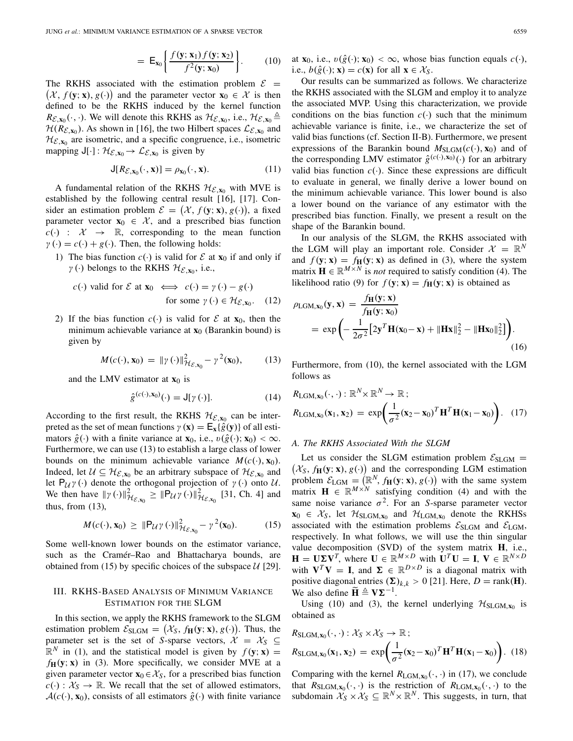$$= \mathsf{E}_{\mathbf{x}_0}\left\{\frac{f(\mathbf{y};\mathbf{x}_1)\,f(\mathbf{y};\mathbf{x}_2)}{f^2(\mathbf{y};\mathbf{x}_0)}\right\}. \tag{10}$$

The RKHS associated with the estimation problem $\mathcal{E} = (\mathcal{X}, f(\mathbf{y};\mathbf{x}), g(\cdot))$ and the parameter vector $\mathbf{x}_0 \in \mathcal{X}$ is then defined to be the RKHS induced by the kernel function $R_{\mathcal{E},\mathbf{x}_0}(\cdot,\cdot)$. We will denote this RKHS as $\mathcal{H}_{\mathcal{E},\mathbf{x}_0}$, i.e., $\mathcal{H}_{\mathcal{E},\mathbf{x}_0} \triangleq \mathcal{H}(R_{\mathcal{E},\mathbf{x}_0})$. As shown in [16], the two Hilbert spaces $\mathcal{L}_{\mathcal{E},\mathbf{x}_0}$ and $\mathcal{H}_{\mathcal{E},\mathbf{x}_0}$ are isometric, and a specific congruence, i.e., isometric mapping $\mathsf{J}[\cdot] : \mathcal{H}_{\mathcal{E},\mathbf{x}_0} \to \mathcal{L}_{\mathcal{E},\mathbf{x}_0}$ is given by

$$\mathsf{J}[R_{\mathcal{E},\mathbf{x}_0}(\cdot,\mathbf{x})] = \rho_{\mathbf{x}_0}(\cdot,\mathbf{x}). \tag{11}$$

A fundamental relation of the RKHS $\mathcal{H}_{\mathcal{E},\mathbf{x}_0}$ with MVE is established by the following central result [16], [17]. Consider an estimation problem $\mathcal{E} = (\mathcal{X}, f(\mathbf{y};\mathbf{x}), g(\cdot))$, a fixed parameter vector $\mathbf{x}_0 \in \mathcal{X}$, and a prescribed bias function $c(\cdot) : \mathcal{X} \to \mathbb{R}$, corresponding to the mean function $\gamma(\cdot) = c(\cdot) + g(\cdot)$. Then, the following holds:

1) The bias function $c(\cdot)$ is valid for $\mathcal{E}$ at $\mathbf{x}_0$ if and only if $\gamma(\cdot)$ belongs to the RKHS $\mathcal{H}_{\mathcal{E},\mathbf{x}_0}$, i.e.,

$$c(\cdot) \text{ valid for } \mathcal{E} \text{ at } \mathbf{x}_0 \iff c(\cdot) = \gamma(\cdot) - g(\cdot) \text{ for some } \gamma(\cdot) \in \mathcal{H}_{\mathcal{E},\mathbf{x}_0}. \tag{12}$$

2) If the bias function $c(\cdot)$ is valid for $\mathcal{E}$ at $\mathbf{x}_0$, then the minimum achievable variance at $\mathbf{x}_0$ (Barankin bound) is given by

$$M(c(\cdot),\mathbf{x}_0) = \|\gamma(\cdot)\|^2_{\mathcal{H}_{\mathcal{E},\mathbf{x}_0}} - \gamma^2(\mathbf{x}_0), \tag{13}$$

and the LMV estimator at $\mathbf{x}_0$ is

$$\hat{g}^{(c(\cdot),\mathbf{x}_0)}(\cdot) = \mathsf{J}[\gamma(\cdot)]. \tag{14}$$

According to the first result, the RKHS $\mathcal{H}_{\mathcal{E},\mathbf{x}_0}$ can be interpreted as the set of mean functions $\gamma(\mathbf{x}) = \mathsf{E}_{\mathbf{x}}\{\hat{g}(\mathbf{y})\}$ of all estimators $\hat{g}(\cdot)$ with a finite variance at $\mathbf{x}_0$, i.e., $v(\hat{g}(\cdot);\mathbf{x}_0) < \infty$. Furthermore, we can use (13) to establish a large class of lower bounds on the minimum achievable variance $M(c(\cdot),\mathbf{x}_0)$. Indeed, let $\mathcal{U} \subseteq \mathcal{H}_{\mathcal{E},\mathbf{x}_0}$ be an arbitrary subspace of $\mathcal{H}_{\mathcal{E},\mathbf{x}_0}$ and let $\mathsf{P}_{\mathcal{U}}\gamma(\cdot)$ denote the orthogonal projection of $\gamma(\cdot)$ onto $\mathcal{U}$. We then have $\|\gamma(\cdot)\|^2_{\mathcal{H}_{\mathcal{E},\mathbf{x}_0}} \geq \|\mathsf{P}_{\mathcal{U}}\gamma(\cdot)\|^2_{\mathcal{H}_{\mathcal{E},\mathbf{x}_0}}$ [31, Ch. 4] and thus, from (13),

$$M(c(\cdot),\mathbf{x}_0) \geq \|\mathsf{P}_{\mathcal{U}}\gamma(\cdot)\|^2_{\mathcal{H}_{\mathcal{E},\mathbf{x}_0}} - \gamma^2(\mathbf{x}_0). \tag{15}$$

Some well-known lower bounds on the estimator variance, such as the Cramér–Rao and Bhattacharya bounds, are obtained from (15) by specific choices of the subspace $\mathcal{U}$ [29].

## III. RKHS-Based Analysis of Minimum Variance Estimation for the SLGM

In this section, we apply the RKHS framework to the SLGM estimation problem $\mathcal{E}_{\text{SLGM}} = (\mathcal{X}_S, f_{\mathbf{H}}(\mathbf{y};\mathbf{x}), g(\cdot))$. Thus, the parameter set is the set of $S$-sparse vectors, $\mathcal{X} = \mathcal{X}_S \subseteq \mathbb{R}^N$ in (1), and the statistical model is given by $f(\mathbf{y};\mathbf{x}) = f_{\mathbf{H}}(\mathbf{y};\mathbf{x})$ in (3). More specifically, we consider MVE at a given parameter vector $\mathbf{x}_0 \in \mathcal{X}_S$, for a prescribed bias function $c(\cdot) : \mathcal{X}_S \to \mathbb{R}$. We recall that the set of allowed estimators, $\mathcal{A}(c(\cdot),\mathbf{x}_0)$, consists of all estimators $\hat{g}(\cdot)$ with finite variance at $\mathbf{x}_0$, i.e., $v(\hat{g}(\cdot);\mathbf{x}_0) < \infty$, whose bias function equals $c(\cdot)$, i.e., $b(\hat{g}(\cdot);\mathbf{x}) = c(\mathbf{x})$ for all $\mathbf{x} \in \mathcal{X}_S$.

Our results can be summarized as follows. We characterize the RKHS associated with the SLGM and employ it to analyze the associated MVP. Using this characterization, we provide conditions on the bias function $c(\cdot)$ such that the minimum achievable variance is finite, i.e., we characterize the set of valid bias functions (cf. Section II-B). Furthermore, we present expressions of the Barankin bound $M_{\text{SLGM}}(c(\cdot),\mathbf{x}_0)$ and of the corresponding LMV estimator $\hat{g}^{(c(\cdot),\mathbf{x}_0)}(\cdot)$ for an arbitrary valid bias function $c(\cdot)$. Since these expressions are difficult to evaluate in general, we finally derive a lower bound on the minimum achievable variance. This lower bound is also a lower bound on the variance of any estimator with the prescribed bias function. Finally, we present a result on the shape of the Barankin bound.

In our analysis of the SLGM, the RKHS associated with the LGM will play an important role. Consider $\mathcal{X} = \mathbb{R}^N$ and $f(\mathbf{y};\mathbf{x}) = f_{\mathbf{H}}(\mathbf{y};\mathbf{x})$ as defined in (3), where the system matrix $\mathbf{H} \in \mathbb{R}^{M\times N}$ is *not* required to satisfy condition (4). The likelihood ratio (9) for $f(\mathbf{y};\mathbf{x}) = f_{\mathbf{H}}(\mathbf{y};\mathbf{x})$ is obtained as

$$\rho_{\text{LGM},\mathbf{x}_0}(\mathbf{y},\mathbf{x}) = \frac{f_{\mathbf{H}}(\mathbf{y};\mathbf{x})}{f_{\mathbf{H}}(\mathbf{y};\mathbf{x}_0)} = \exp\left(-\frac{1}{2\sigma^2}\left[2\mathbf{y}^T\mathbf{H}(\mathbf{x}_0-\mathbf{x}) + \|\mathbf{H}\mathbf{x}\|_2^2 - \|\mathbf{H}\mathbf{x}_0\|_2^2\right]\right). \tag{16}$$

Furthermore, from (10), the kernel associated with the LGM follows as

$$R_{\text{LGM},\mathbf{x}_0}(\cdot,\cdot) : \mathbb{R}^N \times \mathbb{R}^N \to \mathbb{R}\,;$$
$$R_{\text{LGM},\mathbf{x}_0}(\mathbf{x}_1,\mathbf{x}_2) = \exp\left(\frac{1}{\sigma^2}(\mathbf{x}_2-\mathbf{x}_0)^T\mathbf{H}^T\mathbf{H}(\mathbf{x}_1-\mathbf{x}_0)\right). \tag{17}$$

### A. The RKHS Associated With the SLGM

Let us consider the SLGM estimation problem $\mathcal{E}_{\text{SLGM}} = (\mathcal{X}_S, f_{\mathbf{H}}(\mathbf{y};\mathbf{x}), g(\cdot))$ and the corresponding LGM estimation problem $\mathcal{E}_{\text{LGM}} = (\mathbb{R}^N, f_{\mathbf{H}}(\mathbf{y};\mathbf{x}), g(\cdot))$ with the same system matrix $\mathbf{H} \in \mathbb{R}^{M\times N}$ satisfying condition (4) and with the same noise variance $\sigma^2$. For an $S$-sparse parameter vector $\mathbf{x}_0 \in \mathcal{X}_S$, let $\mathcal{H}_{\text{SLGM},\mathbf{x}_0}$ and $\mathcal{H}_{\text{LGM},\mathbf{x}_0}$ denote the RKHSs associated with the estimation problems $\mathcal{E}_{\text{SLGM}}$ and $\mathcal{E}_{\text{LGM}}$, respectively. In what follows, we will use the thin singular value decomposition (SVD) of the system matrix $\mathbf{H}$, i.e., $\mathbf{H} = \mathbf{U}\boldsymbol{\Sigma}\mathbf{V}^T$, where $\mathbf{U} \in \mathbb{R}^{M\times D}$ with $\mathbf{U}^T\mathbf{U} = \mathbf{I}$, $\mathbf{V} \in \mathbb{R}^{N\times D}$ with $\mathbf{V}^T\mathbf{V} = \mathbf{I}$, and $\boldsymbol{\Sigma} \in \mathbb{R}^{D\times D}$ is a diagonal matrix with positive diagonal entries $(\boldsymbol{\Sigma})_{k,k} > 0$ [21]. Here, $D = \text{rank}(\mathbf{H})$. We also define $\widetilde{\mathbf{H}} \triangleq \mathbf{V}\boldsymbol{\Sigma}^{-1}$.

Using (10) and (3), the kernel underlying $\mathcal{H}_{\text{SLGM},\mathbf{x}_0}$ is obtained as

$$R_{\text{SLGM},\mathbf{x}_0}(\cdot,\cdot) : \mathcal{X}_S \times \mathcal{X}_S \to \mathbb{R}\,;$$
$$R_{\text{SLGM},\mathbf{x}_0}(\mathbf{x}_1,\mathbf{x}_2) = \exp\left(\frac{1}{\sigma^2}(\mathbf{x}_2-\mathbf{x}_0)^T\mathbf{H}^T\mathbf{H}(\mathbf{x}_1-\mathbf{x}_0)\right). \tag{18}$$

Comparing with the kernel $R_{\text{LGM},\mathbf{x}_0}(\cdot,\cdot)$ in (17), we conclude that $R_{\text{SLGM},\mathbf{x}_0}(\cdot,\cdot)$ is the restriction of $R_{\text{LGM},\mathbf{x}_0}(\cdot,\cdot)$ to the subdomain $\mathcal{X}_S \times \mathcal{X}_S \subseteq \mathbb{R}^N \times \mathbb{R}^N$. This suggests, in turn, that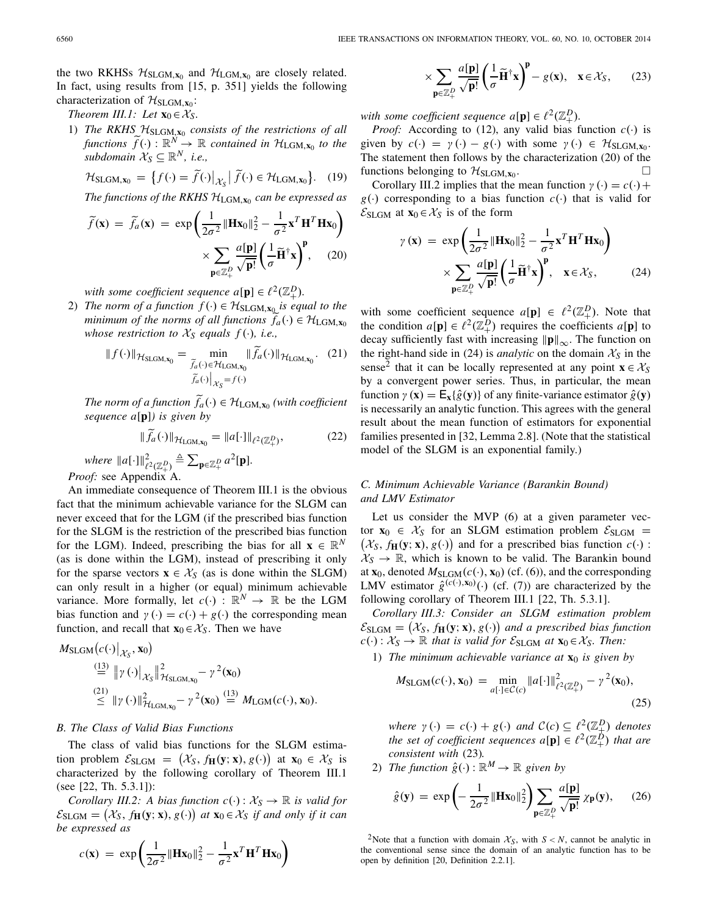the two RKHSs $\mathcal{H}_{\text{SLGM},\mathbf{x}_0}$ and $\mathcal{H}_{\text{LGM},\mathbf{x}_0}$ are closely related. In fact, using results from [15, p. 351] yields the following characterization of $\mathcal{H}_{\text{SLGM},\mathbf{x}_0}$:

*Theorem III.1: Let $\mathbf{x}_0 \in \mathcal{X}_S$.*

1) *The RKHS $\mathcal{H}_{\text{SLGM},\mathbf{x}_0}$ consists of the restrictions of all functions $\widetilde{f}(\cdot): \mathbb{R}^N \to \mathbb{R}$ contained in $\mathcal{H}_{\text{LGM},\mathbf{x}_0}$ to the subdomain $\mathcal{X}_S \subseteq \mathbb{R}^N$, i.e.,*

$$\mathcal{H}_{\text{SLGM},\mathbf{x}_0} = \left\{ f(\cdot) = \widetilde{f}(\cdot)\big|_{\mathcal{X}_S} \,\big|\, \widetilde{f}(\cdot) \in \mathcal{H}_{\text{LGM},\mathbf{x}_0} \right\}. \quad (19)$$

*The functions of the RKHS $\mathcal{H}_{\text{LGM},\mathbf{x}_0}$ can be expressed as*

$$\widetilde{f}(\mathbf{x}) = \widetilde{f}_a(\mathbf{x}) = \exp\left( \frac{1}{2\sigma^2} \|\mathbf{H}\mathbf{x}_0\|_2^2 - \frac{1}{\sigma^2} \mathbf{x}^T \mathbf{H}^T \mathbf{H} \mathbf{x}_0 \right) \times \sum_{\mathbf{p} \in \mathbb{Z}_+^D} \frac{a[\mathbf{p}]}{\sqrt{\mathbf{p}!}} \left( \frac{1}{\sigma} \widetilde{\mathbf{H}}^\dagger \mathbf{x} \right)^{\mathbf{p}}, \quad (20)$$

*with some coefficient sequence $a[\mathbf{p}] \in \ell^2(\mathbb{Z}_+^D)$.*

2) *The norm of a function $f(\cdot) \in \mathcal{H}_{\text{SLGM},\mathbf{x}_0}$ is equal to the minimum of the norms of all functions $\widetilde{f}_a(\cdot) \in \mathcal{H}_{\text{LGM},\mathbf{x}_0}$ whose restriction to $\mathcal{X}_S$ equals $f(\cdot)$, i.e.,*

$$\|f(\cdot)\|_{\mathcal{H}_{\text{SLGM},\mathbf{x}_0}} = \min_{\substack{\widetilde{f}_a(\cdot) \in \mathcal{H}_{\text{LGM},\mathbf{x}_0} \\ \widetilde{f}_a(\cdot)|_{\mathcal{X}_S} = f(\cdot)}} \|\widetilde{f}_a(\cdot)\|_{\mathcal{H}_{\text{LGM},\mathbf{x}_0}}. \quad (21)$$

*The norm of a function $\widetilde{f}_a(\cdot) \in \mathcal{H}_{\text{LGM},\mathbf{x}_0}$ (with coefficient sequence $a[\mathbf{p}]$) is given by*

$$\|\widetilde{f}_a(\cdot)\|_{\mathcal{H}_{\text{LGM},\mathbf{x}_0}} = \|a[\cdot]\|_{\ell^2(\mathbb{Z}_+^D)}, \quad (22)$$

*where $\|a[\cdot]\|^2_{\ell^2(\mathbb{Z}_+^D)} \triangleq \sum_{\mathbf{p} \in \mathbb{Z}_+^D} a^2[\mathbf{p}]$.*

*Proof:* see Appendix A.

An immediate consequence of Theorem III.1 is the obvious fact that the minimum achievable variance for the SLGM can never exceed that for the LGM (if the prescribed bias function for the SLGM is the restriction of the prescribed bias function for the LGM). Indeed, prescribing the bias for all $\mathbf{x} \in \mathbb{R}^N$ (as is done within the LGM), instead of prescribing it only for the sparse vectors $\mathbf{x} \in \mathcal{X}_S$ (as is done within the SLGM) can only result in a higher (or equal) minimum achievable variance. More formally, let $c(\cdot): \mathbb{R}^N \to \mathbb{R}$ be the LGM bias function and $\gamma(\cdot) = c(\cdot) + g(\cdot)$ the corresponding mean function, and recall that $\mathbf{x}_0 \in \mathcal{X}_S$. Then we have

$$\begin{aligned} M_{\text{SLGM}}\big(c(\cdot)\big|_{\mathcal{X}_S}, \mathbf{x}_0\big) &\overset{(13)}{=} \big\|\gamma(\cdot)\big|_{\mathcal{X}_S}\big\|^2_{\mathcal{H}_{\text{SLGM},\mathbf{x}_0}} - \gamma^2(\mathbf{x}_0) \\ &\overset{(21)}{\leq} \|\gamma(\cdot)\|^2_{\mathcal{H}_{\text{LGM},\mathbf{x}_0}} - \gamma^2(\mathbf{x}_0) \overset{(13)}{=} M_{\text{LGM}}(c(\cdot), \mathbf{x}_0). \end{aligned}$$

### B. The Class of Valid Bias Functions

The class of valid bias functions for the SLGM estimation problem $\mathcal{E}_{\text{SLGM}} = \big(\mathcal{X}_S, f_{\mathbf{H}}(\mathbf{y}; \mathbf{x}), g(\cdot)\big)$ at $\mathbf{x}_0 \in \mathcal{X}_S$ is characterized by the following corollary of Theorem III.1 (see [22, Th. 5.3.1]):

*Corollary III.2: A bias function $c(\cdot): \mathcal{X}_S \to \mathbb{R}$ is valid for $\mathcal{E}_{\text{SLGM}} = \big(\mathcal{X}_S, f_{\mathbf{H}}(\mathbf{y}; \mathbf{x}), g(\cdot)\big)$ at $\mathbf{x}_0 \in \mathcal{X}_S$ if and only if it can be expressed as*

$$c(\mathbf{x}) = \exp\left( \frac{1}{2\sigma^2} \|\mathbf{H}\mathbf{x}_0\|_2^2 - \frac{1}{\sigma^2} \mathbf{x}^T \mathbf{H}^T \mathbf{H} \mathbf{x}_0 \right) \times \sum_{\mathbf{p} \in \mathbb{Z}_+^D} \frac{a[\mathbf{p}]}{\sqrt{\mathbf{p}!}} \left( \frac{1}{\sigma} \widetilde{\mathbf{H}}^\dagger \mathbf{x} \right)^{\mathbf{p}} - g(\mathbf{x}), \quad \mathbf{x} \in \mathcal{X}_S, \quad (23)$$

*with some coefficient sequence $a[\mathbf{p}] \in \ell^2(\mathbb{Z}_+^D)$.*

*Proof:* According to (12), any valid bias function $c(\cdot)$ is given by $c(\cdot) = \gamma(\cdot) - g(\cdot)$ with some $\gamma(\cdot) \in \mathcal{H}_{\text{SLGM},\mathbf{x}_0}$. The statement then follows by the characterization (20) of the functions belonging to $\mathcal{H}_{\text{SLGM},\mathbf{x}_0}$. □

Corollary III.2 implies that the mean function $\gamma(\cdot) = c(\cdot) + g(\cdot)$ corresponding to a bias function $c(\cdot)$ that is valid for $\mathcal{E}_{\text{SLGM}}$ at $\mathbf{x}_0 \in \mathcal{X}_S$ is of the form

$$\gamma(\mathbf{x}) = \exp\left( \frac{1}{2\sigma^2} \|\mathbf{H}\mathbf{x}_0\|_2^2 - \frac{1}{\sigma^2} \mathbf{x}^T \mathbf{H}^T \mathbf{H} \mathbf{x}_0 \right) \times \sum_{\mathbf{p} \in \mathbb{Z}_+^D} \frac{a[\mathbf{p}]}{\sqrt{\mathbf{p}!}} \left( \frac{1}{\sigma} \widetilde{\mathbf{H}}^\dagger \mathbf{x} \right)^{\mathbf{p}}, \quad \mathbf{x} \in \mathcal{X}_S, \quad (24)$$

with some coefficient sequence $a[\mathbf{p}] \in \ell^2(\mathbb{Z}_+^D)$. Note that the condition $a[\mathbf{p}] \in \ell^2(\mathbb{Z}_+^D)$ requires the coefficients $a[\mathbf{p}]$ to decay sufficiently fast with increasing $\|\mathbf{p}\|_\infty$. The function on the right-hand side in (24) is *analytic* on the domain $\mathcal{X}_S$ in the sense[2] that it can be locally represented at any point $\mathbf{x} \in \mathcal{X}_S$ by a convergent power series. Thus, in particular, the mean function $\gamma(\mathbf{x}) = \mathsf{E}_{\mathbf{x}}\{\hat{g}(\mathbf{y})\}$ of any finite-variance estimator $\hat{g}(\mathbf{y})$ is necessarily an analytic function. This agrees with the general result about the mean function of estimators for exponential families presented in [32, Lemma 2.8]. (Note that the statistical model of the SLGM is an exponential family.)

### C. Minimum Achievable Variance (Barankin Bound) and LMV Estimator

Let us consider the MVP (6) at a given parameter vector $\mathbf{x}_0 \in \mathcal{X}_S$ for an SLGM estimation problem $\mathcal{E}_{\text{SLGM}} = \big(\mathcal{X}_S, f_{\mathbf{H}}(\mathbf{y}; \mathbf{x}), g(\cdot)\big)$ and for a prescribed bias function $c(\cdot): \mathcal{X}_S \to \mathbb{R}$, which is known to be valid. The Barankin bound at $\mathbf{x}_0$, denoted $M_{\text{SLGM}}(c(\cdot), \mathbf{x}_0)$ (cf. (6)), and the corresponding LMV estimator $\hat{g}^{(c(\cdot),\mathbf{x}_0)}(\cdot)$ (cf. (7)) are characterized by the following corollary of Theorem III.1 [22, Th. 5.3.1].

*Corollary III.3: Consider an SLGM estimation problem $\mathcal{E}_{\text{SLGM}} = \big(\mathcal{X}_S, f_{\mathbf{H}}(\mathbf{y}; \mathbf{x}), g(\cdot)\big)$ and a prescribed bias function $c(\cdot): \mathcal{X}_S \to \mathbb{R}$ that is valid for $\mathcal{E}_{\text{SLGM}}$ at $\mathbf{x}_0 \in \mathcal{X}_S$. Then:*

1) *The minimum achievable variance at $\mathbf{x}_0$ is given by*

$$M_{\text{SLGM}}(c(\cdot), \mathbf{x}_0) = \min_{a[\cdot] \in \mathcal{C}(c)} \|a[\cdot]\|^2_{\ell^2(\mathbb{Z}_+^D)} - \gamma^2(\mathbf{x}_0), \quad (25)$$

*where $\gamma(\cdot) = c(\cdot) + g(\cdot)$ and $\mathcal{C}(c) \subseteq \ell^2(\mathbb{Z}_+^D)$ denotes the set of coefficient sequences $a[\mathbf{p}] \in \ell^2(\mathbb{Z}_+^D)$ that are consistent with (23).*

2) *The function $\hat{g}(\cdot): \mathbb{R}^M \to \mathbb{R}$ given by*

$$\hat{g}(\mathbf{y}) = \exp\left( -\frac{1}{2\sigma^2} \|\mathbf{H}\mathbf{x}_0\|_2^2 \right) \sum_{\mathbf{p} \in \mathbb{Z}_+^D} \frac{a[\mathbf{p}]}{\sqrt{\mathbf{p}!}} \chi_{\mathbf{p}}(\mathbf{y}), \quad (26)$$

[2] Note that a function with domain $\mathcal{X}_S$, with $S < N$, cannot be analytic in the conventional sense since the domain of an analytic function has to be open by definition [20, Definition 2.2.1].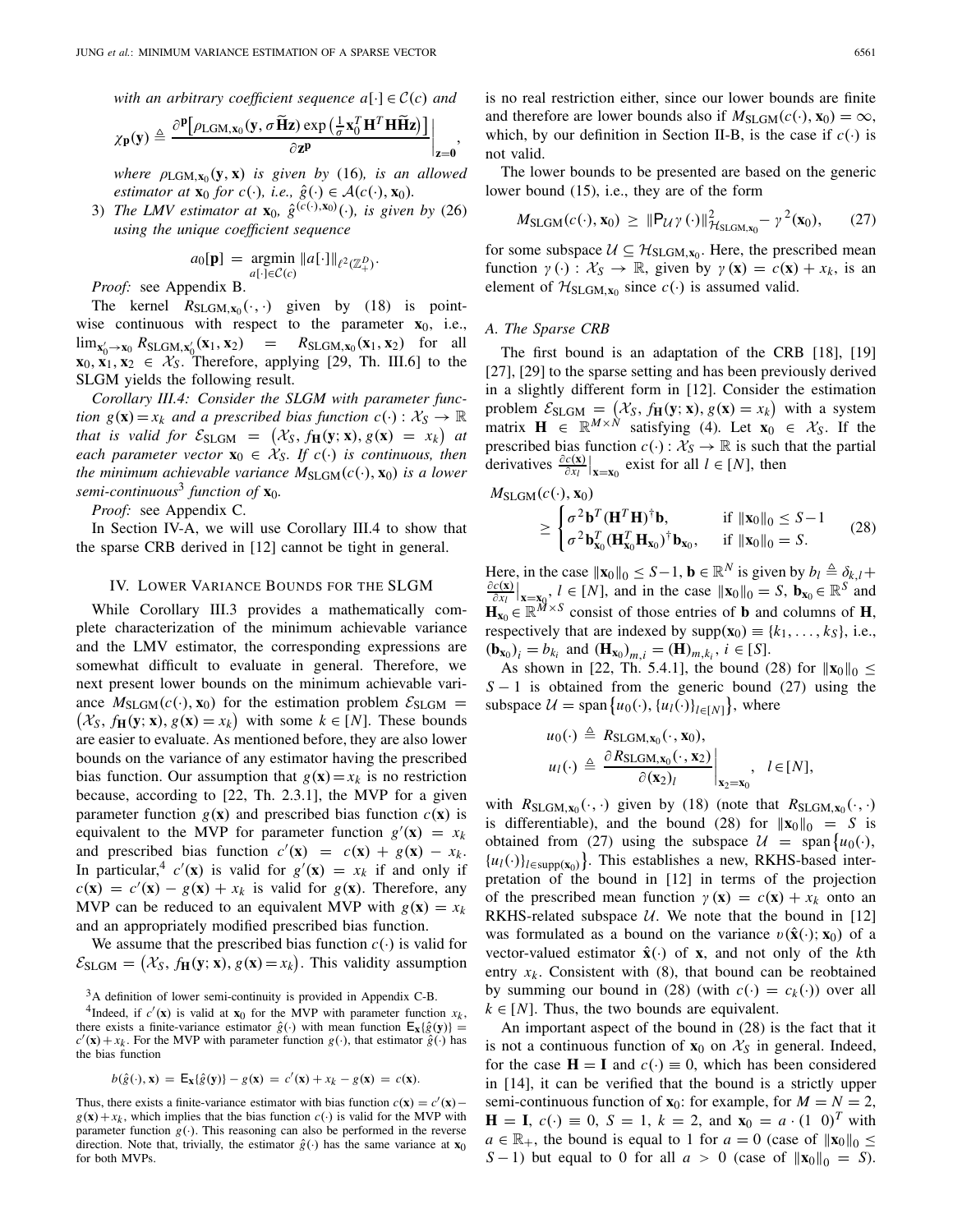*with an arbitrary coefficient sequence $a[\cdot] \in \mathcal{C}(c)$ and*

$$\chi_{\mathbf{p}}(\mathbf{y}) \triangleq \frac{\partial^{\mathbf{p}}\big[\rho_{\mathrm{LGM},\mathbf{x}_0}(\mathbf{y}, \sigma \widetilde{\mathbf{H}}\mathbf{z}) \exp\big(\frac{1}{\sigma}\mathbf{x}_0^T\mathbf{H}^T\mathbf{H}\widetilde{\mathbf{H}}\mathbf{z}\big)\big]}{\partial \mathbf{z}^{\mathbf{p}}}\bigg|_{\mathbf{z}=\mathbf{0}},$$

*where $\rho_{\mathrm{LGM},\mathbf{x}_0}(\mathbf{y}, \mathbf{x})$ is given by* (16)*, is an allowed estimator at $\mathbf{x}_0$ for $c(\cdot)$, i.e., $\hat{g}(\cdot) \in \mathcal{A}(c(\cdot), \mathbf{x}_0)$.*

3) *The LMV estimator at $\mathbf{x}_0$, $\hat{g}^{(c(\cdot),\mathbf{x}_0)}(\cdot)$, is given by* (26) *using the unique coefficient sequence*

$$a_0[\mathbf{p}] = \underset{a[\cdot] \in \mathcal{C}(c)}{\operatorname{argmin}} \|a[\cdot]\|_{\ell^2(\mathbb{Z}_+^D)}.$$

*Proof:* see Appendix B.

The kernel $R_{\mathrm{SLGM},\mathbf{x}_0}(\cdot,\cdot)$ given by (18) is pointwise continuous with respect to the parameter $\mathbf{x}_0$, i.e., $\lim_{\mathbf{x}_0' \to \mathbf{x}_0} R_{\mathrm{SLGM},\mathbf{x}_0'}(\mathbf{x}_1, \mathbf{x}_2) = R_{\mathrm{SLGM},\mathbf{x}_0}(\mathbf{x}_1, \mathbf{x}_2)$ for all $\mathbf{x}_0, \mathbf{x}_1, \mathbf{x}_2 \in \mathcal{X}_S$. Therefore, applying [29, Th. III.6] to the SLGM yields the following result.

*Corollary III.4: Consider the SLGM with parameter function $g(\mathbf{x}) = x_k$ and a prescribed bias function $c(\cdot) : \mathcal{X}_S \to \mathbb{R}$ that is valid for $\mathcal{E}_{\mathrm{SLGM}} = \big(\mathcal{X}_S, f_{\mathbf{H}}(\mathbf{y}; \mathbf{x}), g(\mathbf{x}) = x_k\big)$ at each parameter vector $\mathbf{x}_0 \in \mathcal{X}_S$. If $c(\cdot)$ is continuous, then the minimum achievable variance $M_{\mathrm{SLGM}}(c(\cdot), \mathbf{x}_0)$ is a lower semi-continuous*[3] *function of $\mathbf{x}_0$.*

*Proof:* see Appendix C.

In Section IV-A, we will use Corollary III.4 to show that the sparse CRB derived in [12] cannot be tight in general.

## IV. Lower Variance Bounds for the SLGM

While Corollary III.3 provides a mathematically complete characterization of the minimum achievable variance and the LMV estimator, the corresponding expressions are somewhat difficult to evaluate in general. Therefore, we next present lower bounds on the minimum achievable variance $M_{\mathrm{SLGM}}(c(\cdot), \mathbf{x}_0)$ for the estimation problem $\mathcal{E}_{\mathrm{SLGM}} = \big(\mathcal{X}_S, f_{\mathbf{H}}(\mathbf{y}; \mathbf{x}), g(\mathbf{x}) = x_k\big)$ with some $k \in [N]$. These bounds are easier to evaluate. As mentioned before, they are also lower bounds on the variance of any estimator having the prescribed bias function. Our assumption that $g(\mathbf{x}) = x_k$ is no restriction because, according to [22, Th. 2.3.1], the MVP for a given parameter function $g(\mathbf{x})$ and prescribed bias function $c(\mathbf{x})$ is equivalent to the MVP for parameter function $g'(\mathbf{x}) = x_k$ and prescribed bias function $c'(\mathbf{x}) = c(\mathbf{x}) + g(\mathbf{x}) - x_k$. In particular,[4] $c'(\mathbf{x})$ is valid for $g'(\mathbf{x}) = x_k$ if and only if $c(\mathbf{x}) = c'(\mathbf{x}) - g(\mathbf{x}) + x_k$ is valid for $g(\mathbf{x})$. Therefore, any MVP can be reduced to an equivalent MVP with $g(\mathbf{x}) = x_k$ and an appropriately modified prescribed bias function.

We assume that the prescribed bias function $c(\cdot)$ is valid for $\mathcal{E}_{\mathrm{SLGM}} = \big(\mathcal{X}_S, f_{\mathbf{H}}(\mathbf{y}; \mathbf{x}), g(\mathbf{x}) = x_k\big)$. This validity assumption is no real restriction either, since our lower bounds are finite and therefore are lower bounds also if $M_{\mathrm{SLGM}}(c(\cdot), \mathbf{x}_0) = \infty$, which, by our definition in Section II-B, is the case if $c(\cdot)$ is not valid.

The lower bounds to be presented are based on the generic lower bound (15), i.e., they are of the form

$$M_{\mathrm{SLGM}}(c(\cdot), \mathbf{x}_0) \geq \|\mathsf{P}_{\mathcal{U}}\gamma(\cdot)\|^2_{\mathcal{H}_{\mathrm{SLGM},\mathbf{x}_0}} - \gamma^2(\mathbf{x}_0), \qquad (27)$$

for some subspace $\mathcal{U} \subseteq \mathcal{H}_{\mathrm{SLGM},\mathbf{x}_0}$. Here, the prescribed mean function $\gamma(\cdot) : \mathcal{X}_S \to \mathbb{R}$, given by $\gamma(\mathbf{x}) = c(\mathbf{x}) + x_k$, is an element of $\mathcal{H}_{\mathrm{SLGM},\mathbf{x}_0}$ since $c(\cdot)$ is assumed valid.

### A. The Sparse CRB

The first bound is an adaptation of the CRB [18], [19] [27], [29] to the sparse setting and has been previously derived in a slightly different form in [12]. Consider the estimation problem $\mathcal{E}_{\mathrm{SLGM}} = \big(\mathcal{X}_S, f_{\mathbf{H}}(\mathbf{y}; \mathbf{x}), g(\mathbf{x}) = x_k\big)$ with a system matrix $\mathbf{H} \in \mathbb{R}^{M \times N}$ satisfying (4). Let $\mathbf{x}_0 \in \mathcal{X}_S$. If the prescribed bias function $c(\cdot) : \mathcal{X}_S \to \mathbb{R}$ is such that the partial derivatives $\frac{\partial c(\mathbf{x})}{\partial x_l}\big|_{\mathbf{x}=\mathbf{x}_0}$ exist for all $l \in [N]$, then

$$M_{\mathrm{SLGM}}(c(\cdot), \mathbf{x}_0) \geq \begin{cases} \sigma^2 \mathbf{b}^T(\mathbf{H}^T\mathbf{H})^\dagger \mathbf{b}, & \text{if } \|\mathbf{x}_0\|_0 \leq S-1 \\ \sigma^2 \mathbf{b}_{\mathbf{x}_0}^T(\mathbf{H}_{\mathbf{x}_0}^T\mathbf{H}_{\mathbf{x}_0})^\dagger \mathbf{b}_{\mathbf{x}_0}, & \text{if } \|\mathbf{x}_0\|_0 = S. \end{cases} \qquad (28)$$

Here, in the case $\|\mathbf{x}_0\|_0 \leq S-1$, $\mathbf{b} \in \mathbb{R}^N$ is given by $b_l \triangleq \delta_{k,l} + \frac{\partial c(\mathbf{x})}{\partial x_l}\big|_{\mathbf{x}=\mathbf{x}_0}$, $l \in [N]$, and in the case $\|\mathbf{x}_0\|_0 = S$, $\mathbf{b}_{\mathbf{x}_0} \in \mathbb{R}^S$ and $\mathbf{H}_{\mathbf{x}_0} \in \mathbb{R}^{M \times S}$ consist of those entries of $\mathbf{b}$ and columns of $\mathbf{H}$, respectively that are indexed by $\mathrm{supp}(\mathbf{x}_0) \equiv \{k_1, \ldots, k_S\}$, i.e., $(\mathbf{b}_{\mathbf{x}_0})_i = b_{k_i}$ and $(\mathbf{H}_{\mathbf{x}_0})_{m,i} = (\mathbf{H})_{m,k_i}$, $i \in [S]$.

As shown in [22, Th. 5.4.1], the bound (28) for $\|\mathbf{x}_0\|_0 \leq S-1$ is obtained from the generic bound (27) using the subspace $\mathcal{U} = \mathrm{span}\big\{u_0(\cdot), \{u_l(\cdot)\}_{l \in [N]}\big\}$, where

$$u_0(\cdot) \triangleq R_{\mathrm{SLGM},\mathbf{x}_0}(\cdot, \mathbf{x}_0),$$

$$u_l(\cdot) \triangleq \frac{\partial R_{\mathrm{SLGM},\mathbf{x}_0}(\cdot, \mathbf{x}_2)}{\partial(\mathbf{x}_2)_l}\bigg|_{\mathbf{x}_2=\mathbf{x}_0}, \quad l \in [N],$$

with $R_{\mathrm{SLGM},\mathbf{x}_0}(\cdot,\cdot)$ given by (18) (note that $R_{\mathrm{SLGM},\mathbf{x}_0}(\cdot,\cdot)$ is differentiable), and the bound (28) for $\|\mathbf{x}_0\|_0 = S$ is obtained from (27) using the subspace $\mathcal{U} = \mathrm{span}\big\{u_0(\cdot), \{u_l(\cdot)\}_{l \in \mathrm{supp}(\mathbf{x}_0)}\big\}$. This establishes a new, RKHS-based interpretation of the bound in [12] in terms of the projection of the prescribed mean function $\gamma(\mathbf{x}) = c(\mathbf{x}) + x_k$ onto an RKHS-related subspace $\mathcal{U}$. We note that the bound in [12] was formulated as a bound on the variance $v(\hat{\mathbf{x}}(\cdot); \mathbf{x}_0)$ of a vector-valued estimator $\hat{\mathbf{x}}(\cdot)$ of $\mathbf{x}$, and not only of the $k$th entry $x_k$. Consistent with (8), that bound can be reobtained by summing our bound in (28) (with $c(\cdot) = c_k(\cdot)$) over all $k \in [N]$. Thus, the two bounds are equivalent.

An important aspect of the bound in (28) is the fact that it is not a continuous function of $\mathbf{x}_0$ on $\mathcal{X}_S$ in general. Indeed, for the case $\mathbf{H} = \mathbf{I}$ and $c(\cdot) \equiv 0$, which has been considered in [14], it can be verified that the bound is a strictly upper semi-continuous function of $\mathbf{x}_0$: for example, for $M = N = 2$, $\mathbf{H} = \mathbf{I}$, $c(\cdot) \equiv 0$, $S = 1$, $k = 2$, and $\mathbf{x}_0 = a \cdot (1\ \ 0)^T$ with $a \in \mathbb{R}_+$, the bound is equal to 1 for $a = 0$ (case of $\|\mathbf{x}_0\|_0 \leq S-1$) but equal to 0 for all $a > 0$ (case of $\|\mathbf{x}_0\|_0 = S$).

---

[3] A definition of lower semi-continuity is provided in Appendix C-B.

[4] Indeed, if $c'(\mathbf{x})$ is valid at $\mathbf{x}_0$ for the MVP with parameter function $x_k$, there exists a finite-variance estimator $\hat{g}(\cdot)$ with mean function $\mathsf{E}_{\mathbf{x}}\{\hat{g}(\mathbf{y})\} = c'(\mathbf{x}) + x_k$. For the MVP with parameter function $g(\cdot)$, that estimator $\hat{g}(\cdot)$ has the bias function

$$b(\hat{g}(\cdot), \mathbf{x}) = \mathsf{E}_{\mathbf{x}}\{\hat{g}(\mathbf{y})\} - g(\mathbf{x}) = c'(\mathbf{x}) + x_k - g(\mathbf{x}) = c(\mathbf{x}).$$

Thus, there exists a finite-variance estimator with bias function $c(\mathbf{x}) = c'(\mathbf{x}) - g(\mathbf{x}) + x_k$, which implies that the bias function $c(\cdot)$ is valid for the MVP with parameter function $g(\cdot)$. This reasoning can also be performed in the reverse direction. Note that, trivially, the estimator $\hat{g}(\cdot)$ has the same variance at $\mathbf{x}_0$ for both MVPs.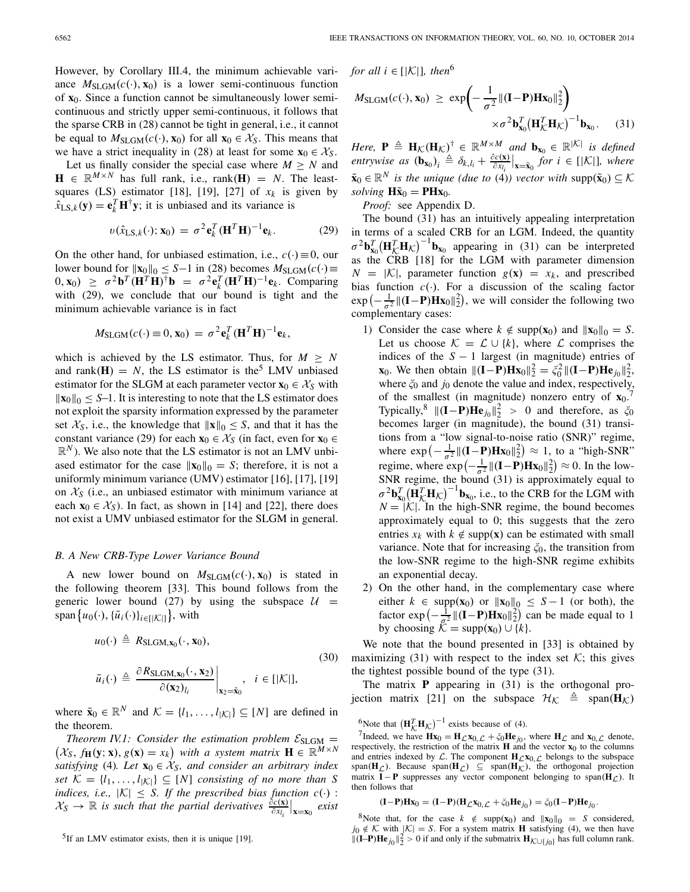However, by Corollary III.4, the minimum achievable variance $M_{\text{SLGM}}(c(\cdot), \mathbf{x}_0)$ is a lower semi-continuous function of $\mathbf{x}_0$. Since a function cannot be simultaneously lower semi-continuous and strictly upper semi-continuous, it follows that the sparse CRB in (28) cannot be tight in general, i.e., it cannot be equal to $M_{\text{SLGM}}(c(\cdot), \mathbf{x}_0)$ for all $\mathbf{x}_0 \in \mathcal{X}_S$. This means that we have a strict inequality in (28) at least for some $\mathbf{x}_0 \in \mathcal{X}_S$.

Let us finally consider the special case where $M \geq N$ and $\mathbf{H} \in \mathbb{R}^{M \times N}$ has full rank, i.e., $\text{rank}(\mathbf{H}) = N$. The least-squares (LS) estimator [18], [19], [27] of $x_k$ is given by $\hat{x}_{\text{LS},k}(\mathbf{y}) = \mathbf{e}_k^T \mathbf{H}^{\dagger} \mathbf{y}$; it is unbiased and its variance is

$$v(\hat{x}_{\text{LS},k}(\cdot); \mathbf{x}_0) = \sigma^2 \mathbf{e}_k^T (\mathbf{H}^T \mathbf{H})^{-1} \mathbf{e}_k. \tag{29}$$

On the other hand, for unbiased estimation, i.e., $c(\cdot) \equiv 0$, our lower bound for $\|\mathbf{x}_0\|_0 \leq S-1$ in (28) becomes $M_{\text{SLGM}}(c(\cdot) \equiv 0, \mathbf{x}_0) \geq \sigma^2 \mathbf{b}^T (\mathbf{H}^T \mathbf{H})^{\dagger} \mathbf{b} = \sigma^2 \mathbf{e}_k^T (\mathbf{H}^T \mathbf{H})^{-1} \mathbf{e}_k$. Comparing with (29), we conclude that our bound is tight and the minimum achievable variance is in fact

$$M_{\text{SLGM}}(c(\cdot) \equiv 0, \mathbf{x}_0) = \sigma^2 \mathbf{e}_k^T (\mathbf{H}^T \mathbf{H})^{-1} \mathbf{e}_k,$$

which is achieved by the LS estimator. Thus, for $M \geq N$ and $\text{rank}(\mathbf{H}) = N$, the LS estimator is the[5] LMV unbiased estimator for the SLGM at each parameter vector $\mathbf{x}_0 \in \mathcal{X}_S$ with $\|\mathbf{x}_0\|_0 \leq S$–1. It is interesting to note that the LS estimator does not exploit the sparsity information expressed by the parameter set $\mathcal{X}_S$, i.e., the knowledge that $\|\mathbf{x}\|_0 \leq S$, and that it has the constant variance (29) for each $\mathbf{x}_0 \in \mathcal{X}_S$ (in fact, even for $\mathbf{x}_0 \in \mathbb{R}^N$). We also note that the LS estimator is not an LMV unbiased estimator for the case $\|\mathbf{x}_0\|_0 = S$; therefore, it is not a uniformly minimum variance (UMV) estimator [16], [17], [19] on $\mathcal{X}_S$ (i.e., an unbiased estimator with minimum variance at each $\mathbf{x}_0 \in \mathcal{X}_S$). In fact, as shown in [14] and [22], there does not exist a UMV unbiased estimator for the SLGM in general.

### B. A New CRB-Type Lower Variance Bound

A new lower bound on $M_{\text{SLGM}}(c(\cdot), \mathbf{x}_0)$ is stated in the following theorem [33]. This bound follows from the generic lower bound (27) by using the subspace $\mathcal{U} = \text{span}\{u_0(\cdot), \{\tilde{u}_i(\cdot)\}_{i \in [|\mathcal{K}|]}\}$, with

$$u_0(\cdot) \triangleq R_{\text{SLGM},\mathbf{x}_0}(\cdot, \mathbf{x}_0),$$
$$\tilde{u}_i(\cdot) \triangleq \left. \frac{\partial R_{\text{SLGM},\mathbf{x}_0}(\cdot, \mathbf{x}_2)}{\partial (\mathbf{x}_2)_{l_i}} \right|_{\mathbf{x}_2 = \tilde{\mathbf{x}}_0}, \quad i \in [|\mathcal{K}|], \tag{30}$$

where $\tilde{\mathbf{x}}_0 \in \mathbb{R}^N$ and $\mathcal{K} = \{l_1, \ldots, l_{|\mathcal{K}|}\} \subseteq [N]$ are defined in the theorem.

*Theorem IV.1: Consider the estimation problem $\mathcal{E}_{\text{SLGM}} = (\mathcal{X}_S, f_{\mathbf{H}}(\mathbf{y}; \mathbf{x}), g(\mathbf{x}) = x_k)$ with a system matrix $\mathbf{H} \in \mathbb{R}^{M \times N}$ satisfying* (4)*. Let $\mathbf{x}_0 \in \mathcal{X}_S$, and consider an arbitrary index set $\mathcal{K} = \{l_1, \ldots, l_{|\mathcal{K}|}\} \subseteq [N]$ consisting of no more than $S$ indices, i.e., $|\mathcal{K}| \leq S$. If the prescribed bias function $c(\cdot) : \mathcal{X}_S \to \mathbb{R}$ is such that the partial derivatives $\left.\frac{\partial c(\mathbf{x})}{\partial x_{l_i}}\right|_{\mathbf{x}=\mathbf{x}_0}$ exist for all $i \in [|\mathcal{K}|]$, then*[6]

$$M_{\text{SLGM}}(c(\cdot), \mathbf{x}_0) \geq \exp\left(-\frac{1}{\sigma^2} \|(\mathbf{I}-\mathbf{P})\mathbf{H}\mathbf{x}_0\|_2^2\right) \times \sigma^2 \mathbf{b}_{\mathbf{x}_0}^T \left(\mathbf{H}_{\mathcal{K}}^T \mathbf{H}_{\mathcal{K}}\right)^{-1} \mathbf{b}_{\mathbf{x}_0}. \tag{31}$$

*Here, $\mathbf{P} \triangleq \mathbf{H}_{\mathcal{K}}(\mathbf{H}_{\mathcal{K}})^{\dagger} \in \mathbb{R}^{M \times M}$ and $\mathbf{b}_{\mathbf{x}_0} \in \mathbb{R}^{|\mathcal{K}|}$ is defined entrywise as $(\mathbf{b}_{\mathbf{x}_0})_i \triangleq \delta_{k,l_i} + \left.\frac{\partial c(\mathbf{x})}{\partial x_{l_i}}\right|_{\mathbf{x}=\tilde{\mathbf{x}}_0}$ for $i \in [|\mathcal{K}|]$, where $\tilde{\mathbf{x}}_0 \in \mathbb{R}^N$ is the unique (due to* (4)*) vector with $\text{supp}(\tilde{\mathbf{x}}_0) \subseteq \mathcal{K}$ solving $\mathbf{H}\tilde{\mathbf{x}}_0 = \mathbf{P}\mathbf{H}\mathbf{x}_0$.*

*Proof:* see Appendix D.

The bound (31) has an intuitively appealing interpretation in terms of a scaled CRB for an LGM. Indeed, the quantity $\sigma^2 \mathbf{b}_{\mathbf{x}_0}^T \left(\mathbf{H}_{\mathcal{K}}^T \mathbf{H}_{\mathcal{K}}\right)^{-1} \mathbf{b}_{\mathbf{x}_0}$ appearing in (31) can be interpreted as the CRB [18] for the LGM with parameter dimension $N = |\mathcal{K}|$, parameter function $g(\mathbf{x}) = x_k$, and prescribed bias function $c(\cdot)$. For a discussion of the scaling factor $\exp\left(-\frac{1}{\sigma^2}\|(\mathbf{I}-\mathbf{P})\mathbf{H}\mathbf{x}_0\|_2^2\right)$, we will consider the following two complementary cases:

1) Consider the case where $k \notin \text{supp}(\mathbf{x}_0)$ and $\|\mathbf{x}_0\|_0 = S$. Let us choose $\mathcal{K} = \mathcal{L} \cup \{k\}$, where $\mathcal{L}$ comprises the indices of the $S-1$ largest (in magnitude) entries of $\mathbf{x}_0$. We then obtain $\|(\mathbf{I}-\mathbf{P})\mathbf{H}\mathbf{x}_0\|_2^2 = \xi_0^2 \|(\mathbf{I}-\mathbf{P})\mathbf{H}\mathbf{e}_{j_0}\|_2^2$, where $\xi_0$ and $j_0$ denote the value and index, respectively, of the smallest (in magnitude) nonzero entry of $\mathbf{x}_0$.[7] Typically,[8] $\|(\mathbf{I}-\mathbf{P})\mathbf{H}\mathbf{e}_{j_0}\|_2^2 > 0$ and therefore, as $\xi_0$ becomes larger (in magnitude), the bound (31) transitions from a "low signal-to-noise ratio (SNR)" regime, where $\exp\left(-\frac{1}{\sigma^2}\|(\mathbf{I}-\mathbf{P})\mathbf{H}\mathbf{x}_0\|_2^2\right) \approx 1$, to a "high-SNR" regime, where $\exp\left(-\frac{1}{\sigma^2}\|(\mathbf{I}-\mathbf{P})\mathbf{H}\mathbf{x}_0\|_2^2\right) \approx 0$. In the low-SNR regime, the bound (31) is approximately equal to $\sigma^2 \mathbf{b}_{\mathbf{x}_0}^T \left(\mathbf{H}_{\mathcal{K}}^T \mathbf{H}_{\mathcal{K}}\right)^{-1} \mathbf{b}_{\mathbf{x}_0}$, i.e., to the CRB for the LGM with $N = |\mathcal{K}|$. In the high-SNR regime, the bound becomes approximately equal to 0; this suggests that the zero entries $x_k$ with $k \notin \text{supp}(\mathbf{x})$ can be estimated with small variance. Note that for increasing $\xi_0$, the transition from the low-SNR regime to the high-SNR regime exhibits an exponential decay.

2) On the other hand, in the complementary case where either $k \in \text{supp}(\mathbf{x}_0)$ or $\|\mathbf{x}_0\|_0 \leq S-1$ (or both), the factor $\exp\left(-\frac{1}{\sigma^2}\|(\mathbf{I}-\mathbf{P})\mathbf{H}\mathbf{x}_0\|_2^2\right)$ can be made equal to 1 by choosing $\mathcal{K} = \text{supp}(\mathbf{x}_0) \cup \{k\}$.

We note that the bound presented in [33] is obtained by maximizing (31) with respect to the index set $\mathcal{K}$; this gives the tightest possible bound of the type (31).

The matrix $\mathbf{P}$ appearing in (31) is the orthogonal projection matrix [21] on the subspace $\mathcal{H}_{\mathcal{K}} \triangleq \text{span}(\mathbf{H}_{\mathcal{K}})$

---

[5] If an LMV estimator exists, then it is unique [19].

[6] Note that $\left(\mathbf{H}_{\mathcal{K}}^T \mathbf{H}_{\mathcal{K}}\right)^{-1}$ exists because of (4).

[7] Indeed, we have $\mathbf{H}\mathbf{x}_0 = \mathbf{H}_{\mathcal{L}}\mathbf{x}_{0,\mathcal{L}} + \xi_0 \mathbf{H}\mathbf{e}_{j_0}$, where $\mathbf{H}_{\mathcal{L}}$ and $\mathbf{x}_{0,\mathcal{L}}$ denote, respectively, the restriction of the matrix $\mathbf{H}$ and the vector $\mathbf{x}_0$ to the columns and entries indexed by $\mathcal{L}$. The component $\mathbf{H}_{\mathcal{L}}\mathbf{x}_{0,\mathcal{L}}$ belongs to the subspace $\text{span}(\mathbf{H}_{\mathcal{L}})$. Because $\text{span}(\mathbf{H}_{\mathcal{L}}) \subseteq \text{span}(\mathbf{H}_{\mathcal{K}})$, the orthogonal projection matrix $\mathbf{I}-\mathbf{P}$ suppresses any vector component belonging to $\text{span}(\mathbf{H}_{\mathcal{L}})$. It then follows that

$$(\mathbf{I}-\mathbf{P})\mathbf{H}\mathbf{x}_0 = (\mathbf{I}-\mathbf{P})(\mathbf{H}_{\mathcal{L}}\mathbf{x}_{0,\mathcal{L}} + \xi_0 \mathbf{H}\mathbf{e}_{j_0}) = \xi_0 (\mathbf{I}-\mathbf{P})\mathbf{H}\mathbf{e}_{j_0}.$$

[8] Note that, for the case $k \notin \text{supp}(\mathbf{x}_0)$ and $\|\mathbf{x}_0\|_0 = S$ considered, $j_0 \notin \mathcal{K}$ with $|\mathcal{K}| = S$. For a system matrix $\mathbf{H}$ satisfying (4), we then have $\|(\mathbf{I}-\mathbf{P})\mathbf{H}\mathbf{e}_{j_0}\|_2^2 > 0$ if and only if the submatrix $\mathbf{H}_{\mathcal{K} \cup \{j_0\}}$ has full column rank.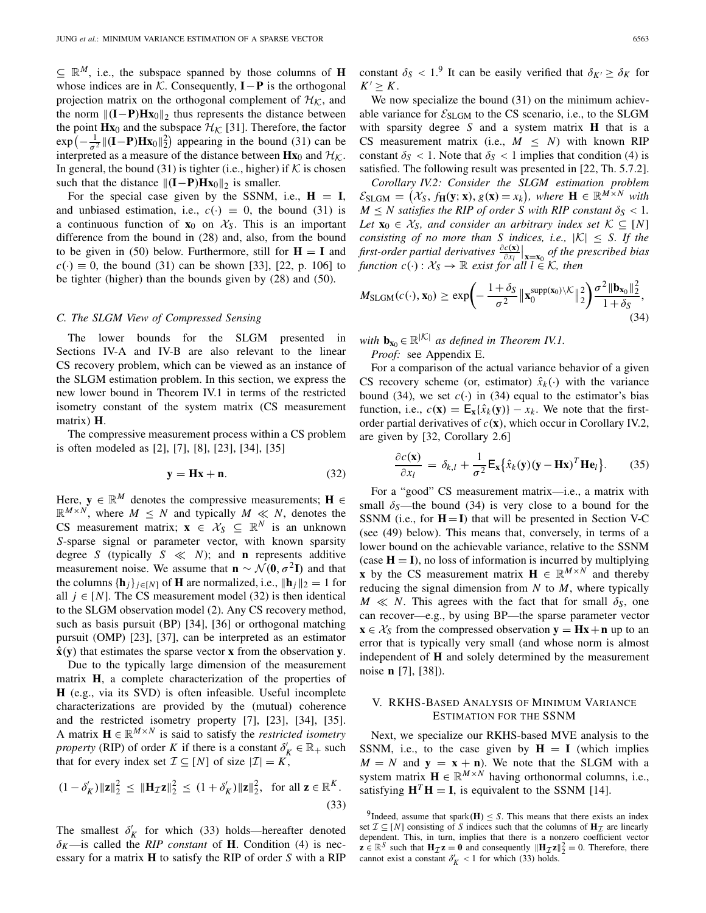$\subseteq \mathbb{R}^M$, i.e., the subspace spanned by those columns of $\mathbf{H}$ whose indices are in $\mathcal{K}$. Consequently, $\mathbf{I}-\mathbf{P}$ is the orthogonal projection matrix on the orthogonal complement of $\mathcal{H}_\mathcal{K}$, and the norm $\|(\mathbf{I}-\mathbf{P})\mathbf{H}\mathbf{x}_0\|_2$ thus represents the distance between the point $\mathbf{H}\mathbf{x}_0$ and the subspace $\mathcal{H}_\mathcal{K}$ [31]. Therefore, the factor $\exp\big(-\frac{1}{\sigma^2}\|(\mathbf{I}-\mathbf{P})\mathbf{H}\mathbf{x}_0\|_2^2\big)$ appearing in the bound (31) can be interpreted as a measure of the distance between $\mathbf{H}\mathbf{x}_0$ and $\mathcal{H}_\mathcal{K}$. In general, the bound (31) is tighter (i.e., higher) if $\mathcal{K}$ is chosen such that the distance $\|(\mathbf{I}-\mathbf{P})\mathbf{H}\mathbf{x}_0\|_2$ is smaller.

For the special case given by the SSNM, i.e., $\mathbf{H} = \mathbf{I}$, and unbiased estimation, i.e., $c(\cdot) \equiv 0$, the bound (31) is a continuous function of $\mathbf{x}_0$ on $\mathcal{X}_S$. This is an important difference from the bound in (28) and, also, from the bound to be given in (50) below. Furthermore, still for $\mathbf{H} = \mathbf{I}$ and $c(\cdot) \equiv 0$, the bound (31) can be shown [33], [22, p. 106] to be tighter (higher) than the bounds given by (28) and (50).

### C. The SLGM View of Compressed Sensing

The lower bounds for the SLGM presented in Sections IV-A and IV-B are also relevant to the linear CS recovery problem, which can be viewed as an instance of the SLGM estimation problem. In this section, we express the new lower bound in Theorem IV.1 in terms of the restricted isometry constant of the system matrix (CS measurement matrix) $\mathbf{H}$.

The compressive measurement process within a CS problem is often modeled as [2], [7], [8], [23], [34], [35]

$$\mathbf{y} = \mathbf{H}\mathbf{x} + \mathbf{n}. \tag{32}$$

Here, $\mathbf{y} \in \mathbb{R}^M$ denotes the compressive measurements; $\mathbf{H} \in \mathbb{R}^{M\times N}$, where $M \leq N$ and typically $M \ll N$, denotes the CS measurement matrix; $\mathbf{x} \in \mathcal{X}_S \subseteq \mathbb{R}^N$ is an unknown $S$-sparse signal or parameter vector, with known sparsity degree $S$ (typically $S \ll N$); and $\mathbf{n}$ represents additive measurement noise. We assume that $\mathbf{n} \sim \mathcal{N}(\mathbf{0}, \sigma^2\mathbf{I})$ and that the columns $\{\mathbf{h}_j\}_{j\in[N]}$ of $\mathbf{H}$ are normalized, i.e., $\|\mathbf{h}_j\|_2 = 1$ for all $j \in [N]$. The CS measurement model (32) is then identical to the SLGM observation model (2). Any CS recovery method, such as basis pursuit (BP) [34], [36] or orthogonal matching pursuit (OMP) [23], [37], can be interpreted as an estimator $\hat{\mathbf{x}}(\mathbf{y})$ that estimates the sparse vector $\mathbf{x}$ from the observation $\mathbf{y}$.

Due to the typically large dimension of the measurement matrix $\mathbf{H}$, a complete characterization of the properties of $\mathbf{H}$ (e.g., via its SVD) is often infeasible. Useful incomplete characterizations are provided by the (mutual) coherence and the restricted isometry property [7], [23], [34], [35]. A matrix $\mathbf{H} \in \mathbb{R}^{M\times N}$ is said to satisfy the *restricted isometry property* (RIP) of order $K$ if there is a constant $\delta'_K \in \mathbb{R}_+$ such that for every index set $\mathcal{I} \subseteq [N]$ of size $|\mathcal{I}| = K$,

$$(1-\delta'_K)\|\mathbf{z}\|_2^2 \;\leq\; \|\mathbf{H}_\mathcal{I}\mathbf{z}\|_2^2 \;\leq\; (1+\delta'_K)\|\mathbf{z}\|_2^2, \;\; \text{for all } \mathbf{z} \in \mathbb{R}^K. \tag{33}$$

The smallest $\delta'_K$ for which (33) holds—hereafter denoted $\delta_K$—is called the *RIP constant* of $\mathbf{H}$. Condition (4) is necessary for a matrix $\mathbf{H}$ to satisfy the RIP of order $S$ with a RIP constant $\delta_S < 1$.[9] It can be easily verified that $\delta_{K'} \geq \delta_K$ for $K' \geq K$.

We now specialize the bound (31) on the minimum achievable variance for $\mathcal{E}_{\text{SLGM}}$ to the CS scenario, i.e., to the SLGM with sparsity degree $S$ and a system matrix $\mathbf{H}$ that is a CS measurement matrix (i.e., $M \leq N$) with known RIP constant $\delta_S < 1$. Note that $\delta_S < 1$ implies that condition (4) is satisfied. The following result was presented in [22, Th. 5.7.2].

*Corollary IV.2: Consider the SLGM estimation problem $\mathcal{E}_{\text{SLGM}} = \big(\mathcal{X}_S, f_\mathbf{H}(\mathbf{y};\mathbf{x}), g(\mathbf{x}) = x_k\big)$, where $\mathbf{H} \in \mathbb{R}^{M\times N}$ with $M \leq N$ satisfies the RIP of order $S$ with RIP constant $\delta_S < 1$. Let $\mathbf{x}_0 \in \mathcal{X}_S$, and consider an arbitrary index set $\mathcal{K} \subseteq [N]$ consisting of no more than $S$ indices, i.e., $|\mathcal{K}| \leq S$. If the first-order partial derivatives $\frac{\partial c(\mathbf{x})}{\partial x_l}\big|_{\mathbf{x}=\mathbf{x}_0}$ of the prescribed bias function $c(\cdot): \mathcal{X}_S \to \mathbb{R}$ exist for all $l \in \mathcal{K}$, then*

$$M_{\text{SLGM}}(c(\cdot), \mathbf{x}_0) \geq \exp\!\bigg(-\frac{1+\delta_S}{\sigma^2}\big\|\mathbf{x}_0^{\text{supp}(\mathbf{x}_0)\setminus\mathcal{K}}\big\|_2^2\bigg)\frac{\sigma^2\|\mathbf{b}_{\mathbf{x}_0}\|_2^2}{1+\delta_S}, \tag{34}$$

*with $\mathbf{b}_{\mathbf{x}_0} \in \mathbb{R}^{|\mathcal{K}|}$ as defined in Theorem IV.1.*

*Proof:* see Appendix E.

For a comparison of the actual variance behavior of a given CS recovery scheme (or, estimator) $\hat{x}_k(\cdot)$ with the variance bound (34), we set $c(\cdot)$ in (34) equal to the estimator's bias function, i.e., $c(\mathbf{x}) = \mathsf{E}_\mathbf{x}\{\hat{x}_k(\mathbf{y})\} - x_k$. We note that the first-order partial derivatives of $c(\mathbf{x})$, which occur in Corollary IV.2, are given by [32, Corollary 2.6]

$$\frac{\partial c(\mathbf{x})}{\partial x_l} = \delta_{k,l} + \frac{1}{\sigma^2}\mathsf{E}_\mathbf{x}\big\{\hat{x}_k(\mathbf{y})(\mathbf{y}-\mathbf{H}\mathbf{x})^T\mathbf{H}\mathbf{e}_l\big\}. \tag{35}$$

For a "good" CS measurement matrix—i.e., a matrix with small $\delta_S$—the bound (34) is very close to a bound for the SSNM (i.e., for $\mathbf{H} = \mathbf{I}$) that will be presented in Section V-C (see (49) below). This means that, conversely, in terms of a lower bound on the achievable variance, relative to the SSNM (case $\mathbf{H} = \mathbf{I}$), no loss of information is incurred by multiplying $\mathbf{x}$ by the CS measurement matrix $\mathbf{H} \in \mathbb{R}^{M\times N}$ and thereby reducing the signal dimension from $N$ to $M$, where typically $M \ll N$. This agrees with the fact that for small $\delta_S$, one can recover—e.g., by using BP—the sparse parameter vector $\mathbf{x} \in \mathcal{X}_S$ from the compressed observation $\mathbf{y} = \mathbf{H}\mathbf{x} + \mathbf{n}$ up to an error that is typically very small (and whose norm is almost independent of $\mathbf{H}$ and solely determined by the measurement noise $\mathbf{n}$ [7], [38]).

## V. RKHS-Based Analysis of Minimum Variance Estimation for the SSNM

Next, we specialize our RKHS-based MVE analysis to the SSNM, i.e., to the case given by $\mathbf{H} = \mathbf{I}$ (which implies $M = N$ and $\mathbf{y} = \mathbf{x} + \mathbf{n}$). We note that the SLGM with a system matrix $\mathbf{H} \in \mathbb{R}^{M\times N}$ having orthonormal columns, i.e., satisfying $\mathbf{H}^T\mathbf{H} = \mathbf{I}$, is equivalent to the SSNM [14].

[9] Indeed, assume that $\text{spark}(\mathbf{H}) \leq S$. This means that there exists an index set $\mathcal{I} \subseteq [N]$ consisting of $S$ indices such that the columns of $\mathbf{H}_\mathcal{I}$ are linearly dependent. This, in turn, implies that there exists a nonzero coefficient vector $\mathbf{z} \in \mathbb{R}^S$ such that $\mathbf{H}_\mathcal{I}\mathbf{z} = \mathbf{0}$ and consequently $\|\mathbf{H}_\mathcal{I}\mathbf{z}\|_2^2 = 0$. Therefore, there cannot exist a constant $\delta'_K < 1$ for which (33) holds.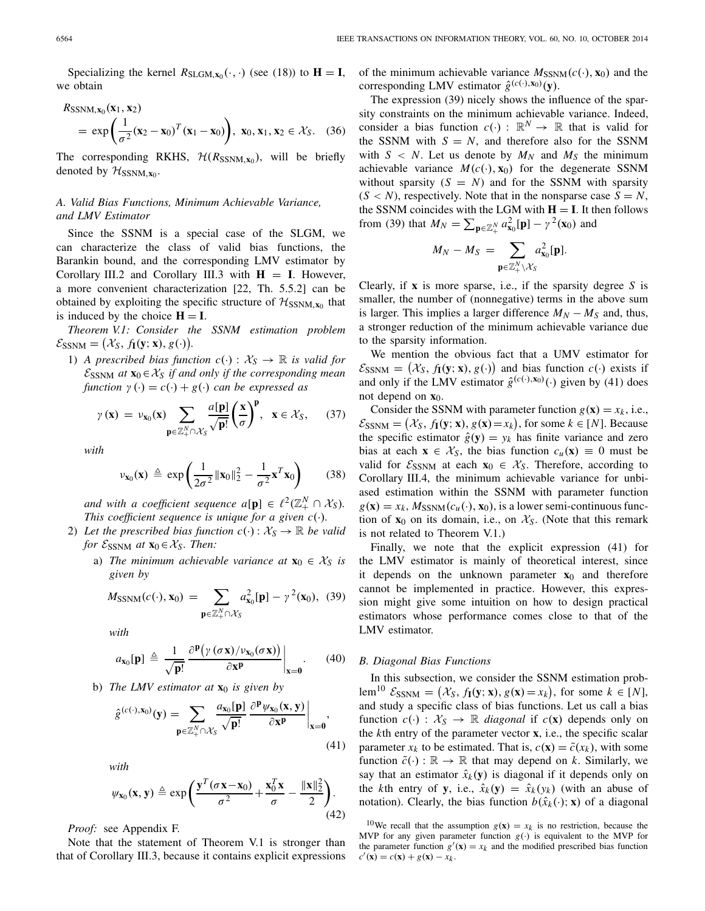Specializing the kernel $R_{\text{SLGM},\mathbf{x}_0}(\cdot,\cdot)$ (see (18)) to $\mathbf{H}=\mathbf{I}$, we obtain

$$
\begin{aligned}
&R_{\text{SSNM},\mathbf{x}_0}(\mathbf{x}_1,\mathbf{x}_2)\\
&\quad= \exp\!\left(\frac{1}{\sigma^2}(\mathbf{x}_2-\mathbf{x}_0)^T(\mathbf{x}_1-\mathbf{x}_0)\right),\ \ \mathbf{x}_0,\mathbf{x}_1,\mathbf{x}_2\in\mathcal{X}_S. \quad (36)
\end{aligned}
$$

The corresponding RKHS, $\mathcal{H}(R_{\text{SSNM},\mathbf{x}_0})$, will be briefly denoted by $\mathcal{H}_{\text{SSNM},\mathbf{x}_0}$.

### A. Valid Bias Functions, Minimum Achievable Variance, and LMV Estimator

Since the SSNM is a special case of the SLGM, we can characterize the class of valid bias functions, the Barankin bound, and the corresponding LMV estimator by Corollary III.2 and Corollary III.3 with $\mathbf{H}=\mathbf{I}$. However, a more convenient characterization [22, Th. 5.5.2] can be obtained by exploiting the specific structure of $\mathcal{H}_{\text{SSNM},\mathbf{x}_0}$ that is induced by the choice $\mathbf{H}=\mathbf{I}$.

*Theorem V.1: Consider the SSNM estimation problem* $\mathcal{E}_{\text{SSNM}}=\big(\mathcal{X}_S, f_{\mathbf{I}}(\mathbf{y};\mathbf{x}), g(\cdot)\big)$.

1) *A prescribed bias function $c(\cdot):\mathcal{X}_S\to\mathbb{R}$ is valid for $\mathcal{E}_{\text{SSNM}}$ at $\mathbf{x}_0\in\mathcal{X}_S$ if and only if the corresponding mean function $\gamma(\cdot)=c(\cdot)+g(\cdot)$ can be expressed as*

$$
\gamma(\mathbf{x}) = \nu_{\mathbf{x}_0}(\mathbf{x})\sum_{\mathbf{p}\in\mathbb{Z}_+^N\cap\mathcal{X}_S}\frac{a[\mathbf{p}]}{\sqrt{\mathbf{p}!}}\left(\frac{\mathbf{x}}{\sigma}\right)^{\mathbf{p}},\quad \mathbf{x}\in\mathcal{X}_S, \quad (37)
$$

*with*

$$
\nu_{\mathbf{x}_0}(\mathbf{x}) \triangleq \exp\!\left(\frac{1}{2\sigma^2}\|\mathbf{x}_0\|_2^2-\frac{1}{\sigma^2}\mathbf{x}^T\mathbf{x}_0\right) \quad (38)
$$

*and with a coefficient sequence $a[\mathbf{p}]\in\ell^2(\mathbb{Z}_+^N\cap\mathcal{X}_S)$. This coefficient sequence is unique for a given $c(\cdot)$.*

2) *Let the prescribed bias function $c(\cdot):\mathcal{X}_S\to\mathbb{R}$ be valid for $\mathcal{E}_{\text{SSNM}}$ at $\mathbf{x}_0\in\mathcal{X}_S$. Then:*

a) *The minimum achievable variance at $\mathbf{x}_0\in\mathcal{X}_S$ is given by*

$$
M_{\text{SSNM}}(c(\cdot),\mathbf{x}_0) = \sum_{\mathbf{p}\in\mathbb{Z}_+^N\cap\mathcal{X}_S}a_{\mathbf{x}_0}^2[\mathbf{p}]-\gamma^2(\mathbf{x}_0), \quad (39)
$$

*with*

$$
a_{\mathbf{x}_0}[\mathbf{p}] \triangleq \frac{1}{\sqrt{\mathbf{p}!}}\left.\frac{\partial^{\mathbf{p}}\big(\gamma(\sigma\mathbf{x})/\nu_{\mathbf{x}_0}(\sigma\mathbf{x})\big)}{\partial\mathbf{x}^{\mathbf{p}}}\right|_{\mathbf{x}=\mathbf{0}}. \quad (40)
$$

b) *The LMV estimator at $\mathbf{x}_0$ is given by*

$$
\hat{g}^{(c(\cdot),\mathbf{x}_0)}(\mathbf{y}) = \sum_{\mathbf{p}\in\mathbb{Z}_+^N\cap\mathcal{X}_S}\frac{a_{\mathbf{x}_0}[\mathbf{p}]}{\sqrt{\mathbf{p}!}}\left.\frac{\partial^{\mathbf{p}}\psi_{\mathbf{x}_0}(\mathbf{x},\mathbf{y})}{\partial\mathbf{x}^{\mathbf{p}}}\right|_{\mathbf{x}=\mathbf{0}}, \quad (41)
$$

*with*

$$
\psi_{\mathbf{x}_0}(\mathbf{x},\mathbf{y}) \triangleq \exp\!\left(\frac{\mathbf{y}^T(\sigma\mathbf{x}-\mathbf{x}_0)}{\sigma^2}+\frac{\mathbf{x}_0^T\mathbf{x}}{\sigma}-\frac{\|\mathbf{x}\|_2^2}{2}\right). \quad (42)
$$

*Proof:* see Appendix F.

Note that the statement of Theorem V.1 is stronger than that of Corollary III.3, because it contains explicit expressions of the minimum achievable variance $M_{\text{SSNM}}(c(\cdot),\mathbf{x}_0)$ and the corresponding LMV estimator $\hat{g}^{(c(\cdot),\mathbf{x}_0)}(\mathbf{y})$.

The expression (39) nicely shows the influence of the sparsity constraints on the minimum achievable variance. Indeed, consider a bias function $c(\cdot):\mathbb{R}^N\to\mathbb{R}$ that is valid for the SSNM with $S=N$, and therefore also for the SSNM with $S<N$. Let us denote by $M_N$ and $M_S$ the minimum achievable variance $M(c(\cdot),\mathbf{x}_0)$ for the degenerate SSNM without sparsity ($S=N$) and for the SSNM with sparsity ($S<N$), respectively. Note that in the nonsparse case $S=N$, the SSNM coincides with the LGM with $\mathbf{H}=\mathbf{I}$. It then follows from (39) that $M_N=\sum_{\mathbf{p}\in\mathbb{Z}_+^N}a_{\mathbf{x}_0}^2[\mathbf{p}]-\gamma^2(\mathbf{x}_0)$ and

$$
M_N-M_S = \sum_{\mathbf{p}\in\mathbb{Z}_+^N\setminus\mathcal{X}_S}a_{\mathbf{x}_0}^2[\mathbf{p}].
$$

Clearly, if $\mathbf{x}$ is more sparse, i.e., if the sparsity degree $S$ is smaller, the number of (nonnegative) terms in the above sum is larger. This implies a larger difference $M_N-M_S$ and, thus, a stronger reduction of the minimum achievable variance due to the sparsity information.

We mention the obvious fact that a UMV estimator for $\mathcal{E}_{\text{SSNM}}=\big(\mathcal{X}_S, f_{\mathbf{I}}(\mathbf{y};\mathbf{x}), g(\cdot)\big)$ and bias function $c(\cdot)$ exists if and only if the LMV estimator $\hat{g}^{(c(\cdot),\mathbf{x}_0)}(\cdot)$ given by (41) does not depend on $\mathbf{x}_0$.

Consider the SSNM with parameter function $g(\mathbf{x})=x_k$, i.e., $\mathcal{E}_{\text{SSNM}}=\big(\mathcal{X}_S, f_{\mathbf{I}}(\mathbf{y};\mathbf{x}), g(\mathbf{x})=x_k\big)$, for some $k\in[N]$. Because the specific estimator $\hat{g}(\mathbf{y})=y_k$ has finite variance and zero bias at each $\mathbf{x}\in\mathcal{X}_S$, the bias function $c_u(\mathbf{x})\equiv 0$ must be valid for $\mathcal{E}_{\text{SSNM}}$ at each $\mathbf{x}_0\in\mathcal{X}_S$. Therefore, according to Corollary III.4, the minimum achievable variance for unbiased estimation within the SSNM with parameter function $g(\mathbf{x})=x_k$, $M_{\text{SSNM}}(c_u(\cdot),\mathbf{x}_0)$, is a lower semi-continuous function of $\mathbf{x}_0$ on its domain, i.e., on $\mathcal{X}_S$. (Note that this remark is not related to Theorem V.1.)

Finally, we note that the explicit expression (41) for the LMV estimator is mainly of theoretical interest, since it depends on the unknown parameter $\mathbf{x}_0$ and therefore cannot be implemented in practice. However, this expression might give some intuition on how to design practical estimators whose performance comes close to that of the LMV estimator.

### B. Diagonal Bias Functions

In this subsection, we consider the SSNM estimation problem[10] $\mathcal{E}_{\text{SSNM}}=\big(\mathcal{X}_S, f_{\mathbf{I}}(\mathbf{y};\mathbf{x}), g(\mathbf{x})=x_k\big)$, for some $k\in[N]$, and study a specific class of bias functions. Let us call a bias function $c(\cdot):\mathcal{X}_S\to\mathbb{R}$ *diagonal* if $c(\mathbf{x})$ depends only on the $k$th entry of the parameter vector $\mathbf{x}$, i.e., the specific scalar parameter $x_k$ to be estimated. That is, $c(\mathbf{x})=\tilde{c}(x_k)$, with some function $\tilde{c}(\cdot):\mathbb{R}\to\mathbb{R}$ that may depend on $k$. Similarly, we say that an estimator $\hat{x}_k(\mathbf{y})$ is diagonal if it depends only on the $k$th entry of $\mathbf{y}$, i.e., $\hat{x}_k(\mathbf{y})=\hat{x}_k(y_k)$ (with an abuse of notation). Clearly, the bias function $b(\hat{x}_k(\cdot);\mathbf{x})$ of a diagonal

[10] We recall that the assumption $g(\mathbf{x})=x_k$ is no restriction, because the MVP for any given parameter function $g(\cdot)$ is equivalent to the MVP for the parameter function $g'(\mathbf{x})=x_k$ and the modified prescribed bias function $c'(\mathbf{x})=c(\mathbf{x})+g(\mathbf{x})-x_k$.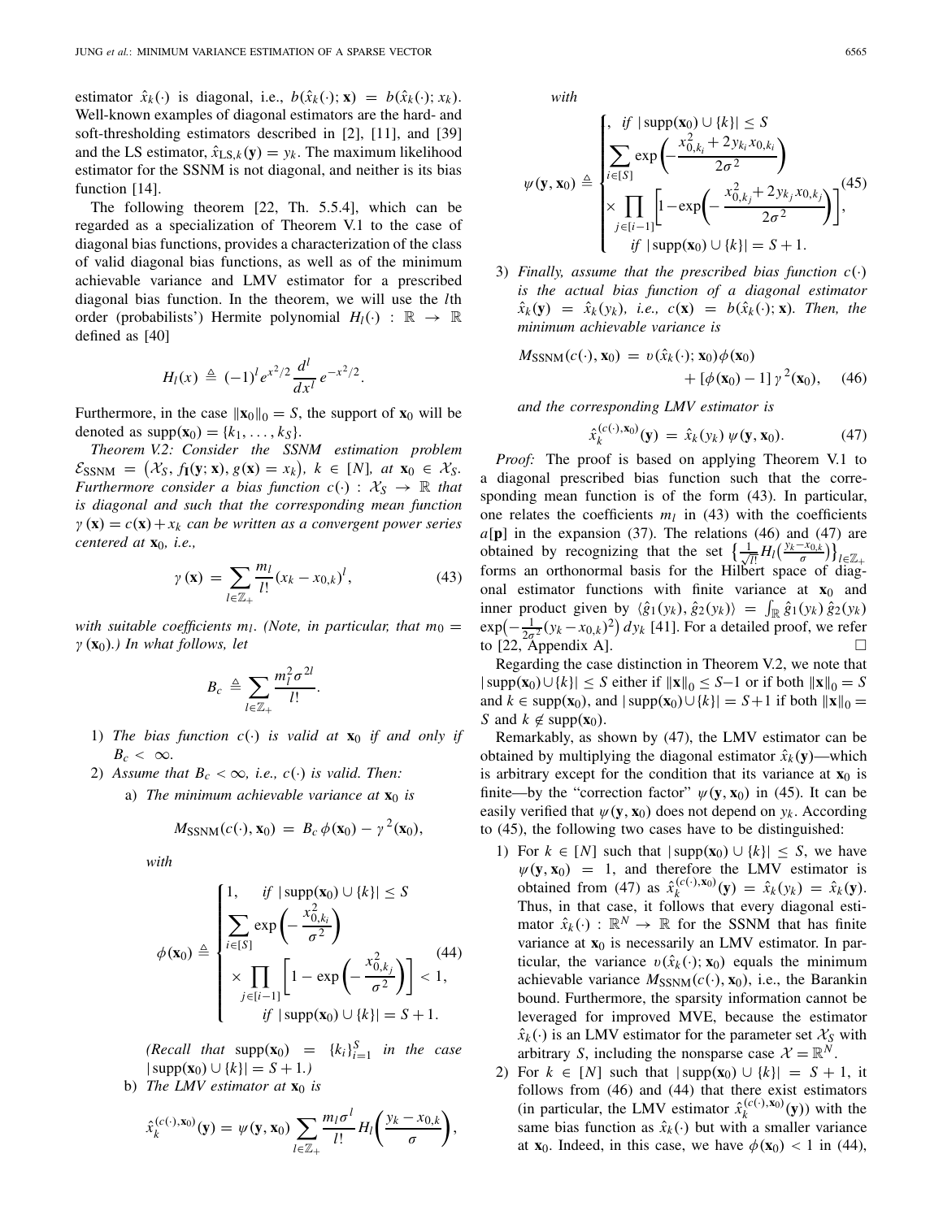estimator $\hat{x}_k(\cdot)$ is diagonal, i.e., $b(\hat{x}_k(\cdot); \mathbf{x}) = b(\hat{x}_k(\cdot); x_k)$. Well-known examples of diagonal estimators are the hard- and soft-thresholding estimators described in [2], [11], and [39] and the LS estimator, $\hat{x}_{\text{LS},k}(\mathbf{y}) = y_k$. The maximum likelihood estimator for the SSNM is not diagonal, and neither is its bias function [14].

The following theorem [22, Th. 5.5.4], which can be regarded as a specialization of Theorem V.1 to the case of diagonal bias functions, provides a characterization of the class of valid diagonal bias functions, as well as of the minimum achievable variance and LMV estimator for a prescribed diagonal bias function. In the theorem, we will use the $l$th order (probabilists') Hermite polynomial $H_l(\cdot) : \mathbb{R} \to \mathbb{R}$ defined as [40]

$$H_l(x) \triangleq (-1)^l e^{x^2/2} \frac{d^l}{dx^l} e^{-x^2/2}.$$

Furthermore, in the case $\|\mathbf{x}_0\|_0 = S$, the support of $\mathbf{x}_0$ will be denoted as $\text{supp}(\mathbf{x}_0) = \{k_1, \ldots, k_S\}$.

*Theorem V.2: Consider the SSNM estimation problem $\mathcal{E}_{\text{SSNM}} = \big(\mathcal{X}_S, f_{\mathbf{I}}(\mathbf{y}; \mathbf{x}), g(\mathbf{x}) = x_k\big)$, $k \in [N]$, at $\mathbf{x}_0 \in \mathcal{X}_S$. Furthermore consider a bias function $c(\cdot) : \mathcal{X}_S \to \mathbb{R}$ that is diagonal and such that the corresponding mean function $\gamma(\mathbf{x}) = c(\mathbf{x}) + x_k$ can be written as a convergent power series centered at $\mathbf{x}_0$, i.e.,*

$$\gamma(\mathbf{x}) = \sum_{l \in \mathbb{Z}_+} \frac{m_l}{l!} (x_k - x_{0,k})^l, \tag{43}$$

*with suitable coefficients $m_l$. (Note, in particular, that $m_0 = \gamma(\mathbf{x}_0)$.) In what follows, let*

$$B_c \triangleq \sum_{l \in \mathbb{Z}_+} \frac{m_l^2 \sigma^{2l}}{l!}.$$

1) *The bias function $c(\cdot)$ is valid at $\mathbf{x}_0$ if and only if $B_c < \infty$.*
2) *Assume that $B_c < \infty$, i.e., $c(\cdot)$ is valid. Then:*
   a) *The minimum achievable variance at $\mathbf{x}_0$ is*

$$M_{\text{SSNM}}(c(\cdot), \mathbf{x}_0) = B_c \, \phi(\mathbf{x}_0) - \gamma^2(\mathbf{x}_0),$$

*with*

$$\phi(\mathbf{x}_0) \triangleq \begin{cases} 1, & \text{if } |\text{supp}(\mathbf{x}_0) \cup \{k\}| \le S \\ \displaystyle\sum_{i \in [S]} \exp\left(-\frac{x_{0,k_i}^2}{\sigma^2}\right) \\ \quad \times \displaystyle\prod_{j \in [i-1]} \left[1 - \exp\left(-\frac{x_{0,k_j}^2}{\sigma^2}\right)\right] < 1, \\ & \text{if } |\text{supp}(\mathbf{x}_0) \cup \{k\}| = S+1. \end{cases} \tag{44}$$

*(Recall that $\text{supp}(\mathbf{x}_0) = \{k_i\}_{i=1}^S$ in the case $|\text{supp}(\mathbf{x}_0) \cup \{k\}| = S+1$.)*

   b) *The LMV estimator at $\mathbf{x}_0$ is*

$$\hat{x}_k^{(c(\cdot), \mathbf{x}_0)}(\mathbf{y}) = \psi(\mathbf{y}, \mathbf{x}_0) \sum_{l \in \mathbb{Z}_+} \frac{m_l \sigma^l}{l!} H_l\left(\frac{y_k - x_{0,k}}{\sigma}\right),$$

*with*

$$\psi(\mathbf{y}, \mathbf{x}_0) \triangleq \begin{cases} , & \text{if } |\text{supp}(\mathbf{x}_0) \cup \{k\}| \le S \\ \displaystyle\sum_{i \in [S]} \exp\left(-\frac{x_{0,k_i}^2 + 2y_{k_i} x_{0,k_i}}{2\sigma^2}\right) \\ \quad \times \displaystyle\prod_{j \in [i-1]} \left[1 - \exp\left(-\frac{x_{0,k_j}^2 + 2y_{k_j} x_{0,k_j}}{2\sigma^2}\right)\right], \\ & \text{if } |\text{supp}(\mathbf{x}_0) \cup \{k\}| = S+1. \end{cases} \tag{45}$$

3) *Finally, assume that the prescribed bias function $c(\cdot)$ is the actual bias function of a diagonal estimator $\hat{x}_k(\mathbf{y}) = \hat{x}_k(y_k)$, i.e., $c(\mathbf{x}) = b(\hat{x}_k(\cdot); \mathbf{x})$. Then, the minimum achievable variance is*

$$M_{\text{SSNM}}(c(\cdot), \mathbf{x}_0) = v(\hat{x}_k(\cdot); \mathbf{x}_0) \phi(\mathbf{x}_0) + [\phi(\mathbf{x}_0) - 1] \, \gamma^2(\mathbf{x}_0), \tag{46}$$

*and the corresponding LMV estimator is*

$$\hat{x}_k^{(c(\cdot), \mathbf{x}_0)}(\mathbf{y}) = \hat{x}_k(y_k) \, \psi(\mathbf{y}, \mathbf{x}_0). \tag{47}$$

*Proof:* The proof is based on applying Theorem V.1 to a diagonal prescribed bias function such that the corresponding mean function is of the form (43). In particular, one relates the coefficients $m_l$ in (43) with the coefficients $a[\mathbf{p}]$ in the expansion (37). The relations (46) and (47) are obtained by recognizing that the set $\left\{\frac{1}{\sqrt{l!}} H_l\left(\frac{y_k - x_{0,k}}{\sigma}\right)\right\}_{l \in \mathbb{Z}_+}$ forms an orthonormal basis for the Hilbert space of diagonal estimator functions with finite variance at $\mathbf{x}_0$ and inner product given by $\langle \hat{g}_1(y_k), \hat{g}_2(y_k) \rangle = \int_{\mathbb{R}} \hat{g}_1(y_k) \, \hat{g}_2(y_k) \exp\left(-\frac{1}{2\sigma^2}(y_k - x_{0,k})^2\right) dy_k$ [41]. For a detailed proof, we refer to [22, Appendix A]. □

Regarding the case distinction in Theorem V.2, we note that $|\text{supp}(\mathbf{x}_0) \cup \{k\}| \le S$ either if $\|\mathbf{x}\|_0 \le S-1$ or if both $\|\mathbf{x}\|_0 = S$ and $k \in \text{supp}(\mathbf{x}_0)$, and $|\text{supp}(\mathbf{x}_0) \cup \{k\}| = S+1$ if both $\|\mathbf{x}\|_0 = S$ and $k \notin \text{supp}(\mathbf{x}_0)$.

Remarkably, as shown by (47), the LMV estimator can be obtained by multiplying the diagonal estimator $\hat{x}_k(\mathbf{y})$—which is arbitrary except for the condition that its variance at $\mathbf{x}_0$ is finite—by the "correction factor" $\psi(\mathbf{y}, \mathbf{x}_0)$ in (45). It can be easily verified that $\psi(\mathbf{y}, \mathbf{x}_0)$ does not depend on $y_k$. According to (45), the following two cases have to be distinguished:

1) For $k \in [N]$ such that $|\text{supp}(\mathbf{x}_0) \cup \{k\}| \le S$, we have $\psi(\mathbf{y}, \mathbf{x}_0) = 1$, and therefore the LMV estimator is obtained from (47) as $\hat{x}_k^{(c(\cdot), \mathbf{x}_0)}(\mathbf{y}) = \hat{x}_k(y_k) = \hat{x}_k(\mathbf{y})$. Thus, in that case, it follows that every diagonal estimator $\hat{x}_k(\cdot) : \mathbb{R}^N \to \mathbb{R}$ for the SSNM that has finite variance at $\mathbf{x}_0$ is necessarily an LMV estimator. In particular, the variance $v(\hat{x}_k(\cdot); \mathbf{x}_0)$ equals the minimum achievable variance $M_{\text{SSNM}}(c(\cdot), \mathbf{x}_0)$, i.e., the Barankin bound. Furthermore, the sparsity information cannot be leveraged for improved MVE, because the estimator $\hat{x}_k(\cdot)$ is an LMV estimator for the parameter set $\mathcal{X}_S$ with arbitrary $S$, including the nonsparse case $\mathcal{X} = \mathbb{R}^N$.
2) For $k \in [N]$ such that $|\text{supp}(\mathbf{x}_0) \cup \{k\}| = S+1$, it follows from (46) and (44) that there exist estimators (in particular, the LMV estimator $\hat{x}_k^{(c(\cdot), \mathbf{x}_0)}(\mathbf{y})$) with the same bias function as $\hat{x}_k(\cdot)$ but with a smaller variance at $\mathbf{x}_0$. Indeed, in this case, we have $\phi(\mathbf{x}_0) < 1$ in (44),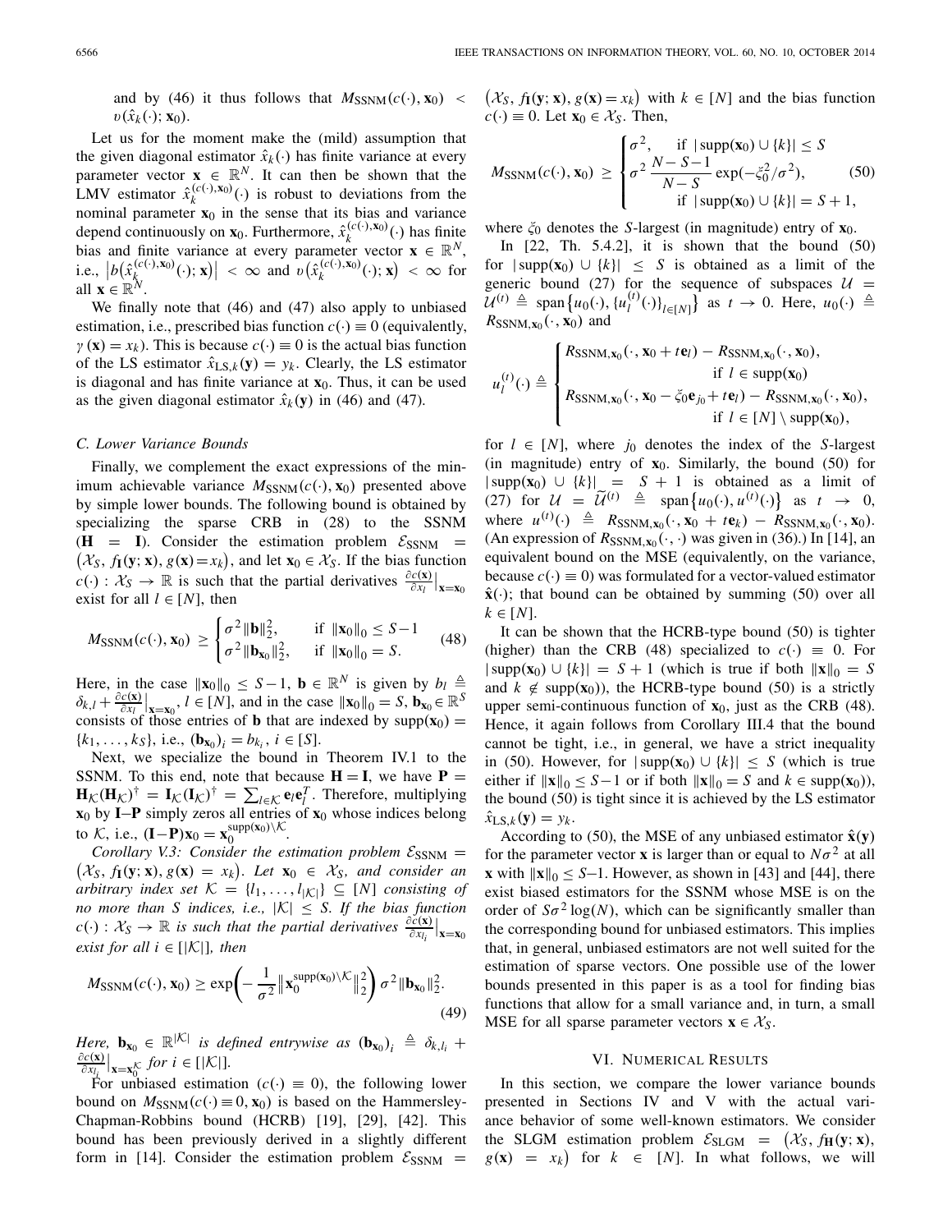and by (46) it thus follows that $M_{\text{SSNM}}(c(\cdot), \mathbf{x}_0) < v(\hat{x}_k(\cdot); \mathbf{x}_0)$.

Let us for the moment make the (mild) assumption that the given diagonal estimator $\hat{x}_k(\cdot)$ has finite variance at every parameter vector $\mathbf{x} \in \mathbb{R}^N$. It can then be shown that the LMV estimator $\hat{x}_k^{(c(\cdot),\mathbf{x}_0)}(\cdot)$ is robust to deviations from the nominal parameter $\mathbf{x}_0$ in the sense that its bias and variance depend continuously on $\mathbf{x}_0$. Furthermore, $\hat{x}_k^{(c(\cdot),\mathbf{x}_0)}(\cdot)$ has finite bias and finite variance at every parameter vector $\mathbf{x} \in \mathbb{R}^N$, i.e., $\big|b\big(\hat{x}_k^{(c(\cdot),\mathbf{x}_0)}(\cdot); \mathbf{x}\big)\big| < \infty$ and $v\big(\hat{x}_k^{(c(\cdot),\mathbf{x}_0)}(\cdot); \mathbf{x}\big) < \infty$ for all $\mathbf{x} \in \mathbb{R}^N$.

We finally note that (46) and (47) also apply to unbiased estimation, i.e., prescribed bias function $c(\cdot) \equiv 0$ (equivalently, $\gamma(\mathbf{x}) = x_k$). This is because $c(\cdot) \equiv 0$ is the actual bias function of the LS estimator $\hat{x}_{\text{LS},k}(\mathbf{y}) = y_k$. Clearly, the LS estimator is diagonal and has finite variance at $\mathbf{x}_0$. Thus, it can be used as the given diagonal estimator $\hat{x}_k(\mathbf{y})$ in (46) and (47).

### C. Lower Variance Bounds

Finally, we complement the exact expressions of the minimum achievable variance $M_{\text{SSNM}}(c(\cdot), \mathbf{x}_0)$ presented above by simple lower bounds. The following bound is obtained by specializing the sparse CRB in (28) to the SSNM ($\mathbf{H} = \mathbf{I}$). Consider the estimation problem $\mathcal{E}_{\text{SSNM}} = \big(\mathcal{X}_S, f_{\mathbf{I}}(\mathbf{y}; \mathbf{x}), g(\mathbf{x}) = x_k\big)$, and let $\mathbf{x}_0 \in \mathcal{X}_S$. If the bias function $c(\cdot) : \mathcal{X}_S \to \mathbb{R}$ is such that the partial derivatives $\frac{\partial c(\mathbf{x})}{\partial x_l}\big|_{\mathbf{x}=\mathbf{x}_0}$ exist for all $l \in [N]$, then

$$
M_{\text{SSNM}}(c(\cdot), \mathbf{x}_0) \geq \begin{cases} \sigma^2 \|\mathbf{b}\|_2^2, & \text{if } \|\mathbf{x}_0\|_0 \leq S-1 \\ \sigma^2 \|\mathbf{b}_{\mathbf{x}_0}\|_2^2, & \text{if } \|\mathbf{x}_0\|_0 = S. \end{cases} \tag{48}
$$

Here, in the case $\|\mathbf{x}_0\|_0 \leq S-1$, $\mathbf{b} \in \mathbb{R}^N$ is given by $b_l \triangleq \delta_{k,l} + \frac{\partial c(\mathbf{x})}{\partial x_l}\big|_{\mathbf{x}=\mathbf{x}_0}$, $l \in [N]$, and in the case $\|\mathbf{x}_0\|_0 = S$, $\mathbf{b}_{\mathbf{x}_0} \in \mathbb{R}^S$ consists of those entries of $\mathbf{b}$ that are indexed by $\text{supp}(\mathbf{x}_0) = \{k_1, \ldots, k_S\}$, i.e., $(\mathbf{b}_{\mathbf{x}_0})_i = b_{k_i}$, $i \in [S]$.

Next, we specialize the bound in Theorem IV.1 to the SSNM. To this end, note that because $\mathbf{H} = \mathbf{I}$, we have $\mathbf{P} = \mathbf{H}_{\mathcal{K}}(\mathbf{H}_{\mathcal{K}})^\dagger = \mathbf{I}_{\mathcal{K}}(\mathbf{I}_{\mathcal{K}})^\dagger = \sum_{l \in \mathcal{K}} \mathbf{e}_l \mathbf{e}_l^T$. Therefore, multiplying $\mathbf{x}_0$ by $\mathbf{I}-\mathbf{P}$ simply zeros all entries of $\mathbf{x}_0$ whose indices belong to $\mathcal{K}$, i.e., $(\mathbf{I}-\mathbf{P})\mathbf{x}_0 = \mathbf{x}_0^{\text{supp}(\mathbf{x}_0)\setminus\mathcal{K}}$.

*Corollary V.3: Consider the estimation problem $\mathcal{E}_{\text{SSNM}} = \big(\mathcal{X}_S, f_{\mathbf{I}}(\mathbf{y}; \mathbf{x}), g(\mathbf{x}) = x_k\big)$. Let $\mathbf{x}_0 \in \mathcal{X}_S$, and consider an arbitrary index set $\mathcal{K} = \{l_1, \ldots, l_{|\mathcal{K}|}\} \subseteq [N]$ consisting of no more than $S$ indices, i.e., $|\mathcal{K}| \leq S$. If the bias function $c(\cdot) : \mathcal{X}_S \to \mathbb{R}$ is such that the partial derivatives $\frac{\partial c(\mathbf{x})}{\partial x_{l_i}}\big|_{\mathbf{x}=\mathbf{x}_0}$ exist for all $i \in [|\mathcal{K}|]$, then*

$$
M_{\text{SSNM}}(c(\cdot), \mathbf{x}_0) \geq \exp\!\bigg(-\frac{1}{\sigma^2}\big\|\mathbf{x}_0^{\text{supp}(\mathbf{x}_0)\setminus\mathcal{K}}\big\|_2^2\bigg)\,\sigma^2 \|\mathbf{b}_{\mathbf{x}_0}\|_2^2. \tag{49}
$$

*Here, $\mathbf{b}_{\mathbf{x}_0} \in \mathbb{R}^{|\mathcal{K}|}$ is defined entrywise as $(\mathbf{b}_{\mathbf{x}_0})_i \triangleq \delta_{k,l_i} + \frac{\partial c(\mathbf{x})}{\partial x_{l_i}}\big|_{\mathbf{x}=\mathbf{x}_0^{\mathcal{K}}}$ for $i \in [|\mathcal{K}|]$.*

For unbiased estimation ($c(\cdot) \equiv 0$), the following lower bound on $M_{\text{SSNM}}(c(\cdot) \equiv 0, \mathbf{x}_0)$ is based on the Hammersley-Chapman-Robbins bound (HCRB) [19], [29], [42]. This bound has been previously derived in a slightly different form in [14]. Consider the estimation problem $\mathcal{E}_{\text{SSNM}} = \big(\mathcal{X}_S, f_{\mathbf{I}}(\mathbf{y}; \mathbf{x}), g(\mathbf{x}) = x_k\big)$ with $k \in [N]$ and the bias function $c(\cdot) \equiv 0$. Let $\mathbf{x}_0 \in \mathcal{X}_S$. Then,

$$
M_{\text{SSNM}}(c(\cdot), \mathbf{x}_0) \geq \begin{cases} \sigma^2, & \text{if } |\text{supp}(\mathbf{x}_0) \cup \{k\}| \leq S \\ \sigma^2 \dfrac{N-S-1}{N-S} \exp(-\xi_0^2/\sigma^2), & \\ \quad \text{if } |\text{supp}(\mathbf{x}_0) \cup \{k\}| = S+1, & \end{cases} \tag{50}
$$

where $\xi_0$ denotes the $S$-largest (in magnitude) entry of $\mathbf{x}_0$.

In [22, Th. 5.4.2], it is shown that the bound (50) for $|\text{supp}(\mathbf{x}_0) \cup \{k\}| \leq S$ is obtained as a limit of the generic bound (27) for the sequence of subspaces $\mathcal{U} = \mathcal{U}^{(t)} \triangleq \text{span}\big\{u_0(\cdot), \{u_l^{(t)}(\cdot)\}_{l \in [N]}\big\}$ as $t \to 0$. Here, $u_0(\cdot) \triangleq R_{\text{SSNM},\mathbf{x}_0}(\cdot, \mathbf{x}_0)$ and

$$
u_l^{(t)}(\cdot) \triangleq \begin{cases} R_{\text{SSNM},\mathbf{x}_0}(\cdot, \mathbf{x}_0 + t\mathbf{e}_l) - R_{\text{SSNM},\mathbf{x}_0}(\cdot, \mathbf{x}_0), \\ \qquad\qquad \text{if } l \in \text{supp}(\mathbf{x}_0) \\ R_{\text{SSNM},\mathbf{x}_0}(\cdot, \mathbf{x}_0 - \xi_0\mathbf{e}_{j_0} + t\mathbf{e}_l) - R_{\text{SSNM},\mathbf{x}_0}(\cdot, \mathbf{x}_0), \\ \qquad\qquad \text{if } l \in [N] \setminus \text{supp}(\mathbf{x}_0), \end{cases}
$$

for $l \in [N]$, where $j_0$ denotes the index of the $S$-largest (in magnitude) entry of $\mathbf{x}_0$. Similarly, the bound (50) for $|\text{supp}(\mathbf{x}_0) \cup \{k\}| = S+1$ is obtained as a limit of (27) for $\mathcal{U} = \widetilde{\mathcal{U}}^{(t)} \triangleq \text{span}\big\{u_0(\cdot), u^{(t)}(\cdot)\big\}$ as $t \to 0$, where $u^{(t)}(\cdot) \triangleq R_{\text{SSNM},\mathbf{x}_0}(\cdot, \mathbf{x}_0 + t\mathbf{e}_k) - R_{\text{SSNM},\mathbf{x}_0}(\cdot, \mathbf{x}_0)$. (An expression of $R_{\text{SSNM},\mathbf{x}_0}(\cdot, \cdot)$ was given in (36).) In [14], an equivalent bound on the MSE (equivalently, on the variance, because $c(\cdot) \equiv 0$) was formulated for a vector-valued estimator $\hat{\mathbf{x}}(\cdot)$; that bound can be obtained by summing (50) over all $k \in [N]$.

It can be shown that the HCRB-type bound (50) is tighter (higher) than the CRB (48) specialized to $c(\cdot) \equiv 0$. For $|\text{supp}(\mathbf{x}_0) \cup \{k\}| = S+1$ (which is true if both $\|\mathbf{x}\|_0 = S$ and $k \notin \text{supp}(\mathbf{x}_0)$), the HCRB-type bound (50) is a strictly upper semi-continuous function of $\mathbf{x}_0$, just as the CRB (48). Hence, it again follows from Corollary III.4 that the bound cannot be tight, i.e., in general, we have a strict inequality in (50). However, for $|\text{supp}(\mathbf{x}_0) \cup \{k\}| \leq S$ (which is true either if $\|\mathbf{x}\|_0 \leq S-1$ or if both $\|\mathbf{x}\|_0 = S$ and $k \in \text{supp}(\mathbf{x}_0)$), the bound (50) is tight since it is achieved by the LS estimator $\hat{x}_{\text{LS},k}(\mathbf{y}) = y_k$.

According to (50), the MSE of any unbiased estimator $\hat{\mathbf{x}}(\mathbf{y})$ for the parameter vector $\mathbf{x}$ is larger than or equal to $N\sigma^2$ at all $\mathbf{x}$ with $\|\mathbf{x}\|_0 \leq S-1$. However, as shown in [43] and [44], there exist biased estimators for the SSNM whose MSE is on the order of $S\sigma^2 \log(N)$, which can be significantly smaller than the corresponding bound for unbiased estimators. This implies that, in general, unbiased estimators are not well suited for the estimation of sparse vectors. One possible use of the lower bounds presented in this paper is as a tool for finding bias functions that allow for a small variance and, in turn, a small MSE for all sparse parameter vectors $\mathbf{x} \in \mathcal{X}_S$.

## VI. Numerical Results

In this section, we compare the lower variance bounds presented in Sections IV and V with the actual variance behavior of some well-known estimators. We consider the SLGM estimation problem $\mathcal{E}_{\text{SLGM}} = \big(\mathcal{X}_S, f_{\mathbf{H}}(\mathbf{y}; \mathbf{x}), g(\mathbf{x}) = x_k\big)$ for $k \in [N]$. In what follows, we will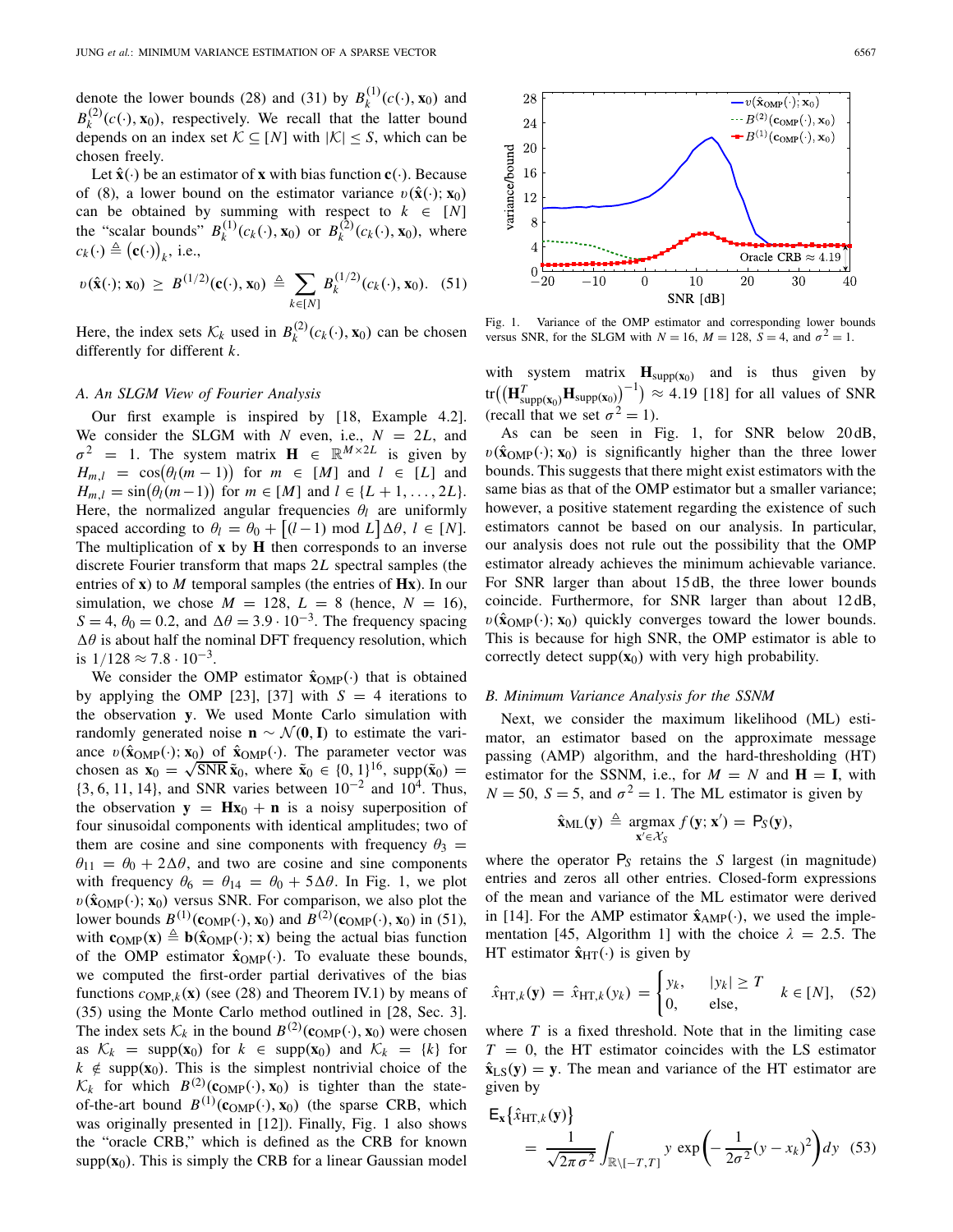denote the lower bounds (28) and (31) by $B_k^{(1)}(c(\cdot), \mathbf{x}_0)$ and $B_k^{(2)}(c(\cdot), \mathbf{x}_0)$, respectively. We recall that the latter bound depends on an index set $\mathcal{K} \subseteq [N]$ with $|\mathcal{K}| \leq S$, which can be chosen freely.

Let $\hat{\mathbf{x}}(\cdot)$ be an estimator of $\mathbf{x}$ with bias function $\mathbf{c}(\cdot)$. Because of (8), a lower bound on the estimator variance $v(\hat{\mathbf{x}}(\cdot); \mathbf{x}_0)$ can be obtained by summing with respect to $k \in [N]$ the "scalar bounds" $B_k^{(1)}(c_k(\cdot), \mathbf{x}_0)$ or $B_k^{(2)}(c_k(\cdot), \mathbf{x}_0)$, where $c_k(\cdot) \triangleq (\mathbf{c}(\cdot))_k$, i.e.,

$$v(\hat{\mathbf{x}}(\cdot); \mathbf{x}_0) \geq B^{(1/2)}(\mathbf{c}(\cdot), \mathbf{x}_0) \triangleq \sum_{k \in [N]} B_k^{(1/2)}(c_k(\cdot), \mathbf{x}_0). \quad (51)$$

Here, the index sets $\mathcal{K}_k$ used in $B_k^{(2)}(c_k(\cdot), \mathbf{x}_0)$ can be chosen differently for different $k$.

### A. An SLGM View of Fourier Analysis

Our first example is inspired by [18, Example 4.2]. We consider the SLGM with $N$ even, i.e., $N = 2L$, and $\sigma^2 = 1$. The system matrix $\mathbf{H} \in \mathbb{R}^{M \times 2L}$ is given by $H_{m,l} = \cos(\theta_l(m-1))$ for $m \in [M]$ and $l \in [L]$ and $H_{m,l} = \sin(\theta_l(m-1))$ for $m \in [M]$ and $l \in \{L+1, \ldots, 2L\}$. Here, the normalized angular frequencies $\theta_l$ are uniformly spaced according to $\theta_l = \theta_0 + [(l-1) \bmod L]\Delta\theta$, $l \in [N]$. The multiplication of $\mathbf{x}$ by $\mathbf{H}$ then corresponds to an inverse discrete Fourier transform that maps $2L$ spectral samples (the entries of $\mathbf{x}$) to $M$ temporal samples (the entries of $\mathbf{Hx}$). In our simulation, we chose $M = 128$, $L = 8$ (hence, $N = 16$), $S = 4$, $\theta_0 = 0.2$, and $\Delta\theta = 3.9 \cdot 10^{-3}$. The frequency spacing $\Delta\theta$ is about half the nominal DFT frequency resolution, which is $1/128 \approx 7.8 \cdot 10^{-3}$.

We consider the OMP estimator $\hat{\mathbf{x}}_{\text{OMP}}(\cdot)$ that is obtained by applying the OMP [23], [37] with $S = 4$ iterations to the observation $\mathbf{y}$. We used Monte Carlo simulation with randomly generated noise $\mathbf{n} \sim \mathcal{N}(\mathbf{0}, \mathbf{I})$ to estimate the variance $v(\hat{\mathbf{x}}_{\text{OMP}}(\cdot); \mathbf{x}_0)$ of $\hat{\mathbf{x}}_{\text{OMP}}(\cdot)$. The parameter vector was chosen as $\mathbf{x}_0 = \sqrt{\text{SNR}}\,\tilde{\mathbf{x}}_0$, where $\tilde{\mathbf{x}}_0 \in \{0, 1\}^{16}$, $\text{supp}(\tilde{\mathbf{x}}_0) = \{3, 6, 11, 14\}$, and SNR varies between $10^{-2}$ and $10^4$. Thus, the observation $\mathbf{y} = \mathbf{H}\mathbf{x}_0 + \mathbf{n}$ is a noisy superposition of four sinusoidal components with identical amplitudes; two of them are cosine and sine components with frequency $\theta_3 = \theta_{11} = \theta_0 + 2\Delta\theta$, and two are cosine and sine components with frequency $\theta_6 = \theta_{14} = \theta_0 + 5\Delta\theta$. In Fig. 1, we plot $v(\hat{\mathbf{x}}_{\text{OMP}}(\cdot); \mathbf{x}_0)$ versus SNR. For comparison, we also plot the lower bounds $B^{(1)}(\mathbf{c}_{\text{OMP}}(\cdot), \mathbf{x}_0)$ and $B^{(2)}(\mathbf{c}_{\text{OMP}}(\cdot), \mathbf{x}_0)$ in (51), with $\mathbf{c}_{\text{OMP}}(\mathbf{x}) \triangleq \mathbf{b}(\hat{\mathbf{x}}_{\text{OMP}}(\cdot); \mathbf{x})$ being the actual bias function of the OMP estimator $\hat{\mathbf{x}}_{\text{OMP}}(\cdot)$. To evaluate these bounds, we computed the first-order partial derivatives of the bias functions $c_{\text{OMP},k}(\mathbf{x})$ (see (28) and Theorem IV.1) by means of (35) using the Monte Carlo method outlined in [28, Sec. 3]. The index sets $\mathcal{K}_k$ in the bound $B^{(2)}(\mathbf{c}_{\text{OMP}}(\cdot), \mathbf{x}_0)$ were chosen as $\mathcal{K}_k = \text{supp}(\mathbf{x}_0)$ for $k \in \text{supp}(\mathbf{x}_0)$ and $\mathcal{K}_k = \{k\}$ for $k \notin \text{supp}(\mathbf{x}_0)$. This is the simplest nontrivial choice of the $\mathcal{K}_k$ for which $B^{(2)}(\mathbf{c}_{\text{OMP}}(\cdot), \mathbf{x}_0)$ is tighter than the state-of-the-art bound $B^{(1)}(\mathbf{c}_{\text{OMP}}(\cdot), \mathbf{x}_0)$ (the sparse CRB, which was originally presented in [12]). Finally, Fig. 1 also shows the "oracle CRB," which is defined as the CRB for known $\text{supp}(\mathbf{x}_0)$. This is simply the CRB for a linear Gaussian model with system matrix $\mathbf{H}_{\text{supp}(\mathbf{x}_0)}$ and is thus given by $\text{tr}\big((\mathbf{H}^T_{\text{supp}(\mathbf{x}_0)}\mathbf{H}_{\text{supp}(\mathbf{x}_0)})^{-1}\big) \approx 4.19$ [18] for all values of SNR (recall that we set $\sigma^2 = 1$).

Fig. 1. Variance of the OMP estimator and corresponding lower bounds versus SNR, for the SLGM with $N = 16$, $M = 128$, $S = 4$, and $\sigma^2 = 1$.

As can be seen in Fig. 1, for SNR below 20 dB, $v(\hat{\mathbf{x}}_{\text{OMP}}(\cdot); \mathbf{x}_0)$ is significantly higher than the three lower bounds. This suggests that there might exist estimators with the same bias as that of the OMP estimator but a smaller variance; however, a positive statement regarding the existence of such estimators cannot be based on our analysis. In particular, our analysis does not rule out the possibility that the OMP estimator already achieves the minimum achievable variance. For SNR larger than about 15 dB, the three lower bounds coincide. Furthermore, for SNR larger than about 12 dB, $v(\hat{\mathbf{x}}_{\text{OMP}}(\cdot); \mathbf{x}_0)$ quickly converges toward the lower bounds. This is because for high SNR, the OMP estimator is able to correctly detect $\text{supp}(\mathbf{x}_0)$ with very high probability.

### B. Minimum Variance Analysis for the SSNM

Next, we consider the maximum likelihood (ML) estimator, an estimator based on the approximate message passing (AMP) algorithm, and the hard-thresholding (HT) estimator for the SSNM, i.e., for $M = N$ and $\mathbf{H} = \mathbf{I}$, with $N = 50$, $S = 5$, and $\sigma^2 = 1$. The ML estimator is given by

$$\hat{\mathbf{x}}_{\text{ML}}(\mathbf{y}) \triangleq \underset{\mathbf{x}' \in \mathcal{X}_S}{\text{argmax}}\, f(\mathbf{y}; \mathbf{x}') = \mathsf{P}_S(\mathbf{y}),$$

where the operator $\mathsf{P}_S$ retains the $S$ largest (in magnitude) entries and zeros all other entries. Closed-form expressions of the mean and variance of the ML estimator were derived in [14]. For the AMP estimator $\hat{\mathbf{x}}_{\text{AMP}}(\cdot)$, we used the implementation [45, Algorithm 1] with the choice $\lambda = 2.5$. The HT estimator $\hat{\mathbf{x}}_{\text{HT}}(\cdot)$ is given by

$$\hat{x}_{\text{HT},k}(\mathbf{y}) = \hat{x}_{\text{HT},k}(y_k) = \begin{cases} y_k, & |y_k| \geq T \\ 0, & \text{else,} \end{cases} \quad k \in [N], \quad (52)$$

where $T$ is a fixed threshold. Note that in the limiting case $T = 0$, the HT estimator coincides with the LS estimator $\hat{\mathbf{x}}_{\text{LS}}(\mathbf{y}) = \mathbf{y}$. The mean and variance of the HT estimator are given by

$$\mathsf{E}_{\mathbf{x}}\{\hat{x}_{\text{HT},k}(\mathbf{y})\} = \frac{1}{\sqrt{2\pi\sigma^2}} \int_{\mathbb{R}\setminus[-T,T]} y \exp\!\left(-\frac{1}{2\sigma^2}(y - x_k)^2\right) dy \quad (53)$$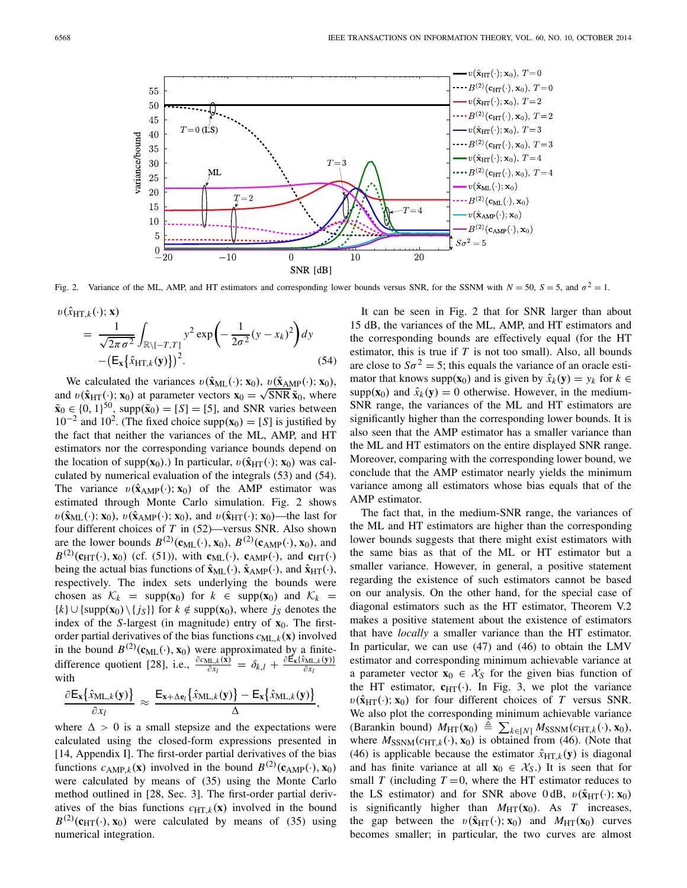Fig. 2. Variance of the ML, AMP, and HT estimators and corresponding lower bounds versus SNR, for the SSNM with $N = 50$, $S = 5$, and $\sigma^2 = 1$.

$$
\begin{aligned}
\upsilon(\hat{x}_{\mathrm{HT},k}(\cdot);\mathbf{x}) &= \frac{1}{\sqrt{2\pi\sigma^2}}\int_{\mathbb{R}\setminus[-T,T]} y^2 \exp\left(-\frac{1}{2\sigma^2}(y-x_k)^2\right)dy \\
&\quad -\big(\mathsf{E}_{\mathbf{x}}\{\hat{x}_{\mathrm{HT},k}(\mathbf{y})\}\big)^2. \qquad (54)
\end{aligned}
$$

We calculated the variances $\upsilon(\hat{\mathbf{x}}_{\mathrm{ML}}(\cdot);\mathbf{x}_0)$, $\upsilon(\hat{\mathbf{x}}_{\mathrm{AMP}}(\cdot);\mathbf{x}_0)$, and $\upsilon(\hat{\mathbf{x}}_{\mathrm{HT}}(\cdot);\mathbf{x}_0)$ at parameter vectors $\mathbf{x}_0 = \sqrt{\mathrm{SNR}}\,\tilde{\mathbf{x}}_0$, where $\tilde{\mathbf{x}}_0 \in \{0,1\}^{50}$, $\mathrm{supp}(\tilde{\mathbf{x}}_0) = [S] = [5]$, and SNR varies between $10^{-2}$ and $10^2$. (The fixed choice $\mathrm{supp}(\mathbf{x}_0) = [S]$ is justified by the fact that neither the variances of the ML, AMP, and HT estimators nor the corresponding variance bounds depend on the location of $\mathrm{supp}(\mathbf{x}_0)$.) In particular, $\upsilon(\hat{\mathbf{x}}_{\mathrm{HT}}(\cdot);\mathbf{x}_0)$ was calculated by numerical evaluation of the integrals (53) and (54). The variance $\upsilon(\hat{\mathbf{x}}_{\mathrm{AMP}}(\cdot);\mathbf{x}_0)$ of the AMP estimator was estimated through Monte Carlo simulation. Fig. 2 shows $\upsilon(\hat{\mathbf{x}}_{\mathrm{ML}}(\cdot);\mathbf{x}_0)$, $\upsilon(\hat{\mathbf{x}}_{\mathrm{AMP}}(\cdot);\mathbf{x}_0)$, and $\upsilon(\hat{\mathbf{x}}_{\mathrm{HT}}(\cdot);\mathbf{x}_0)$—the last for four different choices of $T$ in (52)—versus SNR. Also shown are the lower bounds $B^{(2)}(\mathbf{c}_{\mathrm{ML}}(\cdot),\mathbf{x}_0)$, $B^{(2)}(\mathbf{c}_{\mathrm{AMP}}(\cdot),\mathbf{x}_0)$, and $B^{(2)}(\mathbf{c}_{\mathrm{HT}}(\cdot),\mathbf{x}_0)$ (cf. (51)), with $\mathbf{c}_{\mathrm{ML}}(\cdot)$, $\mathbf{c}_{\mathrm{AMP}}(\cdot)$, and $\mathbf{c}_{\mathrm{HT}}(\cdot)$ being the actual bias functions of $\hat{\mathbf{x}}_{\mathrm{ML}}(\cdot)$, $\hat{\mathbf{x}}_{\mathrm{AMP}}(\cdot)$, and $\hat{\mathbf{x}}_{\mathrm{HT}}(\cdot)$, respectively. The index sets underlying the bounds were chosen as $\mathcal{K}_k = \mathrm{supp}(\mathbf{x}_0)$ for $k \in \mathrm{supp}(\mathbf{x}_0)$ and $\mathcal{K}_k = \{k\} \cup \{\mathrm{supp}(\mathbf{x}_0) \setminus \{j_S\}\}$ for $k \notin \mathrm{supp}(\mathbf{x}_0)$, where $j_S$ denotes the index of the $S$-largest (in magnitude) entry of $\mathbf{x}_0$. The first-order partial derivatives of the bias functions $c_{\mathrm{ML},k}(\mathbf{x})$ involved in the bound $B^{(2)}(\mathbf{c}_{\mathrm{ML}}(\cdot),\mathbf{x}_0)$ were approximated by a finite-difference quotient [28], i.e., $\frac{\partial c_{\mathrm{ML},k}(\mathbf{x})}{\partial x_l} = \delta_{k,l} + \frac{\partial \mathsf{E}_{\mathbf{x}}\{\hat{x}_{\mathrm{ML},k}(\mathbf{y})\}}{\partial x_l}$ with

$$
\frac{\partial \mathsf{E}_{\mathbf{x}}\{\hat{x}_{\mathrm{ML},k}(\mathbf{y})\}}{\partial x_l} \approx \frac{\mathsf{E}_{\mathbf{x}+\Delta\mathbf{e}_l}\{\hat{x}_{\mathrm{ML},k}(\mathbf{y})\} - \mathsf{E}_{\mathbf{x}}\{\hat{x}_{\mathrm{ML},k}(\mathbf{y})\}}{\Delta},
$$

where $\Delta > 0$ is a small stepsize and the expectations were calculated using the closed-form expressions presented in [14, Appendix I]. The first-order partial derivatives of the bias functions $c_{\mathrm{AMP},k}(\mathbf{x})$ involved in the bound $B^{(2)}(\mathbf{c}_{\mathrm{AMP}}(\cdot),\mathbf{x}_0)$ were calculated by means of (35) using the Monte Carlo method outlined in [28, Sec. 3]. The first-order partial derivatives of the bias functions $c_{\mathrm{HT},k}(\mathbf{x})$ involved in the bound $B^{(2)}(\mathbf{c}_{\mathrm{HT}}(\cdot),\mathbf{x}_0)$ were calculated by means of (35) using numerical integration.

It can be seen in Fig. 2 that for SNR larger than about 15 dB, the variances of the ML, AMP, and HT estimators and the corresponding bounds are effectively equal (for the HT estimator, this is true if $T$ is not too small). Also, all bounds are close to $S\sigma^2 = 5$; this equals the variance of an oracle estimator that knows $\mathrm{supp}(\mathbf{x}_0)$ and is given by $\hat{x}_k(\mathbf{y}) = y_k$ for $k \in \mathrm{supp}(\mathbf{x}_0)$ and $\hat{x}_k(\mathbf{y}) = 0$ otherwise. However, in the medium-SNR range, the variances of the ML and HT estimators are significantly higher than the corresponding lower bounds. It is also seen that the AMP estimator has a smaller variance than the ML and HT estimators on the entire displayed SNR range. Moreover, comparing with the corresponding lower bound, we conclude that the AMP estimator nearly yields the minimum variance among all estimators whose bias equals that of the AMP estimator.

The fact that, in the medium-SNR range, the variances of the ML and HT estimators are higher than the corresponding lower bounds suggests that there might exist estimators with the same bias as that of the ML or HT estimator but a smaller variance. However, in general, a positive statement regarding the existence of such estimators cannot be based on our analysis. On the other hand, for the special case of diagonal estimators such as the HT estimator, Theorem V.2 makes a positive statement about the existence of estimators that have *locally* a smaller variance than the HT estimator. In particular, we can use (47) and (46) to obtain the LMV estimator and corresponding minimum achievable variance at a parameter vector $\mathbf{x}_0 \in \mathcal{X}_S$ for the given bias function of the HT estimator, $\mathbf{c}_{\mathrm{HT}}(\cdot)$. In Fig. 3, we plot the variance $\upsilon(\hat{\mathbf{x}}_{\mathrm{HT}}(\cdot);\mathbf{x}_0)$ for four different choices of $T$ versus SNR. We also plot the corresponding minimum achievable variance (Barankin bound) $M_{\mathrm{HT}}(\mathbf{x}_0) \triangleq \sum_{k\in[N]} M_{\mathrm{SSNM}}(c_{\mathrm{HT},k}(\cdot),\mathbf{x}_0)$, where $M_{\mathrm{SSNM}}(c_{\mathrm{HT},k}(\cdot),\mathbf{x}_0)$ is obtained from (46). (Note that (46) is applicable because the estimator $\hat{x}_{\mathrm{HT},k}(\mathbf{y})$ is diagonal and has finite variance at all $\mathbf{x}_0 \in \mathcal{X}_S$.) It is seen that for small $T$ (including $T=0$, where the HT estimator reduces to the LS estimator) and for SNR above 0 dB, $\upsilon(\hat{\mathbf{x}}_{\mathrm{HT}}(\cdot);\mathbf{x}_0)$ is significantly higher than $M_{\mathrm{HT}}(\mathbf{x}_0)$. As $T$ increases, the gap between the $\upsilon(\hat{\mathbf{x}}_{\mathrm{HT}}(\cdot);\mathbf{x}_0)$ and $M_{\mathrm{HT}}(\mathbf{x}_0)$ curves becomes smaller; in particular, the two curves are almost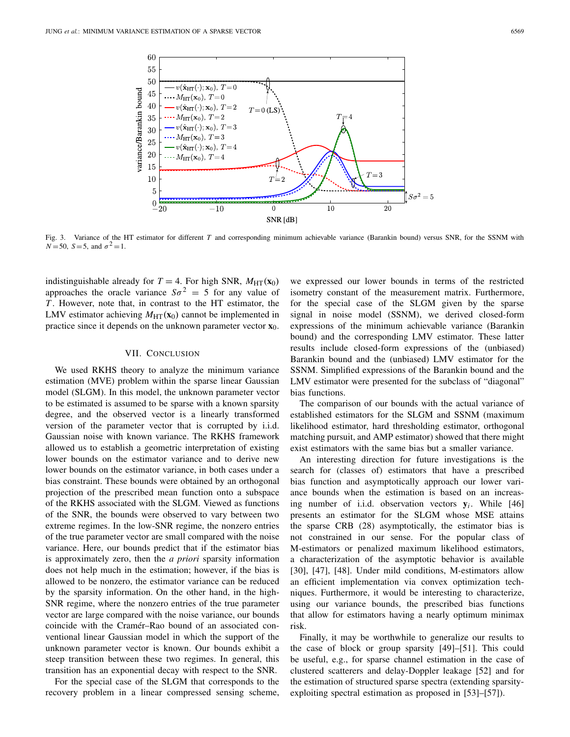60
55
50
45
40
35
30
25
20
15
10
5
0
−20
−10
0
10
20
variance/Barankin bound
SNR [dB]
$v(\hat{\mathbf{x}}_{\mathrm{HT}}(\cdot);\mathbf{x}_0)$, $T=0$
$M_{\mathrm{HT}}(\mathbf{x}_0)$, $T=0$
$v(\hat{\mathbf{x}}_{\mathrm{HT}}(\cdot);\mathbf{x}_0)$, $T=2$
$M_{\mathrm{HT}}(\mathbf{x}_0)$, $T=2$
$v(\hat{\mathbf{x}}_{\mathrm{HT}}(\cdot);\mathbf{x}_0)$, $T=3$
$M_{\mathrm{HT}}(\mathbf{x}_0)$, $T=3$
$v(\hat{\mathbf{x}}_{\mathrm{HT}}(\cdot);\mathbf{x}_0)$, $T=4$
$M_{\mathrm{HT}}(\mathbf{x}_0)$, $T=4$
$T=0$ (LS)
$T=4$
$T=3$
$T=2$
$S\sigma^2=5$

Fig. 3. Variance of the HT estimator for different $T$ and corresponding minimum achievable variance (Barankin bound) versus SNR, for the SSNM with $N=50$, $S=5$, and $\sigma^2=1$.

indistinguishable already for $T=4$. For high SNR, $M_{\mathrm{HT}}(\mathbf{x}_0)$ approaches the oracle variance $S\sigma^2 = 5$ for any value of $T$. However, note that, in contrast to the HT estimator, the LMV estimator achieving $M_{\mathrm{HT}}(\mathbf{x}_0)$ cannot be implemented in practice since it depends on the unknown parameter vector $\mathbf{x}_0$.

## VII. Conclusion

We used RKHS theory to analyze the minimum variance estimation (MVE) problem within the sparse linear Gaussian model (SLGM). In this model, the unknown parameter vector to be estimated is assumed to be sparse with a known sparsity degree, and the observed vector is a linearly transformed version of the parameter vector that is corrupted by i.i.d. Gaussian noise with known variance. The RKHS framework allowed us to establish a geometric interpretation of existing lower bounds on the estimator variance and to derive new lower bounds on the estimator variance, in both cases under a bias constraint. These bounds were obtained by an orthogonal projection of the prescribed mean function onto a subspace of the RKHS associated with the SLGM. Viewed as functions of the SNR, the bounds were observed to vary between two extreme regimes. In the low-SNR regime, the nonzero entries of the true parameter vector are small compared with the noise variance. Here, our bounds predict that if the estimator bias is approximately zero, then the *a priori* sparsity information does not help much in the estimation; however, if the bias is allowed to be nonzero, the estimator variance can be reduced by the sparsity information. On the other hand, in the high-SNR regime, where the nonzero entries of the true parameter vector are large compared with the noise variance, our bounds coincide with the Cramér–Rao bound of an associated conventional linear Gaussian model in which the support of the unknown parameter vector is known. Our bounds exhibit a steep transition between these two regimes. In general, this transition has an exponential decay with respect to the SNR.

For the special case of the SLGM that corresponds to the recovery problem in a linear compressed sensing scheme, we expressed our lower bounds in terms of the restricted isometry constant of the measurement matrix. Furthermore, for the special case of the SLGM given by the sparse signal in noise model (SSNM), we derived closed-form expressions of the minimum achievable variance (Barankin bound) and the corresponding LMV estimator. These latter results include closed-form expressions of the (unbiased) Barankin bound and the (unbiased) LMV estimator for the SSNM. Simplified expressions of the Barankin bound and the LMV estimator were presented for the subclass of "diagonal" bias functions.

The comparison of our bounds with the actual variance of established estimators for the SLGM and SSNM (maximum likelihood estimator, hard thresholding estimator, orthogonal matching pursuit, and AMP estimator) showed that there might exist estimators with the same bias but a smaller variance.

An interesting direction for future investigations is the search for (classes of) estimators that have a prescribed bias function and asymptotically approach our lower variance bounds when the estimation is based on an increasing number of i.i.d. observation vectors $\mathbf{y}_i$. While [46] presents an estimator for the SLGM whose MSE attains the sparse CRB (28) asymptotically, the estimator bias is not constrained in our sense. For the popular class of M-estimators or penalized maximum likelihood estimators, a characterization of the asymptotic behavior is available [30], [47], [48]. Under mild conditions, M-estimators allow an efficient implementation via convex optimization techniques. Furthermore, it would be interesting to characterize, using our variance bounds, the prescribed bias functions that allow for estimators having a nearly optimum minimax risk.

Finally, it may be worthwhile to generalize our results to the case of block or group sparsity [49]–[51]. This could be useful, e.g., for sparse channel estimation in the case of clustered scatterers and delay-Doppler leakage [52] and for the estimation of structured sparse spectra (extending sparsity-exploiting spectral estimation as proposed in [53]–[57]).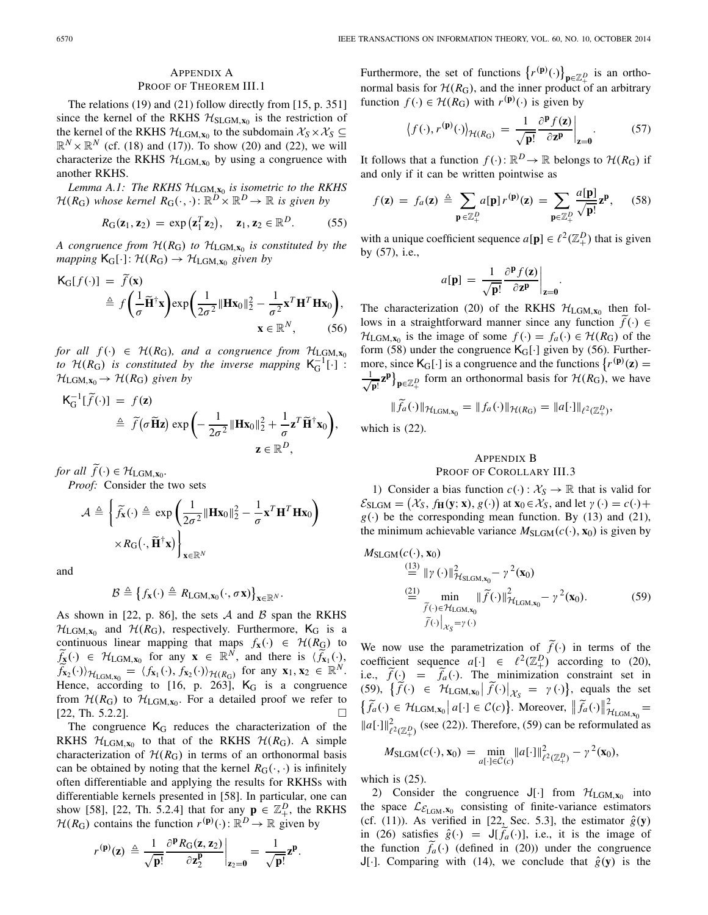## Appendix A
## Proof of Theorem III.1

The relations (19) and (21) follow directly from [15, p. 351] since the kernel of the RKHS $\mathcal{H}_{\text{SLGM},\mathbf{x}_0}$ is the restriction of the kernel of the RKHS $\mathcal{H}_{\text{LGM},\mathbf{x}_0}$ to the subdomain $\mathcal{X}_S \times \mathcal{X}_S \subseteq \mathbb{R}^N \times \mathbb{R}^N$ (cf. (18) and (17)). To show (20) and (22), we will characterize the RKHS $\mathcal{H}_{\text{LGM},\mathbf{x}_0}$ by using a congruence with another RKHS.

*Lemma A.1: The RKHS $\mathcal{H}_{\text{LGM},\mathbf{x}_0}$ is isometric to the RKHS $\mathcal{H}(R_G)$ whose kernel $R_G(\cdot,\cdot)\colon \mathbb{R}^D \times \mathbb{R}^D \to \mathbb{R}$ is given by*

$$R_G(\mathbf{z}_1, \mathbf{z}_2) = \exp\big(\mathbf{z}_1^T \mathbf{z}_2\big), \quad \mathbf{z}_1, \mathbf{z}_2 \in \mathbb{R}^D. \tag{55}$$

*A congruence from $\mathcal{H}(R_G)$ to $\mathcal{H}_{\text{LGM},\mathbf{x}_0}$ is constituted by the mapping $\mathsf{K}_G[\cdot]\colon \mathcal{H}(R_G) \to \mathcal{H}_{\text{LGM},\mathbf{x}_0}$ given by*

$$\begin{aligned}\mathsf{K}_G[f(\cdot)] &= \widetilde{f}(\mathbf{x}) \\ &\triangleq f\bigg(\frac{1}{\sigma}\widetilde{\mathbf{H}}^{\dagger}\mathbf{x}\bigg)\exp\bigg(\frac{1}{2\sigma^2}\|\mathbf{H}\mathbf{x}_0\|_2^2 - \frac{1}{\sigma^2}\mathbf{x}^T\mathbf{H}^T\mathbf{H}\mathbf{x}_0\bigg), \\ &\qquad \mathbf{x} \in \mathbb{R}^N, \end{aligned} \tag{56}$$

*for all $f(\cdot) \in \mathcal{H}(R_G)$, and a congruence from $\mathcal{H}_{\text{LGM},\mathbf{x}_0}$ to $\mathcal{H}(R_G)$ is constituted by the inverse mapping $\mathsf{K}_G^{-1}[\cdot]: \mathcal{H}_{\text{LGM},\mathbf{x}_0} \to \mathcal{H}(R_G)$ given by*

$$\begin{aligned}\mathsf{K}_G^{-1}[\widetilde{f}(\cdot)] &= f(\mathbf{z}) \\ &\triangleq \widetilde{f}\big(\sigma\widetilde{\mathbf{H}}\mathbf{z}\big)\exp\bigg(-\frac{1}{2\sigma^2}\|\mathbf{H}\mathbf{x}_0\|_2^2 + \frac{1}{\sigma}\mathbf{z}^T\widetilde{\mathbf{H}}^{\dagger}\mathbf{x}_0\bigg), \\ &\qquad \mathbf{z} \in \mathbb{R}^D,\end{aligned}$$

*for all $\widetilde{f}(\cdot) \in \mathcal{H}_{\text{LGM},\mathbf{x}_0}$.*

*Proof:* Consider the two sets

$$\mathcal{A} \triangleq \bigg\{\widetilde{f}_{\mathbf{x}}(\cdot) \triangleq \exp\bigg(\frac{1}{2\sigma^2}\|\mathbf{H}\mathbf{x}_0\|_2^2 - \frac{1}{\sigma}\mathbf{x}^T\mathbf{H}^T\mathbf{H}\mathbf{x}_0\bigg) \times R_G\big(\cdot, \widetilde{\mathbf{H}}^{\dagger}\mathbf{x}\big)\bigg\}_{\mathbf{x}\in\mathbb{R}^N}$$

and

$$\mathcal{B} \triangleq \big\{f_{\mathbf{x}}(\cdot) \triangleq R_{\text{LGM},\mathbf{x}_0}(\cdot, \sigma\mathbf{x})\big\}_{\mathbf{x}\in\mathbb{R}^N}.$$

As shown in [22, p. 86], the sets $\mathcal{A}$ and $\mathcal{B}$ span the RKHS $\mathcal{H}_{\text{LGM},\mathbf{x}_0}$ and $\mathcal{H}(R_G)$, respectively. Furthermore, $\mathsf{K}_G$ is a continuous linear mapping that maps $f_{\mathbf{x}}(\cdot) \in \mathcal{H}(R_G)$ to $\widetilde{f}_{\mathbf{x}}(\cdot) \in \mathcal{H}_{\text{LGM},\mathbf{x}_0}$ for any $\mathbf{x} \in \mathbb{R}^N$, and there is $\langle \widetilde{f}_{\mathbf{x}_1}(\cdot), \widetilde{f}_{\mathbf{x}_2}(\cdot)\rangle_{\mathcal{H}_{\text{LGM},\mathbf{x}_0}} = \langle f_{\mathbf{x}_1}(\cdot), f_{\mathbf{x}_2}(\cdot)\rangle_{\mathcal{H}(R_G)}$ for any $\mathbf{x}_1, \mathbf{x}_2 \in \mathbb{R}^N$. Hence, according to [16, p. 263], $\mathsf{K}_G$ is a congruence from $\mathcal{H}(R_G)$ to $\mathcal{H}_{\text{LGM},\mathbf{x}_0}$. For a detailed proof we refer to [22, Th. 5.2.2]. □

The congruence $\mathsf{K}_G$ reduces the characterization of the RKHS $\mathcal{H}_{\text{LGM},\mathbf{x}_0}$ to that of the RKHS $\mathcal{H}(R_G)$. A simple characterization of $\mathcal{H}(R_G)$ in terms of an orthonormal basis can be obtained by noting that the kernel $R_G(\cdot,\cdot)$ is infinitely often differentiable and applying the results for RKHSs with differentiable kernels presented in [58]. In particular, one can show [58], [22, Th. 5.2.4] that for any $\mathbf{p} \in \mathbb{Z}_+^D$, the RKHS $\mathcal{H}(R_G)$ contains the function $r^{(\mathbf{p})}(\cdot)\colon \mathbb{R}^D \to \mathbb{R}$ given by

$$r^{(\mathbf{p})}(\mathbf{z}) \triangleq \frac{1}{\sqrt{\mathbf{p}!}}\frac{\partial^{\mathbf{p}} R_G(\mathbf{z}, \mathbf{z}_2)}{\partial \mathbf{z}_2^{\mathbf{p}}}\bigg|_{\mathbf{z}_2=\mathbf{0}} = \frac{1}{\sqrt{\mathbf{p}!}}\mathbf{z}^{\mathbf{p}}.$$

Furthermore, the set of functions $\big\{r^{(\mathbf{p})}(\cdot)\big\}_{\mathbf{p}\in\mathbb{Z}_+^D}$ is an orthonormal basis for $\mathcal{H}(R_G)$, and the inner product of an arbitrary function $f(\cdot) \in \mathcal{H}(R_G)$ with $r^{(\mathbf{p})}(\cdot)$ is given by

$$\big\langle f(\cdot), r^{(\mathbf{p})}(\cdot)\big\rangle_{\mathcal{H}(R_G)} = \frac{1}{\sqrt{\mathbf{p}!}}\frac{\partial^{\mathbf{p}} f(\mathbf{z})}{\partial \mathbf{z}^{\mathbf{p}}}\bigg|_{\mathbf{z}=\mathbf{0}}. \tag{57}$$

It follows that a function $f(\cdot)\colon \mathbb{R}^D \to \mathbb{R}$ belongs to $\mathcal{H}(R_G)$ if and only if it can be written pointwise as

$$f(\mathbf{z}) = f_a(\mathbf{z}) \triangleq \sum_{\mathbf{p}\in\mathbb{Z}_+^D} a[\mathbf{p}]\, r^{(\mathbf{p})}(\mathbf{z}) = \sum_{\mathbf{p}\in\mathbb{Z}_+^D} \frac{a[\mathbf{p}]}{\sqrt{\mathbf{p}!}}\mathbf{z}^{\mathbf{p}}, \tag{58}$$

with a unique coefficient sequence $a[\mathbf{p}] \in \ell^2(\mathbb{Z}_+^D)$ that is given by (57), i.e.,

$$a[\mathbf{p}] = \frac{1}{\sqrt{\mathbf{p}!}}\frac{\partial^{\mathbf{p}} f(\mathbf{z})}{\partial \mathbf{z}^{\mathbf{p}}}\bigg|_{\mathbf{z}=\mathbf{0}}.$$

The characterization (20) of the RKHS $\mathcal{H}_{\text{LGM},\mathbf{x}_0}$ then follows in a straightforward manner since any function $\widetilde{f}(\cdot) \in \mathcal{H}_{\text{LGM},\mathbf{x}_0}$ is the image of some $f(\cdot) = f_a(\cdot) \in \mathcal{H}(R_G)$ of the form (58) under the congruence $\mathsf{K}_G[\cdot]$ given by (56). Furthermore, since $\mathsf{K}_G[\cdot]$ is a congruence and the functions $\big\{r^{(\mathbf{p})}(\mathbf{z}) = \frac{1}{\sqrt{\mathbf{p}!}}\mathbf{z}^{\mathbf{p}}\big\}_{\mathbf{p}\in\mathbb{Z}_+^D}$ form an orthonormal basis for $\mathcal{H}(R_G)$, we have

$$\|\widetilde{f}_a(\cdot)\|_{\mathcal{H}_{\text{LGM},\mathbf{x}_0}} = \|f_a(\cdot)\|_{\mathcal{H}(R_G)} = \|a[\cdot]\|_{\ell^2(\mathbb{Z}_+^D)},$$

which is (22).

## Appendix B
## Proof of Corollary III.3

1) Consider a bias function $c(\cdot): \mathcal{X}_S \to \mathbb{R}$ that is valid for $\mathcal{E}_{\text{SLGM}} = \big(\mathcal{X}_S, f_{\mathbf{H}}(\mathbf{y};\mathbf{x}), g(\cdot)\big)$ at $\mathbf{x}_0 \in \mathcal{X}_S$, and let $\gamma(\cdot) = c(\cdot) + g(\cdot)$ be the corresponding mean function. By (13) and (21), the minimum achievable variance $M_{\text{SLGM}}(c(\cdot), \mathbf{x}_0)$ is given by

$$\begin{aligned}M_{\text{SLGM}}&(c(\cdot), \mathbf{x}_0) \\ &\overset{(13)}{=} \|\gamma(\cdot)\|^2_{\mathcal{H}_{\text{SLGM},\mathbf{x}_0}} - \gamma^2(\mathbf{x}_0) \\ &\overset{(21)}{=} \min_{\substack{\widetilde{f}(\cdot)\in\mathcal{H}_{\text{LGM},\mathbf{x}_0} \\ \widetilde{f}(\cdot)|_{\mathcal{X}_S}=\gamma(\cdot)}} \|\widetilde{f}(\cdot)\|^2_{\mathcal{H}_{\text{LGM},\mathbf{x}_0}} - \gamma^2(\mathbf{x}_0).\end{aligned} \tag{59}$$

We now use the parametrization of $\widetilde{f}(\cdot)$ in terms of the coefficient sequence $a[\cdot] \in \ell^2(\mathbb{Z}_+^D)$ according to (20), i.e., $\widetilde{f}(\cdot) = \widetilde{f}_a(\cdot)$. The minimization constraint set in (59), $\big\{\widetilde{f}(\cdot) \in \mathcal{H}_{\text{LGM},\mathbf{x}_0} \big| \, \widetilde{f}(\cdot)\big|_{\mathcal{X}_S} = \gamma(\cdot)\big\}$, equals the set $\big\{\widetilde{f}_a(\cdot) \in \mathcal{H}_{\text{LGM},\mathbf{x}_0} \big| \, a[\cdot] \in \mathcal{C}(c)\big\}$. Moreover, $\big\|\widetilde{f}_a(\cdot)\big\|^2_{\mathcal{H}_{\text{LGM},\mathbf{x}_0}} = \|a[\cdot]\|^2_{\ell^2(\mathbb{Z}_+^D)}$ (see (22)). Therefore, (59) can be reformulated as

$$M_{\text{SLGM}}(c(\cdot), \mathbf{x}_0) = \min_{a[\cdot]\in\mathcal{C}(c)} \|a[\cdot]\|^2_{\ell^2(\mathbb{Z}_+^D)} - \gamma^2(\mathbf{x}_0),$$

which is (25).

2) Consider the congruence $\mathsf{J}[\cdot]$ from $\mathcal{H}_{\text{LGM},\mathbf{x}_0}$ into the space $\mathcal{L}_{\mathcal{E}_{\text{LGM}},\mathbf{x}_0}$ consisting of finite-variance estimators (cf. (11)). As verified in [22, Sec. 5.3], the estimator $\hat{g}(\mathbf{y})$ in (26) satisfies $\hat{g}(\cdot) = \mathsf{J}[\widetilde{f}_a(\cdot)]$, i.e., it is the image of the function $\widetilde{f}_a(\cdot)$ (defined in (20)) under the congruence $\mathsf{J}[\cdot]$. Comparing with (14), we conclude that $\hat{g}(\mathbf{y})$ is the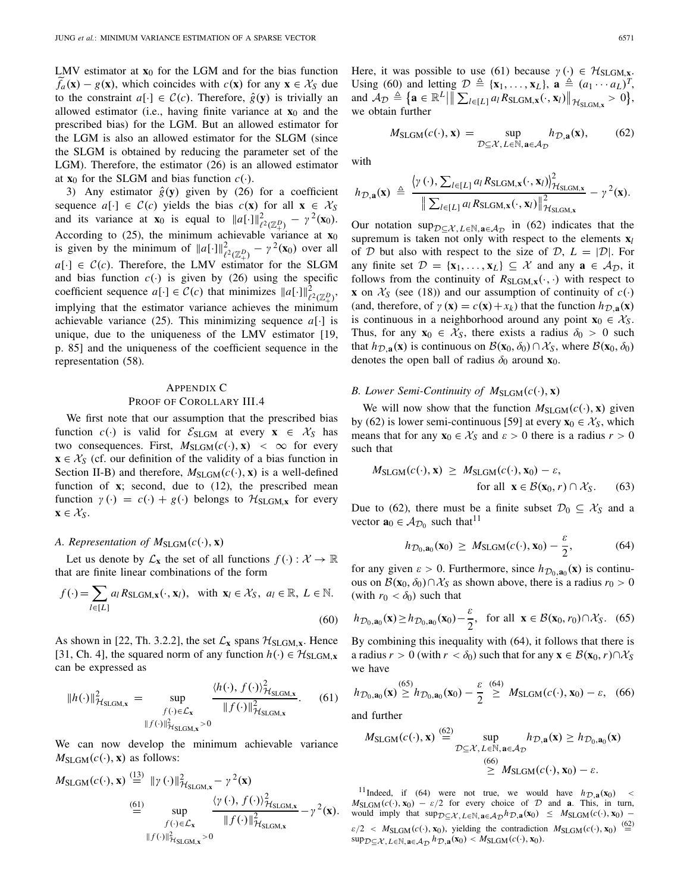LMV estimator at $\mathbf{x}_0$ for the LGM and for the bias function $\widetilde{f}_a(\mathbf{x}) - g(\mathbf{x})$, which coincides with $c(\mathbf{x})$ for any $\mathbf{x} \in \mathcal{X}_S$ due to the constraint $a[\cdot] \in \mathcal{C}(c)$. Therefore, $\hat{g}(\mathbf{y})$ is trivially an allowed estimator (i.e., having finite variance at $\mathbf{x}_0$ and the prescribed bias) for the LGM. But an allowed estimator for the LGM is also an allowed estimator for the SLGM (since the SLGM is obtained by reducing the parameter set of the LGM). Therefore, the estimator (26) is an allowed estimator at $\mathbf{x}_0$ for the SLGM and bias function $c(\cdot)$.

3) Any estimator $\hat{g}(\mathbf{y})$ given by (26) for a coefficient sequence $a[\cdot] \in \mathcal{C}(c)$ yields the bias $c(\mathbf{x})$ for all $\mathbf{x} \in \mathcal{X}_S$ and its variance at $\mathbf{x}_0$ is equal to $\|a[\cdot]\|^2_{\ell^2(\mathbb{Z}^D_+)} - \gamma^2(\mathbf{x}_0)$. According to (25), the minimum achievable variance at $\mathbf{x}_0$ is given by the minimum of $\|a[\cdot]\|^2_{\ell^2(\mathbb{Z}^D_+)} - \gamma^2(\mathbf{x}_0)$ over all $a[\cdot] \in \mathcal{C}(c)$. Therefore, the LMV estimator for the SLGM and bias function $c(\cdot)$ is given by (26) using the specific coefficient sequence $a[\cdot] \in \mathcal{C}(c)$ that minimizes $\|a[\cdot]\|^2_{\ell^2(\mathbb{Z}^D_+)}$, implying that the estimator variance achieves the minimum achievable variance (25). This minimizing sequence $a[\cdot]$ is unique, due to the uniqueness of the LMV estimator [19, p. 85] and the uniqueness of the coefficient sequence in the representation (58).

## Appendix C
## Proof of Corollary III.4

We first note that our assumption that the prescribed bias function $c(\cdot)$ is valid for $\mathcal{E}_{\text{SLGM}}$ at every $\mathbf{x} \in \mathcal{X}_S$ has two consequences. First, $M_{\text{SLGM}}(c(\cdot), \mathbf{x}) < \infty$ for every $\mathbf{x} \in \mathcal{X}_S$ (cf. our definition of the validity of a bias function in Section II-B) and therefore, $M_{\text{SLGM}}(c(\cdot), \mathbf{x})$ is a well-defined function of $\mathbf{x}$; second, due to (12), the prescribed mean function $\gamma(\cdot) = c(\cdot) + g(\cdot)$ belongs to $\mathcal{H}_{\text{SLGM},\mathbf{x}}$ for every $\mathbf{x} \in \mathcal{X}_S$.

### A. Representation of $M_{\text{SLGM}}(c(\cdot), \mathbf{x})$

Let us denote by $\mathcal{L}_{\mathbf{x}}$ the set of all functions $f(\cdot) : \mathcal{X} \to \mathbb{R}$ that are finite linear combinations of the form

$$f(\cdot) = \sum_{l \in [L]} a_l R_{\text{SLGM},\mathbf{x}}(\cdot, \mathbf{x}_l), \quad \text{with } \mathbf{x}_l \in \mathcal{X}_S,\ a_l \in \mathbb{R},\ L \in \mathbb{N}. \tag{60}$$

As shown in [22, Th. 3.2.2], the set $\mathcal{L}_{\mathbf{x}}$ spans $\mathcal{H}_{\text{SLGM},\mathbf{x}}$. Hence [31, Ch. 4], the squared norm of any function $h(\cdot) \in \mathcal{H}_{\text{SLGM},\mathbf{x}}$ can be expressed as

$$\|h(\cdot)\|^2_{\mathcal{H}_{\text{SLGM},\mathbf{x}}} = \sup_{\substack{f(\cdot) \in \mathcal{L}_{\mathbf{x}} \\ \|f(\cdot)\|^2_{\mathcal{H}_{\text{SLGM},\mathbf{x}}} > 0}} \frac{\langle h(\cdot), f(\cdot)\rangle^2_{\mathcal{H}_{\text{SLGM},\mathbf{x}}}}{\|f(\cdot)\|^2_{\mathcal{H}_{\text{SLGM},\mathbf{x}}}}. \tag{61}$$

We can now develop the minimum achievable variance $M_{\text{SLGM}}(c(\cdot), \mathbf{x})$ as follows:

$$\begin{aligned} M_{\text{SLGM}}(c(\cdot), \mathbf{x}) &\overset{(13)}{=} \|\gamma(\cdot)\|^2_{\mathcal{H}_{\text{SLGM},\mathbf{x}}} - \gamma^2(\mathbf{x}) \\ &\overset{(61)}{=} \sup_{\substack{f(\cdot) \in \mathcal{L}_{\mathbf{x}} \\ \|f(\cdot)\|^2_{\mathcal{H}_{\text{SLGM},\mathbf{x}}} > 0}} \frac{\langle \gamma(\cdot), f(\cdot)\rangle^2_{\mathcal{H}_{\text{SLGM},\mathbf{x}}}}{\|f(\cdot)\|^2_{\mathcal{H}_{\text{SLGM},\mathbf{x}}}} - \gamma^2(\mathbf{x}). \end{aligned}$$

Here, it was possible to use (61) because $\gamma(\cdot) \in \mathcal{H}_{\text{SLGM},\mathbf{x}}$. Using (60) and letting $\mathcal{D} \triangleq \{\mathbf{x}_1, \ldots, \mathbf{x}_L\}$, $\mathbf{a} \triangleq (a_1 \cdots a_L)^T$, and $\mathcal{A}_{\mathcal{D}} \triangleq \big\{\mathbf{a} \in \mathbb{R}^L \big| \big\| \sum_{l \in [L]} a_l R_{\text{SLGM},\mathbf{x}}(\cdot, \mathbf{x}_l)\big\|_{\mathcal{H}_{\text{SLGM},\mathbf{x}}} > 0\big\}$, we obtain further

$$M_{\text{SLGM}}(c(\cdot), \mathbf{x}) = \sup_{\mathcal{D} \subseteq \mathcal{X},\, L \in \mathbb{N},\, \mathbf{a} \in \mathcal{A}_{\mathcal{D}}} h_{\mathcal{D},\mathbf{a}}(\mathbf{x}), \tag{62}$$

with

$$h_{\mathcal{D},\mathbf{a}}(\mathbf{x}) \triangleq \frac{\big\langle \gamma(\cdot), \sum_{l \in [L]} a_l R_{\text{SLGM},\mathbf{x}}(\cdot, \mathbf{x}_l)\big\rangle^2_{\mathcal{H}_{\text{SLGM},\mathbf{x}}}}{\big\| \sum_{l \in [L]} a_l R_{\text{SLGM},\mathbf{x}}(\cdot, \mathbf{x}_l)\big\|^2_{\mathcal{H}_{\text{SLGM},\mathbf{x}}}} - \gamma^2(\mathbf{x}).$$

Our notation $\sup_{\mathcal{D} \subseteq \mathcal{X},\, L \in \mathbb{N},\, \mathbf{a} \in \mathcal{A}_{\mathcal{D}}}$ in (62) indicates that the supremum is taken not only with respect to the elements $\mathbf{x}_l$ of $\mathcal{D}$ but also with respect to the size of $\mathcal{D}$, $L = |\mathcal{D}|$. For any finite set $\mathcal{D} = \{\mathbf{x}_1, \ldots, \mathbf{x}_L\} \subseteq \mathcal{X}$ and any $\mathbf{a} \in \mathcal{A}_{\mathcal{D}}$, it follows from the continuity of $R_{\text{SLGM},\mathbf{x}}(\cdot, \cdot)$ with respect to $\mathbf{x}$ on $\mathcal{X}_S$ (see (18)) and our assumption of continuity of $c(\cdot)$ (and, therefore, of $\gamma(\mathbf{x}) = c(\mathbf{x}) + x_k$) that the function $h_{\mathcal{D},\mathbf{a}}(\mathbf{x})$ is continuous in a neighborhood around any point $\mathbf{x}_0 \in \mathcal{X}_S$. Thus, for any $\mathbf{x}_0 \in \mathcal{X}_S$, there exists a radius $\delta_0 > 0$ such that $h_{\mathcal{D},\mathbf{a}}(\mathbf{x})$ is continuous on $\mathcal{B}(\mathbf{x}_0, \delta_0) \cap \mathcal{X}_S$, where $\mathcal{B}(\mathbf{x}_0, \delta_0)$ denotes the open ball of radius $\delta_0$ around $\mathbf{x}_0$.

### B. Lower Semi-Continuity of $M_{\text{SLGM}}(c(\cdot), \mathbf{x})$

We will now show that the function $M_{\text{SLGM}}(c(\cdot), \mathbf{x})$ given by (62) is lower semi-continuous [59] at every $\mathbf{x}_0 \in \mathcal{X}_S$, which means that for any $\mathbf{x}_0 \in \mathcal{X}_S$ and $\varepsilon > 0$ there is a radius $r > 0$ such that

$$M_{\text{SLGM}}(c(\cdot), \mathbf{x}) \geq M_{\text{SLGM}}(c(\cdot), \mathbf{x}_0) - \varepsilon, \quad \text{for all } \mathbf{x} \in \mathcal{B}(\mathbf{x}_0, r) \cap \mathcal{X}_S. \tag{63}$$

Due to (62), there must be a finite subset $\mathcal{D}_0 \subseteq \mathcal{X}_S$ and a vector $\mathbf{a}_0 \in \mathcal{A}_{\mathcal{D}_0}$ such that[11]

$$h_{\mathcal{D}_0,\mathbf{a}_0}(\mathbf{x}_0) \geq M_{\text{SLGM}}(c(\cdot), \mathbf{x}_0) - \frac{\varepsilon}{2}, \tag{64}$$

for any given $\varepsilon > 0$. Furthermore, since $h_{\mathcal{D}_0,\mathbf{a}_0}(\mathbf{x})$ is continuous on $\mathcal{B}(\mathbf{x}_0, \delta_0) \cap \mathcal{X}_S$ as shown above, there is a radius $r_0 > 0$ (with $r_0 < \delta_0$) such that

$$h_{\mathcal{D}_0,\mathbf{a}_0}(\mathbf{x}) \geq h_{\mathcal{D}_0,\mathbf{a}_0}(\mathbf{x}_0) - \frac{\varepsilon}{2}, \quad \text{for all } \mathbf{x} \in \mathcal{B}(\mathbf{x}_0, r_0) \cap \mathcal{X}_S. \tag{65}$$

By combining this inequality with (64), it follows that there is a radius $r > 0$ (with $r < \delta_0$) such that for any $\mathbf{x} \in \mathcal{B}(\mathbf{x}_0, r) \cap \mathcal{X}_S$ we have

$$h_{\mathcal{D}_0,\mathbf{a}_0}(\mathbf{x}) \overset{(65)}{\geq} h_{\mathcal{D}_0,\mathbf{a}_0}(\mathbf{x}_0) - \frac{\varepsilon}{2} \overset{(64)}{\geq} M_{\text{SLGM}}(c(\cdot), \mathbf{x}_0) - \varepsilon, \tag{66}$$

and further

$$\begin{aligned} M_{\text{SLGM}}(c(\cdot), \mathbf{x}) &\overset{(62)}{=} \sup_{\mathcal{D} \subseteq \mathcal{X},\, L \in \mathbb{N},\, \mathbf{a} \in \mathcal{A}_{\mathcal{D}}} h_{\mathcal{D},\mathbf{a}}(\mathbf{x}) \geq h_{\mathcal{D}_0,\mathbf{a}_0}(\mathbf{x}) \\ &\overset{(66)}{\geq} M_{\text{SLGM}}(c(\cdot), \mathbf{x}_0) - \varepsilon. \end{aligned}$$

[11] Indeed, if (64) were not true, we would have $h_{\mathcal{D},\mathbf{a}}(\mathbf{x}_0) < M_{\text{SLGM}}(c(\cdot), \mathbf{x}_0) - \varepsilon/2$ for every choice of $\mathcal{D}$ and $\mathbf{a}$. This, in turn, would imply that $\sup_{\mathcal{D} \subseteq \mathcal{X},\, L \in \mathbb{N},\, \mathbf{a} \in \mathcal{A}_{\mathcal{D}}} h_{\mathcal{D},\mathbf{a}}(\mathbf{x}_0) \leq M_{\text{SLGM}}(c(\cdot), \mathbf{x}_0) - \varepsilon/2 < M_{\text{SLGM}}(c(\cdot), \mathbf{x}_0)$, yielding the contradiction $M_{\text{SLGM}}(c(\cdot), \mathbf{x}_0) \overset{(62)}{=} \sup_{\mathcal{D} \subseteq \mathcal{X},\, L \in \mathbb{N},\, \mathbf{a} \in \mathcal{A}_{\mathcal{D}}} h_{\mathcal{D},\mathbf{a}}(\mathbf{x}_0) < M_{\text{SLGM}}(c(\cdot), \mathbf{x}_0)$.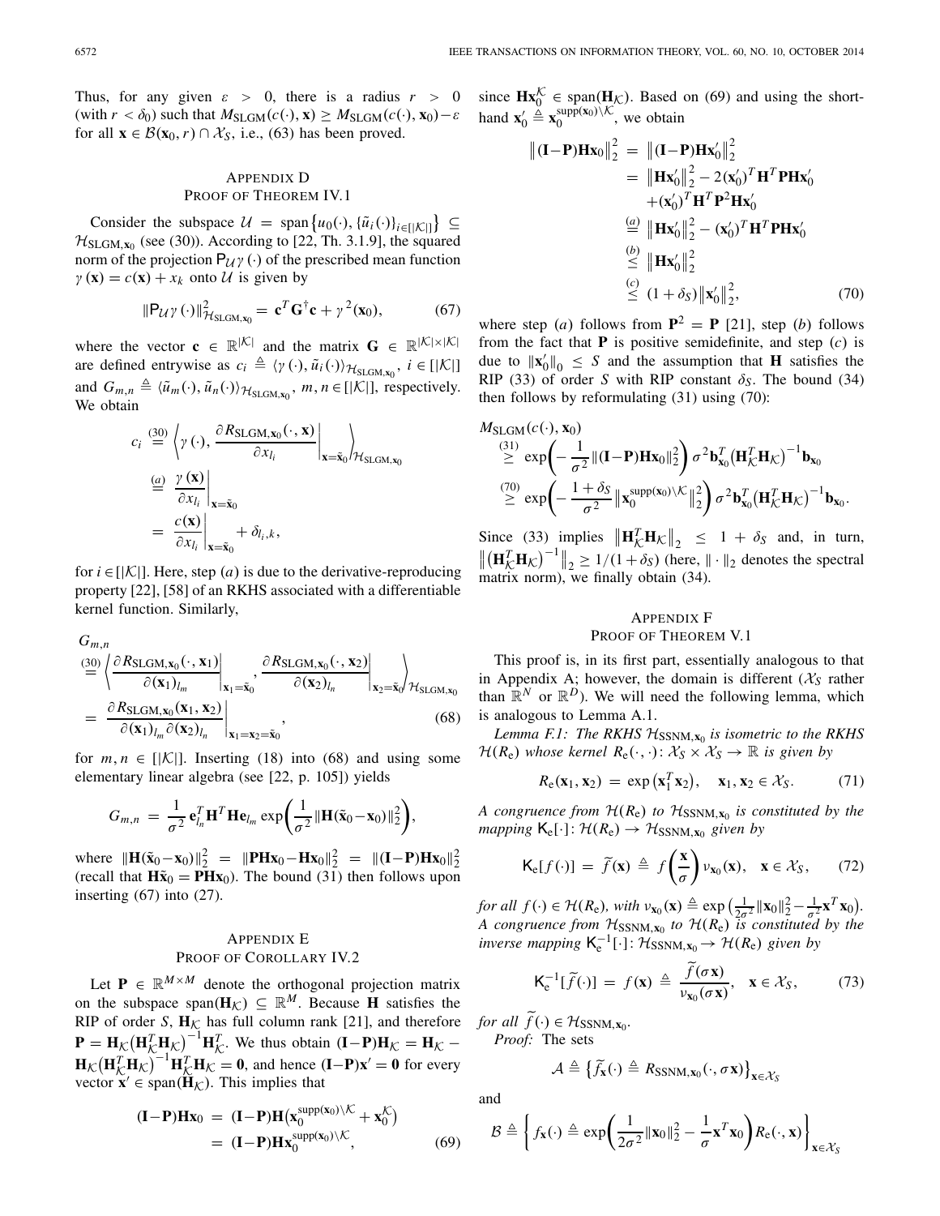Thus, for any given $\varepsilon > 0$, there is a radius $r > 0$ (with $r < \delta_0$) such that $M_{\text{SLGM}}(c(\cdot), \mathbf{x}) \geq M_{\text{SLGM}}(c(\cdot), \mathbf{x}_0) - \varepsilon$ for all $\mathbf{x} \in \mathcal{B}(\mathbf{x}_0, r) \cap \mathcal{X}_S$, i.e., (63) has been proved.

## Appendix D
## Proof of Theorem IV.1

Consider the subspace $\mathcal{U} = \text{span}\{u_0(\cdot), \{\tilde{u}_i(\cdot)\}_{i \in [|\mathcal{K}|]}\} \subseteq \mathcal{H}_{\text{SLGM},\mathbf{x}_0}$ (see (30)). According to [22, Th. 3.1.9], the squared norm of the projection $\mathsf{P}_{\mathcal{U}}\gamma(\cdot)$ of the prescribed mean function $\gamma(\mathbf{x}) = c(\mathbf{x}) + x_k$ onto $\mathcal{U}$ is given by

$$\|\mathsf{P}_{\mathcal{U}}\gamma(\cdot)\|^2_{\mathcal{H}_{\text{SLGM},\mathbf{x}_0}} = \mathbf{c}^T \mathbf{G}^{\dagger} \mathbf{c} + \gamma^2(\mathbf{x}_0), \tag{67}$$

where the vector $\mathbf{c} \in \mathbb{R}^{|\mathcal{K}|}$ and the matrix $\mathbf{G} \in \mathbb{R}^{|\mathcal{K}| \times |\mathcal{K}|}$ are defined entrywise as $c_i \triangleq \langle \gamma(\cdot), \tilde{u}_i(\cdot) \rangle_{\mathcal{H}_{\text{SLGM},\mathbf{x}_0}}$, $i \in [|\mathcal{K}|]$ and $G_{m,n} \triangleq \langle \tilde{u}_m(\cdot), \tilde{u}_n(\cdot) \rangle_{\mathcal{H}_{\text{SLGM},\mathbf{x}_0}}$, $m, n \in [|\mathcal{K}|]$, respectively. We obtain

$$\begin{aligned}
c_i &\stackrel{(30)}{=} \left\langle \gamma(\cdot), \left. \frac{\partial R_{\text{SLGM},\mathbf{x}_0}(\cdot, \mathbf{x})}{\partial x_{l_i}} \right|_{\mathbf{x}=\tilde{\mathbf{x}}_0} \right\rangle_{\mathcal{H}_{\text{SLGM},\mathbf{x}_0}} \\
&\stackrel{(a)}{=} \left. \frac{\gamma(\mathbf{x})}{\partial x_{l_i}} \right|_{\mathbf{x}=\tilde{\mathbf{x}}_0} \\
&= \left. \frac{c(\mathbf{x})}{\partial x_{l_i}} \right|_{\mathbf{x}=\tilde{\mathbf{x}}_0} + \delta_{l_i,k},
\end{aligned}$$

for $i \in [|\mathcal{K}|]$. Here, step $(a)$ is due to the derivative-reproducing property [22], [58] of an RKHS associated with a differentiable kernel function. Similarly,

$$\begin{aligned}
&G_{m,n} \\
&\stackrel{(30)}{=} \left\langle \left. \frac{\partial R_{\text{SLGM},\mathbf{x}_0}(\cdot, \mathbf{x}_1)}{\partial (\mathbf{x}_1)_{l_m}} \right|_{\mathbf{x}_1=\tilde{\mathbf{x}}_0}, \left. \frac{\partial R_{\text{SLGM},\mathbf{x}_0}(\cdot, \mathbf{x}_2)}{\partial (\mathbf{x}_2)_{l_n}} \right|_{\mathbf{x}_2=\tilde{\mathbf{x}}_0} \right\rangle_{\mathcal{H}_{\text{SLGM},\mathbf{x}_0}} \\
&= \left. \frac{\partial R_{\text{SLGM},\mathbf{x}_0}(\mathbf{x}_1, \mathbf{x}_2)}{\partial (\mathbf{x}_1)_{l_m} \partial (\mathbf{x}_2)_{l_n}} \right|_{\mathbf{x}_1=\mathbf{x}_2=\tilde{\mathbf{x}}_0},
\end{aligned} \tag{68}$$

for $m, n \in [|\mathcal{K}|]$. Inserting (18) into (68) and using some elementary linear algebra (see [22, p. 105]) yields

$$G_{m,n} = \frac{1}{\sigma^2} \mathbf{e}_{l_n}^T \mathbf{H}^T \mathbf{H} \mathbf{e}_{l_m} \exp\left( \frac{1}{\sigma^2} \|\mathbf{H}(\tilde{\mathbf{x}}_0 - \mathbf{x}_0)\|_2^2 \right),$$

where $\|\mathbf{H}(\tilde{\mathbf{x}}_0 - \mathbf{x}_0)\|_2^2 = \|\mathbf{P}\mathbf{H}\mathbf{x}_0 - \mathbf{H}\mathbf{x}_0\|_2^2 = \|(\mathbf{I} - \mathbf{P})\mathbf{H}\mathbf{x}_0\|_2^2$ (recall that $\mathbf{H}\tilde{\mathbf{x}}_0 = \mathbf{P}\mathbf{H}\mathbf{x}_0$). The bound (31) then follows upon inserting (67) into (27).

## Appendix E
## Proof of Corollary IV.2

Let $\mathbf{P} \in \mathbb{R}^{M \times M}$ denote the orthogonal projection matrix on the subspace $\text{span}(\mathbf{H}_{\mathcal{K}}) \subseteq \mathbb{R}^M$. Because $\mathbf{H}$ satisfies the RIP of order $S$, $\mathbf{H}_{\mathcal{K}}$ has full column rank [21], and therefore $\mathbf{P} = \mathbf{H}_{\mathcal{K}} (\mathbf{H}_{\mathcal{K}}^T \mathbf{H}_{\mathcal{K}})^{-1} \mathbf{H}_{\mathcal{K}}^T$. We thus obtain $(\mathbf{I} - \mathbf{P})\mathbf{H}_{\mathcal{K}} = \mathbf{H}_{\mathcal{K}} - \mathbf{H}_{\mathcal{K}} (\mathbf{H}_{\mathcal{K}}^T \mathbf{H}_{\mathcal{K}})^{-1} \mathbf{H}_{\mathcal{K}}^T \mathbf{H}_{\mathcal{K}} = \mathbf{0}$, and hence $(\mathbf{I} - \mathbf{P})\mathbf{x}' = \mathbf{0}$ for every vector $\mathbf{x}' \in \text{span}(\mathbf{H}_{\mathcal{K}})$. This implies that

$$\begin{aligned}
(\mathbf{I} - \mathbf{P})\mathbf{H}\mathbf{x}_0 &= (\mathbf{I} - \mathbf{P})\mathbf{H}\big(\mathbf{x}_0^{\text{supp}(\mathbf{x}_0) \setminus \mathcal{K}} + \mathbf{x}_0^{\mathcal{K}}\big) \\
&= (\mathbf{I} - \mathbf{P})\mathbf{H}\mathbf{x}_0^{\text{supp}(\mathbf{x}_0) \setminus \mathcal{K}},
\end{aligned} \tag{69}$$

since $\mathbf{H}\mathbf{x}_0^{\mathcal{K}} \in \text{span}(\mathbf{H}_{\mathcal{K}})$. Based on (69) and using the shorthand $\mathbf{x}_0' \triangleq \mathbf{x}_0^{\text{supp}(\mathbf{x}_0) \setminus \mathcal{K}}$, we obtain

$$\begin{aligned}
\|(\mathbf{I} - \mathbf{P})\mathbf{H}\mathbf{x}_0\|_2^2 &= \|(\mathbf{I} - \mathbf{P})\mathbf{H}\mathbf{x}_0'\|_2^2 \\
&= \|\mathbf{H}\mathbf{x}_0'\|_2^2 - 2(\mathbf{x}_0')^T \mathbf{H}^T \mathbf{P} \mathbf{H} \mathbf{x}_0' \\
&\quad + (\mathbf{x}_0')^T \mathbf{H}^T \mathbf{P}^2 \mathbf{H} \mathbf{x}_0' \\
&\stackrel{(a)}{=} \|\mathbf{H}\mathbf{x}_0'\|_2^2 - (\mathbf{x}_0')^T \mathbf{H}^T \mathbf{P} \mathbf{H} \mathbf{x}_0' \\
&\stackrel{(b)}{\leq} \|\mathbf{H}\mathbf{x}_0'\|_2^2 \\
&\stackrel{(c)}{\leq} (1 + \delta_S) \|\mathbf{x}_0'\|_2^2,
\end{aligned} \tag{70}$$

where step $(a)$ follows from $\mathbf{P}^2 = \mathbf{P}$ [21], step $(b)$ follows from the fact that $\mathbf{P}$ is positive semidefinite, and step $(c)$ is due to $\|\mathbf{x}_0'\|_0 \leq S$ and the assumption that $\mathbf{H}$ satisfies the RIP (33) of order $S$ with RIP constant $\delta_S$. The bound (34) then follows by reformulating (31) using (70):

$$\begin{aligned}
&M_{\text{SLGM}}(c(\cdot), \mathbf{x}_0) \\
&\stackrel{(31)}{\geq} \exp\left( -\frac{1}{\sigma^2} \|(\mathbf{I} - \mathbf{P})\mathbf{H}\mathbf{x}_0\|_2^2 \right) \sigma^2 \mathbf{b}_{\mathbf{x}_0}^T \big(\mathbf{H}_{\mathcal{K}}^T \mathbf{H}_{\mathcal{K}}\big)^{-1} \mathbf{b}_{\mathbf{x}_0} \\
&\stackrel{(70)}{\geq} \exp\left( -\frac{1 + \delta_S}{\sigma^2} \big\|\mathbf{x}_0^{\text{supp}(\mathbf{x}_0) \setminus \mathcal{K}}\big\|_2^2 \right) \sigma^2 \mathbf{b}_{\mathbf{x}_0}^T \big(\mathbf{H}_{\mathcal{K}}^T \mathbf{H}_{\mathcal{K}}\big)^{-1} \mathbf{b}_{\mathbf{x}_0}.
\end{aligned}$$

Since (33) implies $\|\mathbf{H}_{\mathcal{K}}^T \mathbf{H}_{\mathcal{K}}\|_2 \leq 1 + \delta_S$ and, in turn, $\|(\mathbf{H}_{\mathcal{K}}^T \mathbf{H}_{\mathcal{K}})^{-1}\|_2 \geq 1/(1 + \delta_S)$ (here, $\|\cdot\|_2$ denotes the spectral matrix norm), we finally obtain (34).

## Appendix F
## Proof of Theorem V.1

This proof is, in its first part, essentially analogous to that in Appendix A; however, the domain is different ($\mathcal{X}_S$ rather than $\mathbb{R}^N$ or $\mathbb{R}^D$). We will need the following lemma, which is analogous to Lemma A.1.

*Lemma F.1: The RKHS $\mathcal{H}_{\text{SSNM},\mathbf{x}_0}$ is isometric to the RKHS $\mathcal{H}(R_{\text{e}})$ whose kernel $R_{\text{e}}(\cdot, \cdot) \colon \mathcal{X}_S \times \mathcal{X}_S \to \mathbb{R}$ is given by*

$$R_{\text{e}}(\mathbf{x}_1, \mathbf{x}_2) = \exp\big(\mathbf{x}_1^T \mathbf{x}_2\big), \quad \mathbf{x}_1, \mathbf{x}_2 \in \mathcal{X}_S. \tag{71}$$

*A congruence from $\mathcal{H}(R_{\text{e}})$ to $\mathcal{H}_{\text{SSNM},\mathbf{x}_0}$ is constituted by the mapping $\mathsf{K}_{\text{e}}[\cdot] \colon \mathcal{H}(R_{\text{e}}) \to \mathcal{H}_{\text{SSNM},\mathbf{x}_0}$ given by*

$$\mathsf{K}_{\text{e}}[f(\cdot)] = \widetilde{f}(\mathbf{x}) \triangleq f\left(\frac{\mathbf{x}}{\sigma}\right) \nu_{\mathbf{x}_0}(\mathbf{x}), \quad \mathbf{x} \in \mathcal{X}_S, \tag{72}$$

*for all $f(\cdot) \in \mathcal{H}(R_{\text{e}})$, with $\nu_{\mathbf{x}_0}(\mathbf{x}) \triangleq \exp\big(\frac{1}{2\sigma^2}\|\mathbf{x}_0\|_2^2 - \frac{1}{\sigma^2}\mathbf{x}^T \mathbf{x}_0\big)$. A congruence from $\mathcal{H}_{\text{SSNM},\mathbf{x}_0}$ to $\mathcal{H}(R_{\text{e}})$ is constituted by the inverse mapping $\mathsf{K}_{\text{e}}^{-1}[\cdot] \colon \mathcal{H}_{\text{SSNM},\mathbf{x}_0} \to \mathcal{H}(R_{\text{e}})$ given by*

$$\mathsf{K}_{\text{e}}^{-1}[\widetilde{f}(\cdot)] = f(\mathbf{x}) \triangleq \frac{\widetilde{f}(\sigma \mathbf{x})}{\nu_{\mathbf{x}_0}(\sigma \mathbf{x})}, \quad \mathbf{x} \in \mathcal{X}_S, \tag{73}$$

*for all $\widetilde{f}(\cdot) \in \mathcal{H}_{\text{SSNM},\mathbf{x}_0}$.*

*Proof:* The sets

$$\mathcal{A} \triangleq \big\{\widetilde{f}_{\mathbf{x}}(\cdot) \triangleq R_{\text{SSNM},\mathbf{x}_0}(\cdot, \sigma \mathbf{x})\big\}_{\mathbf{x} \in \mathcal{X}_S}$$

and

$$\mathcal{B} \triangleq \left\{ f_{\mathbf{x}}(\cdot) \triangleq \exp\left( \frac{1}{2\sigma^2} \|\mathbf{x}_0\|_2^2 - \frac{1}{\sigma} \mathbf{x}^T \mathbf{x}_0 \right) R_{\text{e}}(\cdot, \mathbf{x}) \right\}_{\mathbf{x} \in \mathcal{X}_S}$$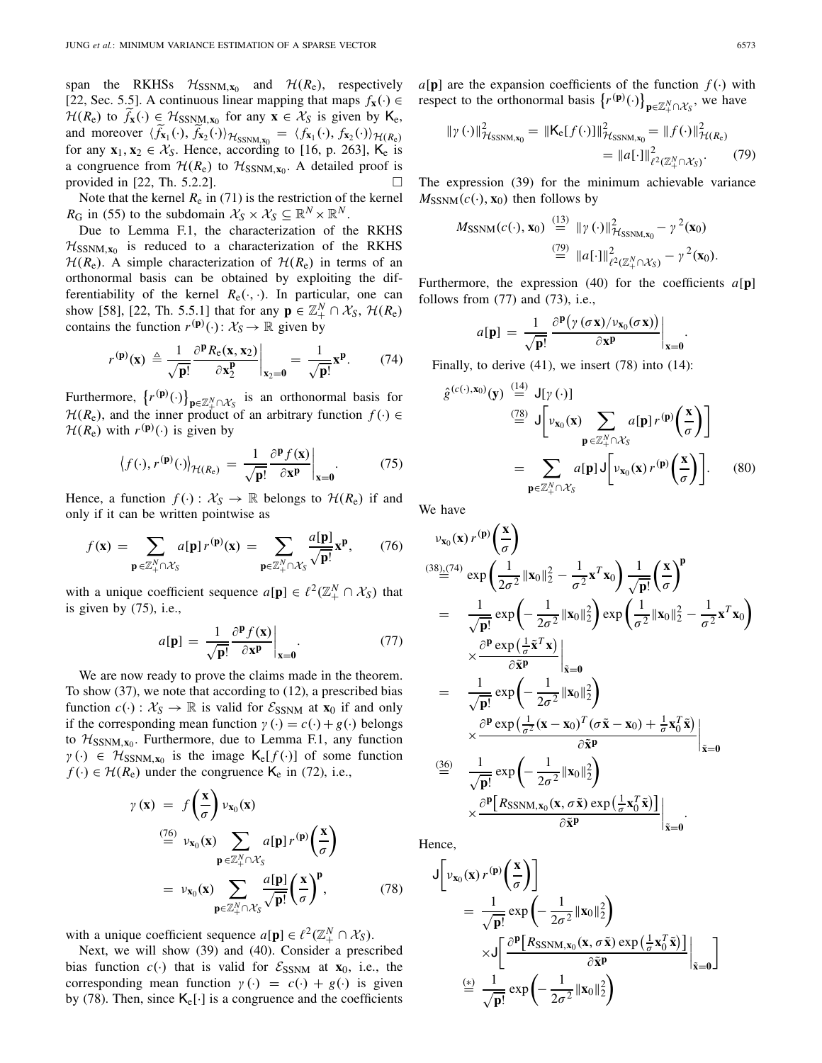span the RKHSs $\mathcal{H}_{\text{SSNM},\mathbf{x}_0}$ and $\mathcal{H}(R_e)$, respectively [22, Sec. 5.5]. A continuous linear mapping that maps $f_{\mathbf{x}}(\cdot) \in \mathcal{H}(R_e)$ to $\widetilde{f}_{\mathbf{x}}(\cdot) \in \mathcal{H}_{\text{SSNM},\mathbf{x}_0}$ for any $\mathbf{x} \in \mathcal{X}_S$ is given by $\mathsf{K}_e$, and moreover $\langle \widetilde{f}_{\mathbf{x}_1}(\cdot), \widetilde{f}_{\mathbf{x}_2}(\cdot)\rangle_{\mathcal{H}_{\text{SSNM},\mathbf{x}_0}} = \langle f_{\mathbf{x}_1}(\cdot), f_{\mathbf{x}_2}(\cdot)\rangle_{\mathcal{H}(R_e)}$ for any $\mathbf{x}_1, \mathbf{x}_2 \in \mathcal{X}_S$. Hence, according to [16, p. 263], $\mathsf{K}_e$ is a congruence from $\mathcal{H}(R_e)$ to $\mathcal{H}_{\text{SSNM},\mathbf{x}_0}$. A detailed proof is provided in [22, Th. 5.2.2]. $\square$

Note that the kernel $R_e$ in (71) is the restriction of the kernel $R_G$ in (55) to the subdomain $\mathcal{X}_S \times \mathcal{X}_S \subseteq \mathbb{R}^N \times \mathbb{R}^N$.

Due to Lemma F.1, the characterization of the RKHS $\mathcal{H}_{\text{SSNM},\mathbf{x}_0}$ is reduced to a characterization of the RKHS $\mathcal{H}(R_e)$. A simple characterization of $\mathcal{H}(R_e)$ in terms of an orthonormal basis can be obtained by exploiting the differentiability of the kernel $R_e(\cdot,\cdot)$. In particular, one can show [58], [22, Th. 5.5.1] that for any $\mathbf{p} \in \mathbb{Z}_+^N \cap \mathcal{X}_S$, $\mathcal{H}(R_e)$ contains the function $r^{(\mathbf{p})}(\cdot)\colon \mathcal{X}_S \to \mathbb{R}$ given by

$$r^{(\mathbf{p})}(\mathbf{x}) \triangleq \frac{1}{\sqrt{\mathbf{p}!}} \frac{\partial^{\mathbf{p}} R_e(\mathbf{x},\mathbf{x}_2)}{\partial \mathbf{x}_2^{\mathbf{p}}}\bigg|_{\mathbf{x}_2=\mathbf{0}} = \frac{1}{\sqrt{\mathbf{p}!}}\mathbf{x}^{\mathbf{p}}. \tag{74}$$

Furthermore, $\{r^{(\mathbf{p})}(\cdot)\}_{\mathbf{p}\in\mathbb{Z}_+^N\cap\mathcal{X}_S}$ is an orthonormal basis for $\mathcal{H}(R_e)$, and the inner product of an arbitrary function $f(\cdot) \in \mathcal{H}(R_e)$ with $r^{(\mathbf{p})}(\cdot)$ is given by

$$\big\langle f(\cdot), r^{(\mathbf{p})}(\cdot)\big\rangle_{\mathcal{H}(R_e)} = \frac{1}{\sqrt{\mathbf{p}!}} \frac{\partial^{\mathbf{p}} f(\mathbf{x})}{\partial \mathbf{x}^{\mathbf{p}}}\bigg|_{\mathbf{x}=\mathbf{0}}. \tag{75}$$

Hence, a function $f(\cdot): \mathcal{X}_S \to \mathbb{R}$ belongs to $\mathcal{H}(R_e)$ if and only if it can be written pointwise as

$$f(\mathbf{x}) = \sum_{\mathbf{p}\in\mathbb{Z}_+^N\cap\mathcal{X}_S} a[\mathbf{p}]\, r^{(\mathbf{p})}(\mathbf{x}) = \sum_{\mathbf{p}\in\mathbb{Z}_+^N\cap\mathcal{X}_S} \frac{a[\mathbf{p}]}{\sqrt{\mathbf{p}!}}\mathbf{x}^{\mathbf{p}}, \tag{76}$$

with a unique coefficient sequence $a[\mathbf{p}] \in \ell^2(\mathbb{Z}_+^N \cap \mathcal{X}_S)$ that is given by (75), i.e.,

$$a[\mathbf{p}] = \frac{1}{\sqrt{\mathbf{p}!}} \frac{\partial^{\mathbf{p}} f(\mathbf{x})}{\partial \mathbf{x}^{\mathbf{p}}}\bigg|_{\mathbf{x}=\mathbf{0}}. \tag{77}$$

We are now ready to prove the claims made in the theorem. To show (37), we note that according to (12), a prescribed bias function $c(\cdot): \mathcal{X}_S \to \mathbb{R}$ is valid for $\mathcal{E}_{\text{SSNM}}$ at $\mathbf{x}_0$ if and only if the corresponding mean function $\gamma(\cdot) = c(\cdot) + g(\cdot)$ belongs to $\mathcal{H}_{\text{SSNM},\mathbf{x}_0}$. Furthermore, due to Lemma F.1, any function $\gamma(\cdot) \in \mathcal{H}_{\text{SSNM},\mathbf{x}_0}$ is the image $\mathsf{K}_e[f(\cdot)]$ of some function $f(\cdot) \in \mathcal{H}(R_e)$ under the congruence $\mathsf{K}_e$ in (72), i.e.,

$$\begin{aligned}
\gamma(\mathbf{x}) &= f\left(\frac{\mathbf{x}}{\sigma}\right)\nu_{\mathbf{x}_0}(\mathbf{x}) \\
&\overset{(76)}{=} \nu_{\mathbf{x}_0}(\mathbf{x}) \sum_{\mathbf{p}\in\mathbb{Z}_+^N\cap\mathcal{X}_S} a[\mathbf{p}]\, r^{(\mathbf{p})}\left(\frac{\mathbf{x}}{\sigma}\right) \\
&= \nu_{\mathbf{x}_0}(\mathbf{x}) \sum_{\mathbf{p}\in\mathbb{Z}_+^N\cap\mathcal{X}_S} \frac{a[\mathbf{p}]}{\sqrt{\mathbf{p}!}}\left(\frac{\mathbf{x}}{\sigma}\right)^{\mathbf{p}},
\end{aligned} \tag{78}$$

with a unique coefficient sequence $a[\mathbf{p}] \in \ell^2(\mathbb{Z}_+^N \cap \mathcal{X}_S)$.

Next, we will show (39) and (40). Consider a prescribed bias function $c(\cdot)$ that is valid for $\mathcal{E}_{\text{SSNM}}$ at $\mathbf{x}_0$, i.e., the corresponding mean function $\gamma(\cdot) = c(\cdot) + g(\cdot)$ is given by (78). Then, since $\mathsf{K}_e[\cdot]$ is a congruence and the coefficients $a[\mathbf{p}]$ are the expansion coefficients of the function $f(\cdot)$ with respect to the orthonormal basis $\{r^{(\mathbf{p})}(\cdot)\}_{\mathbf{p}\in\mathbb{Z}_+^N\cap\mathcal{X}_S}$, we have

$$\begin{aligned}
\|\gamma(\cdot)\|^2_{\mathcal{H}_{\text{SSNM},\mathbf{x}_0}} = \|\mathsf{K}_e[f(\cdot)]\|^2_{\mathcal{H}_{\text{SSNM},\mathbf{x}_0}} &= \|f(\cdot)\|^2_{\mathcal{H}(R_e)} \\
&= \|a[\cdot]\|^2_{\ell^2(\mathbb{Z}_+^N\cap\mathcal{X}_S)}.
\end{aligned} \tag{79}$$

The expression (39) for the minimum achievable variance $M_{\text{SSNM}}(c(\cdot), \mathbf{x}_0)$ then follows by

$$\begin{aligned}
M_{\text{SSNM}}(c(\cdot),\mathbf{x}_0) &\overset{(13)}{=} \|\gamma(\cdot)\|^2_{\mathcal{H}_{\text{SSNM},\mathbf{x}_0}} - \gamma^2(\mathbf{x}_0) \\
&\overset{(79)}{=} \|a[\cdot]\|^2_{\ell^2(\mathbb{Z}_+^N\cap\mathcal{X}_S)} - \gamma^2(\mathbf{x}_0).
\end{aligned}$$

Furthermore, the expression (40) for the coefficients $a[\mathbf{p}]$ follows from (77) and (73), i.e.,

$$a[\mathbf{p}] = \frac{1}{\sqrt{\mathbf{p}!}} \frac{\partial^{\mathbf{p}}\big(\gamma(\sigma\mathbf{x})/\nu_{\mathbf{x}_0}(\sigma\mathbf{x})\big)}{\partial \mathbf{x}^{\mathbf{p}}}\bigg|_{\mathbf{x}=\mathbf{0}}.$$

Finally, to derive (41), we insert (78) into (14):

$$\begin{aligned}
\hat{g}^{(c(\cdot),\mathbf{x}_0)}(\mathbf{y}) &\overset{(14)}{=} \mathsf{J}[\gamma(\cdot)] \\
&\overset{(78)}{=} \mathsf{J}\bigg[\nu_{\mathbf{x}_0}(\mathbf{x}) \sum_{\mathbf{p}\in\mathbb{Z}_+^N\cap\mathcal{X}_S} a[\mathbf{p}]\, r^{(\mathbf{p})}\left(\frac{\mathbf{x}}{\sigma}\right)\bigg] \\
&= \sum_{\mathbf{p}\in\mathbb{Z}_+^N\cap\mathcal{X}_S} a[\mathbf{p}]\, \mathsf{J}\bigg[\nu_{\mathbf{x}_0}(\mathbf{x})\, r^{(\mathbf{p})}\left(\frac{\mathbf{x}}{\sigma}\right)\bigg].
\end{aligned} \tag{80}$$

We have

$$\begin{aligned}
&\nu_{\mathbf{x}_0}(\mathbf{x})\, r^{(\mathbf{p})}\left(\frac{\mathbf{x}}{\sigma}\right) \\
&\overset{(38),(74)}{=} \exp\left(\frac{1}{2\sigma^2}\|\mathbf{x}_0\|_2^2 - \frac{1}{\sigma^2}\mathbf{x}^T\mathbf{x}_0\right)\frac{1}{\sqrt{\mathbf{p}!}}\left(\frac{\mathbf{x}}{\sigma}\right)^{\mathbf{p}} \\
&= \frac{1}{\sqrt{\mathbf{p}!}}\exp\left(-\frac{1}{2\sigma^2}\|\mathbf{x}_0\|_2^2\right)\exp\left(\frac{1}{\sigma^2}\|\mathbf{x}_0\|_2^2 - \frac{1}{\sigma^2}\mathbf{x}^T\mathbf{x}_0\right) \\
&\quad\times \frac{\partial^{\mathbf{p}}\exp\left(\frac{1}{\sigma}\tilde{\mathbf{x}}^T\mathbf{x}\right)}{\partial\tilde{\mathbf{x}}^{\mathbf{p}}}\bigg|_{\tilde{\mathbf{x}}=\mathbf{0}} \\
&= \frac{1}{\sqrt{\mathbf{p}!}}\exp\left(-\frac{1}{2\sigma^2}\|\mathbf{x}_0\|_2^2\right) \\
&\quad\times \frac{\partial^{\mathbf{p}}\exp\left(\frac{1}{\sigma^2}(\mathbf{x}-\mathbf{x}_0)^T(\sigma\tilde{\mathbf{x}}-\mathbf{x}_0) + \frac{1}{\sigma}\mathbf{x}_0^T\tilde{\mathbf{x}}\right)}{\partial\tilde{\mathbf{x}}^{\mathbf{p}}}\bigg|_{\tilde{\mathbf{x}}=\mathbf{0}} \\
&\overset{(36)}{=} \frac{1}{\sqrt{\mathbf{p}!}}\exp\left(-\frac{1}{2\sigma^2}\|\mathbf{x}_0\|_2^2\right) \\
&\quad\times \frac{\partial^{\mathbf{p}}\big[R_{\text{SSNM},\mathbf{x}_0}(\mathbf{x},\sigma\tilde{\mathbf{x}})\exp\left(\frac{1}{\sigma}\mathbf{x}_0^T\tilde{\mathbf{x}}\right)\big]}{\partial\tilde{\mathbf{x}}^{\mathbf{p}}}\bigg|_{\tilde{\mathbf{x}}=\mathbf{0}}.
\end{aligned}$$

Hence,

$$\begin{aligned}
&\mathsf{J}\bigg[\nu_{\mathbf{x}_0}(\mathbf{x})\, r^{(\mathbf{p})}\left(\frac{\mathbf{x}}{\sigma}\right)\bigg] \\
&= \frac{1}{\sqrt{\mathbf{p}!}}\exp\left(-\frac{1}{2\sigma^2}\|\mathbf{x}_0\|_2^2\right) \\
&\quad\times \mathsf{J}\bigg[\frac{\partial^{\mathbf{p}}\big[R_{\text{SSNM},\mathbf{x}_0}(\mathbf{x},\sigma\tilde{\mathbf{x}})\exp\left(\frac{1}{\sigma}\mathbf{x}_0^T\tilde{\mathbf{x}}\right)\big]}{\partial\tilde{\mathbf{x}}^{\mathbf{p}}}\bigg|_{\tilde{\mathbf{x}}=\mathbf{0}}\bigg] \\
&\overset{(*)}{=} \frac{1}{\sqrt{\mathbf{p}!}}\exp\left(-\frac{1}{2\sigma^2}\|\mathbf{x}_0\|_2^2\right)
\end{aligned}$$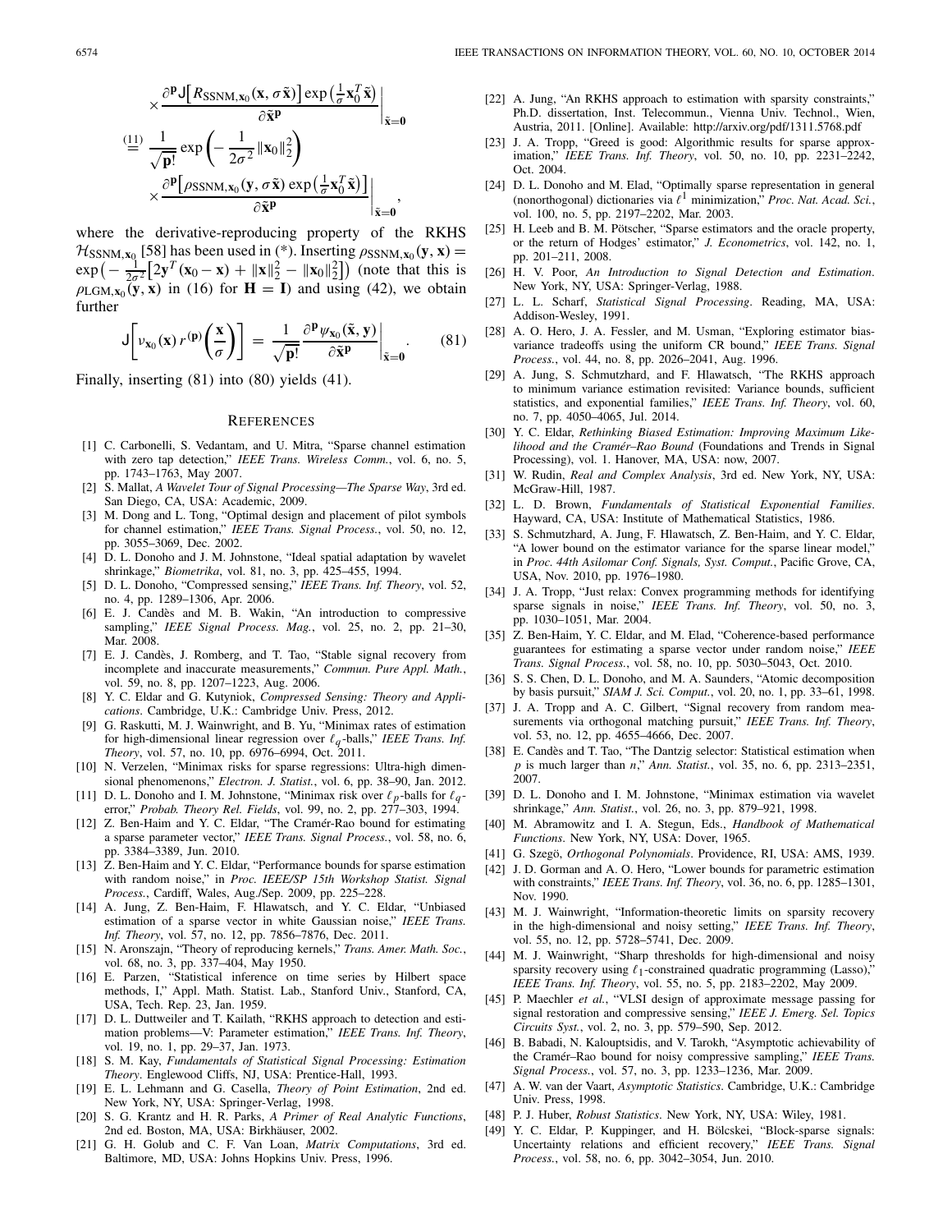$$
\times \frac{\partial^{\mathbf{p}} \mathsf{J}\big[R_{\mathrm{SSNM},\mathbf{x}_0}(\mathbf{x}, \sigma\tilde{\mathbf{x}}) \exp\big(\frac{1}{\sigma}\mathbf{x}_0^T\tilde{\mathbf{x}}\big)\big]}{\partial \tilde{\mathbf{x}}^{\mathbf{p}}}\bigg|_{\tilde{\mathbf{x}}=\mathbf{0}}
$$

$$
\stackrel{(11)}{=} \frac{1}{\sqrt{\mathbf{p}!}} \exp\bigg(-\frac{1}{2\sigma^2}\|\mathbf{x}_0\|_2^2\bigg)
\times \frac{\partial^{\mathbf{p}} \big[\rho_{\mathrm{SSNM},\mathbf{x}_0}(\mathbf{y}, \sigma\tilde{\mathbf{x}}) \exp\big(\frac{1}{\sigma}\mathbf{x}_0^T\tilde{\mathbf{x}}\big)\big]}{\partial \tilde{\mathbf{x}}^{\mathbf{p}}}\bigg|_{\tilde{\mathbf{x}}=\mathbf{0}},
$$

where the derivative-reproducing property of the RKHS $\mathcal{H}_{\mathrm{SSNM},\mathbf{x}_0}$ [58] has been used in (*). Inserting $\rho_{\mathrm{SSNM},\mathbf{x}_0}(\mathbf{y},\mathbf{x}) = \exp\big(-\frac{1}{2\sigma^2}\big[2\mathbf{y}^T(\mathbf{x}_0 - \mathbf{x}) + \|\mathbf{x}\|_2^2 - \|\mathbf{x}_0\|_2^2\big]\big)$ (note that this is $\rho_{\mathrm{LGM},\mathbf{x}_0}(\mathbf{y},\mathbf{x})$ in (16) for $\mathbf{H} = \mathbf{I}$) and using (42), we obtain further

$$
\mathsf{J}\bigg[\nu_{\mathbf{x}_0}(\mathbf{x})\, r^{(\mathbf{p})}\bigg(\frac{\mathbf{x}}{\sigma}\bigg)\bigg] = \frac{1}{\sqrt{\mathbf{p}!}} \frac{\partial^{\mathbf{p}} \psi_{\mathbf{x}_0}(\tilde{\mathbf{x}}, \mathbf{y})}{\partial \tilde{\mathbf{x}}^{\mathbf{p}}}\bigg|_{\tilde{\mathbf{x}}=\mathbf{0}}. \tag{81}
$$

Finally, inserting (81) into (80) yields (41).

## References

[1] C. Carbonelli, S. Vedantam, and U. Mitra, "Sparse channel estimation with zero tap detection," *IEEE Trans. Wireless Comm.*, vol. 6, no. 5, pp. 1743–1763, May 2007.

[2] S. Mallat, *A Wavelet Tour of Signal Processing—The Sparse Way*, 3rd ed. San Diego, CA, USA: Academic, 2009.

[3] M. Dong and L. Tong, "Optimal design and placement of pilot symbols for channel estimation," *IEEE Trans. Signal Process.*, vol. 50, no. 12, pp. 3055–3069, Dec. 2002.

[4] D. L. Donoho and J. M. Johnstone, "Ideal spatial adaptation by wavelet shrinkage," *Biometrika*, vol. 81, no. 3, pp. 425–455, 1994.

[5] D. L. Donoho, "Compressed sensing," *IEEE Trans. Inf. Theory*, vol. 52, no. 4, pp. 1289–1306, Apr. 2006.

[6] E. J. Candès and M. B. Wakin, "An introduction to compressive sampling," *IEEE Signal Process. Mag.*, vol. 25, no. 2, pp. 21–30, Mar. 2008.

[7] E. J. Candès, J. Romberg, and T. Tao, "Stable signal recovery from incomplete and inaccurate measurements," *Commun. Pure Appl. Math.*, vol. 59, no. 8, pp. 1207–1223, Aug. 2006.

[8] Y. C. Eldar and G. Kutyniok, *Compressed Sensing: Theory and Applications*. Cambridge, U.K.: Cambridge Univ. Press, 2012.

[9] G. Raskutti, M. J. Wainwright, and B. Yu, "Minimax rates of estimation for high-dimensional linear regression over $\ell_q$-balls," *IEEE Trans. Inf. Theory*, vol. 57, no. 10, pp. 6976–6994, Oct. 2011.

[10] N. Verzelen, "Minimax risks for sparse regressions: Ultra-high dimensional phenomenons," *Electron. J. Statist.*, vol. 6, pp. 38–90, Jan. 2012.

[11] D. L. Donoho and I. M. Johnstone, "Minimax risk over $\ell_p$-balls for $\ell_q$-error," *Probab. Theory Rel. Fields*, vol. 99, no. 2, pp. 277–303, 1994.

[12] Z. Ben-Haim and Y. C. Eldar, "The Cramér-Rao bound for estimating a sparse parameter vector," *IEEE Trans. Signal Process.*, vol. 58, no. 6, pp. 3384–3389, Jun. 2010.

[13] Z. Ben-Haim and Y. C. Eldar, "Performance bounds for sparse estimation with random noise," in *Proc. IEEE/SP 15th Workshop Statist. Signal Process.*, Cardiff, Wales, Aug./Sep. 2009, pp. 225–228.

[14] A. Jung, Z. Ben-Haim, F. Hlawatsch, and Y. C. Eldar, "Unbiased estimation of a sparse vector in white Gaussian noise," *IEEE Trans. Inf. Theory*, vol. 57, no. 12, pp. 7856–7876, Dec. 2011.

[15] N. Aronszajn, "Theory of reproducing kernels," *Trans. Amer. Math. Soc.*, vol. 68, no. 3, pp. 337–404, May 1950.

[16] E. Parzen, "Statistical inference on time series by Hilbert space methods, I," Appl. Math. Statist. Lab., Stanford Univ., Stanford, CA, USA, Tech. Rep. 23, Jan. 1959.

[17] D. L. Duttweiler and T. Kailath, "RKHS approach to detection and estimation problems—V: Parameter estimation," *IEEE Trans. Inf. Theory*, vol. 19, no. 1, pp. 29–37, Jan. 1973.

[18] S. M. Kay, *Fundamentals of Statistical Signal Processing: Estimation Theory*. Englewood Cliffs, NJ, USA: Prentice-Hall, 1993.

[19] E. L. Lehmann and G. Casella, *Theory of Point Estimation*, 2nd ed. New York, NY, USA: Springer-Verlag, 1998.

[20] S. G. Krantz and H. R. Parks, *A Primer of Real Analytic Functions*, 2nd ed. Boston, MA, USA: Birkhäuser, 2002.

[21] G. H. Golub and C. F. Van Loan, *Matrix Computations*, 3rd ed. Baltimore, MD, USA: Johns Hopkins Univ. Press, 1996.

[22] A. Jung, "An RKHS approach to estimation with sparsity constraints," Ph.D. dissertation, Inst. Telecommun., Vienna Univ. Technol., Wien, Austria, 2011. [Online]. Available: http://arxiv.org/pdf/1311.5768.pdf

[23] J. A. Tropp, "Greed is good: Algorithmic results for sparse approximation," *IEEE Trans. Inf. Theory*, vol. 50, no. 10, pp. 2231–2242, Oct. 2004.

[24] D. L. Donoho and M. Elad, "Optimally sparse representation in general (nonorthogonal) dictionaries via $\ell^1$ minimization," *Proc. Nat. Acad. Sci.*, vol. 100, no. 5, pp. 2197–2202, Mar. 2003.

[25] H. Leeb and B. M. Pötscher, "Sparse estimators and the oracle property, or the return of Hodges' estimator," *J. Econometrics*, vol. 142, no. 1, pp. 201–211, 2008.

[26] H. V. Poor, *An Introduction to Signal Detection and Estimation*. New York, NY, USA: Springer-Verlag, 1988.

[27] L. L. Scharf, *Statistical Signal Processing*. Reading, MA, USA: Addison-Wesley, 1991.

[28] A. O. Hero, J. A. Fessler, and M. Usman, "Exploring estimator bias-variance tradeoffs using the uniform CR bound," *IEEE Trans. Signal Process.*, vol. 44, no. 8, pp. 2026–2041, Aug. 1996.

[29] A. Jung, S. Schmutzhard, and F. Hlawatsch, "The RKHS approach to minimum variance estimation revisited: Variance bounds, sufficient statistics, and exponential families," *IEEE Trans. Inf. Theory*, vol. 60, no. 7, pp. 4050–4065, Jul. 2014.

[30] Y. C. Eldar, *Rethinking Biased Estimation: Improving Maximum Likelihood and the Cramér–Rao Bound* (Foundations and Trends in Signal Processing), vol. 1. Hanover, MA, USA: now, 2007.

[31] W. Rudin, *Real and Complex Analysis*, 3rd ed. New York, NY, USA: McGraw-Hill, 1987.

[32] L. D. Brown, *Fundamentals of Statistical Exponential Families*. Hayward, CA, USA: Institute of Mathematical Statistics, 1986.

[33] S. Schmutzhard, A. Jung, F. Hlawatsch, Z. Ben-Haim, and Y. C. Eldar, "A lower bound on the estimator variance for the sparse linear model," in *Proc. 44th Asilomar Conf. Signals, Syst. Comput.*, Pacific Grove, CA, USA, Nov. 2010, pp. 1976–1980.

[34] J. A. Tropp, "Just relax: Convex programming methods for identifying sparse signals in noise," *IEEE Trans. Inf. Theory*, vol. 50, no. 3, pp. 1030–1051, Mar. 2004.

[35] Z. Ben-Haim, Y. C. Eldar, and M. Elad, "Coherence-based performance guarantees for estimating a sparse vector under random noise," *IEEE Trans. Signal Process.*, vol. 58, no. 10, pp. 5030–5043, Oct. 2010.

[36] S. S. Chen, D. L. Donoho, and M. A. Saunders, "Atomic decomposition by basis pursuit," *SIAM J. Sci. Comput.*, vol. 20, no. 1, pp. 33–61, 1998.

[37] J. A. Tropp and A. C. Gilbert, "Signal recovery from random measurements via orthogonal matching pursuit," *IEEE Trans. Inf. Theory*, vol. 53, no. 12, pp. 4655–4666, Dec. 2007.

[38] E. Candès and T. Tao, "The Dantzig selector: Statistical estimation when $p$ is much larger than $n$," *Ann. Statist.*, vol. 35, no. 6, pp. 2313–2351, 2007.

[39] D. L. Donoho and I. M. Johnstone, "Minimax estimation via wavelet shrinkage," *Ann. Statist.*, vol. 26, no. 3, pp. 879–921, 1998.

[40] M. Abramowitz and I. A. Stegun, Eds., *Handbook of Mathematical Functions*. New York, NY, USA: Dover, 1965.

[41] G. Szegö, *Orthogonal Polynomials*. Providence, RI, USA: AMS, 1939.

[42] J. D. Gorman and A. O. Hero, "Lower bounds for parametric estimation with constraints," *IEEE Trans. Inf. Theory*, vol. 36, no. 6, pp. 1285–1301, Nov. 1990.

[43] M. J. Wainwright, "Information-theoretic limits on sparsity recovery in the high-dimensional and noisy setting," *IEEE Trans. Inf. Theory*, vol. 55, no. 12, pp. 5728–5741, Dec. 2009.

[44] M. J. Wainwright, "Sharp thresholds for high-dimensional and noisy sparsity recovery using $\ell_1$-constrained quadratic programming (Lasso)," *IEEE Trans. Inf. Theory*, vol. 55, no. 5, pp. 2183–2202, May 2009.

[45] P. Maechler *et al.*, "VLSI design of approximate message passing for signal restoration and compressive sensing," *IEEE J. Emerg. Sel. Topics Circuits Syst.*, vol. 2, no. 3, pp. 579–590, Sep. 2012.

[46] B. Babadi, N. Kalouptsidis, and V. Tarokh, "Asymptotic achievability of the Cramér–Rao bound for noisy compressive sampling," *IEEE Trans. Signal Process.*, vol. 57, no. 3, pp. 1233–1236, Mar. 2009.

[47] A. W. van der Vaart, *Asymptotic Statistics*. Cambridge, U.K.: Cambridge Univ. Press, 1998.

[48] P. J. Huber, *Robust Statistics*. New York, NY, USA: Wiley, 1981.

[49] Y. C. Eldar, P. Kuppinger, and H. Bölcskei, "Block-sparse signals: Uncertainty relations and efficient recovery," *IEEE Trans. Signal Process.*, vol. 58, no. 6, pp. 3042–3054, Jun. 2010.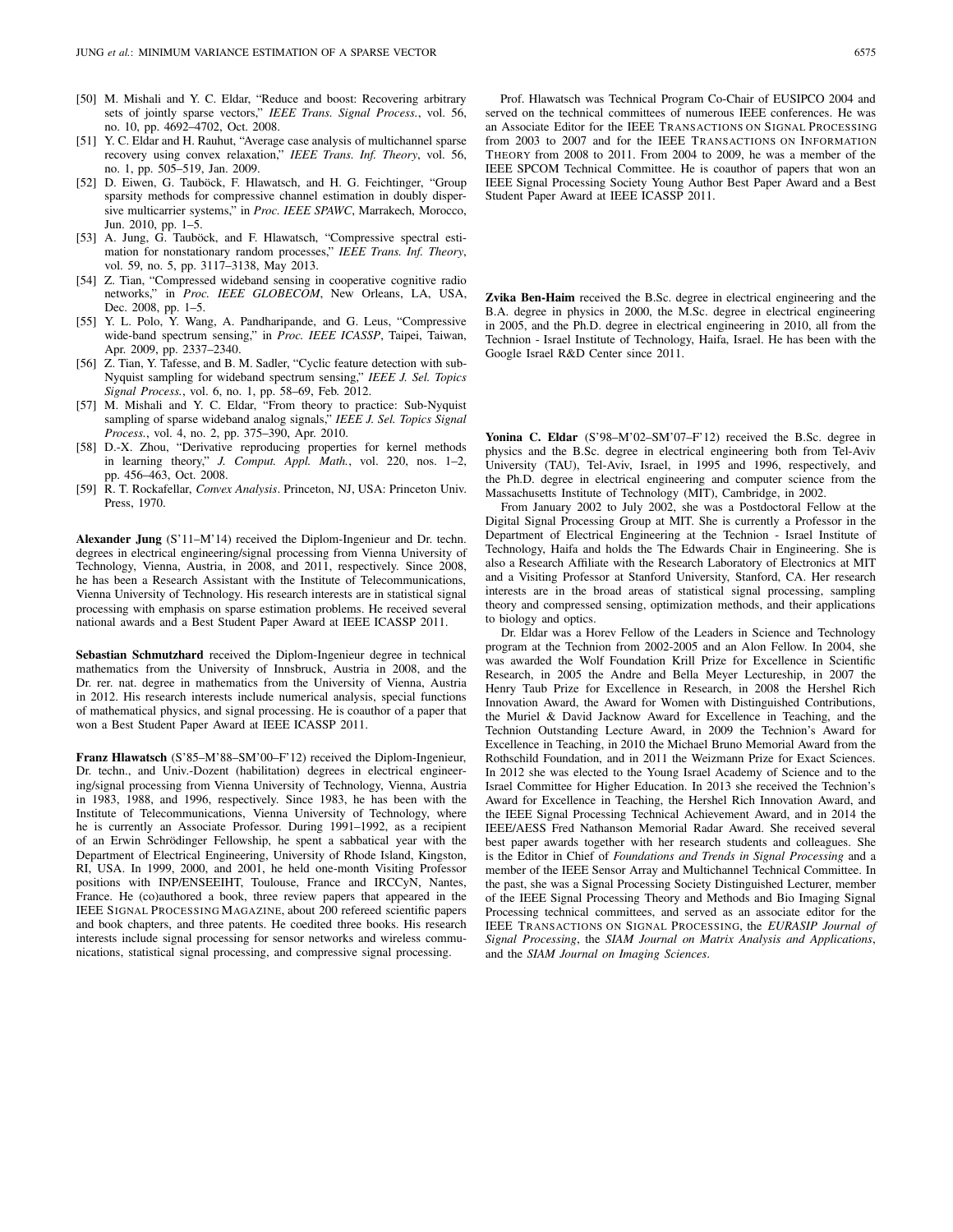[50] M. Mishali and Y. C. Eldar, "Reduce and boost: Recovering arbitrary sets of jointly sparse vectors," *IEEE Trans. Signal Process.*, vol. 56, no. 10, pp. 4692–4702, Oct. 2008.

[51] Y. C. Eldar and H. Rauhut, "Average case analysis of multichannel sparse recovery using convex relaxation," *IEEE Trans. Inf. Theory*, vol. 56, no. 1, pp. 505–519, Jan. 2009.

[52] D. Eiwen, G. Tauböck, F. Hlawatsch, and H. G. Feichtinger, "Group sparsity methods for compressive channel estimation in doubly dispersive multicarrier systems," in *Proc. IEEE SPAWC*, Marrakech, Morocco, Jun. 2010, pp. 1–5.

[53] A. Jung, G. Tauböck, and F. Hlawatsch, "Compressive spectral estimation for nonstationary random processes," *IEEE Trans. Inf. Theory*, vol. 59, no. 5, pp. 3117–3138, May 2013.

[54] Z. Tian, "Compressed wideband sensing in cooperative cognitive radio networks," in *Proc. IEEE GLOBECOM*, New Orleans, LA, USA, Dec. 2008, pp. 1–5.

[55] Y. L. Polo, Y. Wang, A. Pandharipande, and G. Leus, "Compressive wide-band spectrum sensing," in *Proc. IEEE ICASSP*, Taipei, Taiwan, Apr. 2009, pp. 2337–2340.

[56] Z. Tian, Y. Tafesse, and B. M. Sadler, "Cyclic feature detection with sub-Nyquist sampling for wideband spectrum sensing," *IEEE J. Sel. Topics Signal Process.*, vol. 6, no. 1, pp. 58–69, Feb. 2012.

[57] M. Mishali and Y. C. Eldar, "From theory to practice: Sub-Nyquist sampling of sparse wideband analog signals," *IEEE J. Sel. Topics Signal Process.*, vol. 4, no. 2, pp. 375–390, Apr. 2010.

[58] D.-X. Zhou, "Derivative reproducing properties for kernel methods in learning theory," *J. Comput. Appl. Math.*, vol. 220, nos. 1–2, pp. 456–463, Oct. 2008.

[59] R. T. Rockafellar, *Convex Analysis*. Princeton, NJ, USA: Princeton Univ. Press, 1970.

**Alexander Jung** (S'11–M'14) received the Diplom-Ingenieur and Dr. techn. degrees in electrical engineering/signal processing from Vienna University of Technology, Vienna, Austria, in 2008, and 2011, respectively. Since 2008, he has been a Research Assistant with the Institute of Telecommunications, Vienna University of Technology. His research interests are in statistical signal processing with emphasis on sparse estimation problems. He received several national awards and a Best Student Paper Award at IEEE ICASSP 2011.

**Sebastian Schmutzhard** received the Diplom-Ingenieur degree in technical mathematics from the University of Innsbruck, Austria in 2008, and the Dr. rer. nat. degree in mathematics from the University of Vienna, Austria in 2012. His research interests include numerical analysis, special functions of mathematical physics, and signal processing. He is coauthor of a paper that won a Best Student Paper Award at IEEE ICASSP 2011.

**Franz Hlawatsch** (S'85–M'88–SM'00–F'12) received the Diplom-Ingenieur, Dr. techn., and Univ.-Dozent (habilitation) degrees in electrical engineering/signal processing from Vienna University of Technology, Vienna, Austria in 1983, 1988, and 1996, respectively. Since 1983, he has been with the Institute of Telecommunications, Vienna University of Technology, where he is currently an Associate Professor. During 1991–1992, as a recipient of an Erwin Schrödinger Fellowship, he spent a sabbatical year with the Department of Electrical Engineering, University of Rhode Island, Kingston, RI, USA. In 1999, 2000, and 2001, he held one-month Visiting Professor positions with INP/ENSEEIHT, Toulouse, France and IRCCyN, Nantes, France. He (co)authored a book, three review papers that appeared in the IEEE SIGNAL PROCESSING MAGAZINE, about 200 refereed scientific papers and book chapters, and three patents. He coedited three books. His research interests include signal processing for sensor networks and wireless communications, statistical signal processing, and compressive signal processing.

Prof. Hlawatsch was Technical Program Co-Chair of EUSIPCO 2004 and served on the technical committees of numerous IEEE conferences. He was an Associate Editor for the IEEE TRANSACTIONS ON SIGNAL PROCESSING from 2003 to 2007 and for the IEEE TRANSACTIONS ON INFORMATION THEORY from 2008 to 2011. From 2004 to 2009, he was a member of the IEEE SPCOM Technical Committee. He is coauthor of papers that won an IEEE Signal Processing Society Young Author Best Paper Award and a Best Student Paper Award at IEEE ICASSP 2011.

**Zvika Ben-Haim** received the B.Sc. degree in electrical engineering and the B.A. degree in physics in 2000, the M.Sc. degree in electrical engineering in 2005, and the Ph.D. degree in electrical engineering in 2010, all from the Technion - Israel Institute of Technology, Haifa, Israel. He has been with the Google Israel R&D Center since 2011.

**Yonina C. Eldar** (S'98–M'02–SM'07–F'12) received the B.Sc. degree in physics and the B.Sc. degree in electrical engineering both from Tel-Aviv University (TAU), Tel-Aviv, Israel, in 1995 and 1996, respectively, and the Ph.D. degree in electrical engineering and computer science from the Massachusetts Institute of Technology (MIT), Cambridge, in 2002.

From January 2002 to July 2002, she was a Postdoctoral Fellow at the Digital Signal Processing Group at MIT. She is currently a Professor in the Department of Electrical Engineering at the Technion - Israel Institute of Technology, Haifa and holds the The Edwards Chair in Engineering. She is also a Research Affiliate with the Research Laboratory of Electronics at MIT and a Visiting Professor at Stanford University, Stanford, CA. Her research interests are in the broad areas of statistical signal processing, sampling theory and compressed sensing, optimization methods, and their applications to biology and optics.

Dr. Eldar was a Horev Fellow of the Leaders in Science and Technology program at the Technion from 2002-2005 and an Alon Fellow. In 2004, she was awarded the Wolf Foundation Krill Prize for Excellence in Scientific Research, in 2005 the Andre and Bella Meyer Lectureship, in 2007 the Henry Taub Prize for Excellence in Research, in 2008 the Hershel Rich Innovation Award, the Award for Women with Distinguished Contributions, the Muriel & David Jacknow Award for Excellence in Teaching, and the Technion Outstanding Lecture Award, in 2009 the Technion's Award for Excellence in Teaching, in 2010 the Michael Bruno Memorial Award from the Rothschild Foundation, and in 2011 the Weizmann Prize for Exact Sciences. In 2012 she was elected to the Young Israel Academy of Science and to the Israel Committee for Higher Education. In 2013 she received the Technion's Award for Excellence in Teaching, the Hershel Rich Innovation Award, and the IEEE Signal Processing Technical Achievement Award, and in 2014 the IEEE/AESS Fred Nathanson Memorial Radar Award. She received several best paper awards together with her research students and colleagues. She is the Editor in Chief of *Foundations and Trends in Signal Processing* and a member of the IEEE Sensor Array and Multichannel Technical Committee. In the past, she was a Signal Processing Society Distinguished Lecturer, member of the IEEE Signal Processing Theory and Methods and Bio Imaging Signal Processing technical committees, and served as an associate editor for the IEEE TRANSACTIONS ON SIGNAL PROCESSING, the *EURASIP Journal of Signal Processing*, the *SIAM Journal on Matrix Analysis and Applications*, and the *SIAM Journal on Imaging Sciences*.